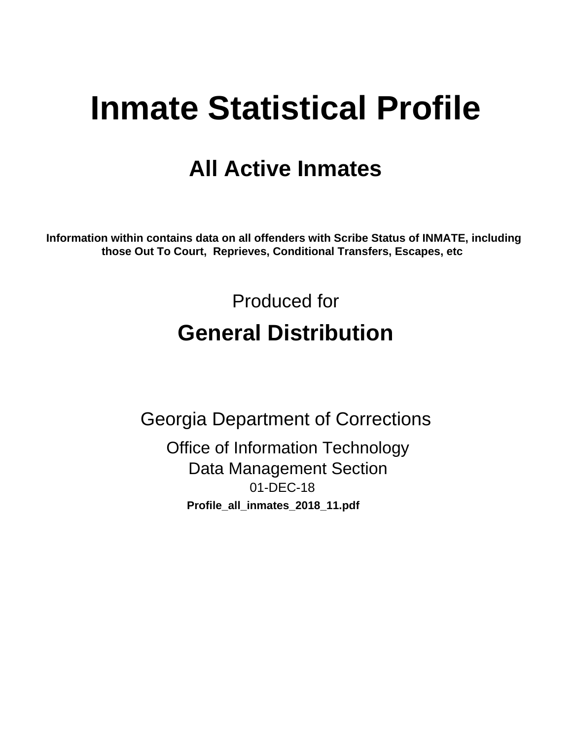# Inmate Statistical Profile

## All Active Inmates

**Information within contains data on all offenders with Scribe Status of INMATE, including those Out To Court, Reprieves, Conditional Transfers, Escapes, etc**

Produced for

## General Distribution

Georgia Department of Corrections

Office of Information Technology
Data Management Section
01-DEC-18

**Profile_all_inmates_2018_11.pdf**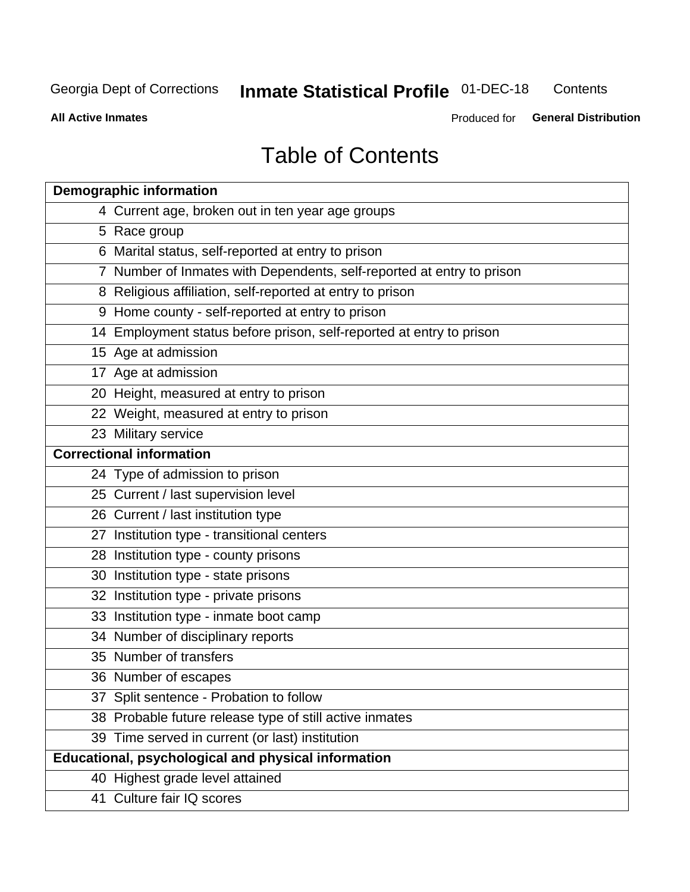# Table of Contents

| Demographic information | |
|---|---|
| 4 | Current age, broken out in ten year age groups |
| 5 | Race group |
| 6 | Marital status, self-reported at entry to prison |
| 7 | Number of Inmates with Dependents, self-reported at entry to prison |
| 8 | Religious affiliation, self-reported at entry to prison |
| 9 | Home county - self-reported at entry to prison |
| 14 | Employment status before prison, self-reported at entry to prison |
| 15 | Age at admission |
| 17 | Age at admission |
| 20 | Height, measured at entry to prison |
| 22 | Weight, measured at entry to prison |
| 23 | Military service |
| **Correctional information** | |
| 24 | Type of admission to prison |
| 25 | Current / last supervision level |
| 26 | Current / last institution type |
| 27 | Institution type - transitional centers |
| 28 | Institution type - county prisons |
| 30 | Institution type - state prisons |
| 32 | Institution type - private prisons |
| 33 | Institution type - inmate boot camp |
| 34 | Number of disciplinary reports |
| 35 | Number of transfers |
| 36 | Number of escapes |
| 37 | Split sentence - Probation to follow |
| 38 | Probable future release type of still active inmates |
| 39 | Time served in current (or last) institution |
| **Educational, psychological and physical information** | |
| 40 | Highest grade level attained |
| 41 | Culture fair IQ scores |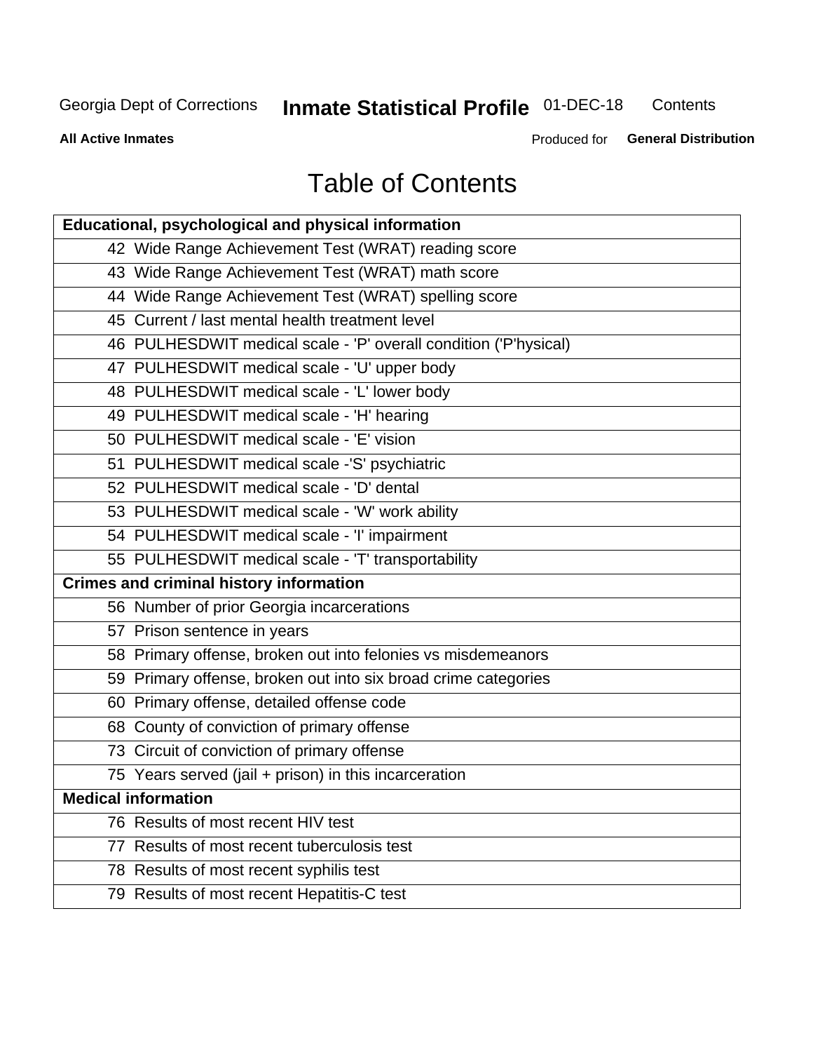# Table of Contents

| Educational, psychological and physical information |
|---|
| 42 Wide Range Achievement Test (WRAT) reading score |
| 43 Wide Range Achievement Test (WRAT) math score |
| 44 Wide Range Achievement Test (WRAT) spelling score |
| 45 Current / last mental health treatment level |
| 46 PULHESDWIT medical scale - 'P' overall condition ('P'hysical) |
| 47 PULHESDWIT medical scale - 'U' upper body |
| 48 PULHESDWIT medical scale - 'L' lower body |
| 49 PULHESDWIT medical scale - 'H' hearing |
| 50 PULHESDWIT medical scale - 'E' vision |
| 51 PULHESDWIT medical scale -'S' psychiatric |
| 52 PULHESDWIT medical scale - 'D' dental |
| 53 PULHESDWIT medical scale - 'W' work ability |
| 54 PULHESDWIT medical scale - 'I' impairment |
| 55 PULHESDWIT medical scale - 'T' transportability |
| **Crimes and criminal history information** |
| 56 Number of prior Georgia incarcerations |
| 57 Prison sentence in years |
| 58 Primary offense, broken out into felonies vs misdemeanors |
| 59 Primary offense, broken out into six broad crime categories |
| 60 Primary offense, detailed offense code |
| 68 County of conviction of primary offense |
| 73 Circuit of conviction of primary offense |
| 75 Years served (jail + prison) in this incarceration |
| **Medical information** |
| 76 Results of most recent HIV test |
| 77 Results of most recent tuberculosis test |
| 78 Results of most recent syphilis test |
| 79 Results of most recent Hepatitis-C test |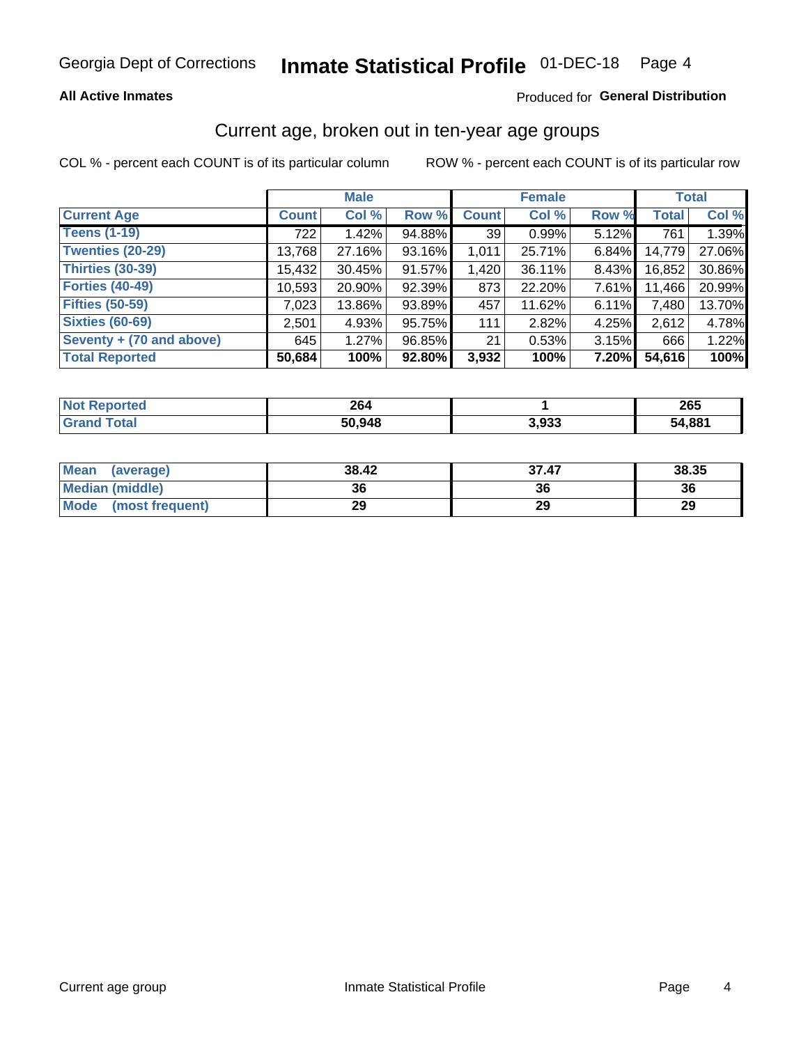Georgia Dept of Corrections **Inmate Statistical Profile** 01-DEC-18

**All Active Inmates**

Produced for **General Distribution**

## Current age, broken out in ten-year age groups

COL % - percent each COUNT is of its particular column

ROW % - percent each COUNT is of its particular row

| | Male | | | Female | | | Total | |
|---|---|---|---|---|---|---|---|---|
| **Current Age** | **Count** | **Col %** | **Row %** | **Count** | **Col %** | **Row %** | **Total** | **Col %** |
| **Teens (1-19)** | 722 | 1.42% | 94.88% | 39 | 0.99% | 5.12% | 761 | 1.39% |
| **Twenties (20-29)** | 13,768 | 27.16% | 93.16% | 1,011 | 25.71% | 6.84% | 14,779 | 27.06% |
| **Thirties (30-39)** | 15,432 | 30.45% | 91.57% | 1,420 | 36.11% | 8.43% | 16,852 | 30.86% |
| **Forties (40-49)** | 10,593 | 20.90% | 92.39% | 873 | 22.20% | 7.61% | 11,466 | 20.99% |
| **Fifties (50-59)** | 7,023 | 13.86% | 93.89% | 457 | 11.62% | 6.11% | 7,480 | 13.70% |
| **Sixties (60-69)** | 2,501 | 4.93% | 95.75% | 111 | 2.82% | 4.25% | 2,612 | 4.78% |
| **Seventy + (70 and above)** | 645 | 1.27% | 96.85% | 21 | 0.53% | 3.15% | 666 | 1.22% |
| **Total Reported** | **50,684** | **100%** | **92.80%** | **3,932** | **100%** | **7.20%** | **54,616** | **100%** |

| | Male | Female | Total |
|---|---|---|---|
| **Not Reported** | **264** | **1** | **265** |
| **Grand Total** | **50,948** | **3,933** | **54,881** |

| | Male | Female | Total |
|---|---|---|---|
| **Mean (average)** | **38.42** | **37.47** | **38.35** |
| **Median (middle)** | **36** | **36** | **36** |
| **Mode (most frequent)** | **29** | **29** | **29** |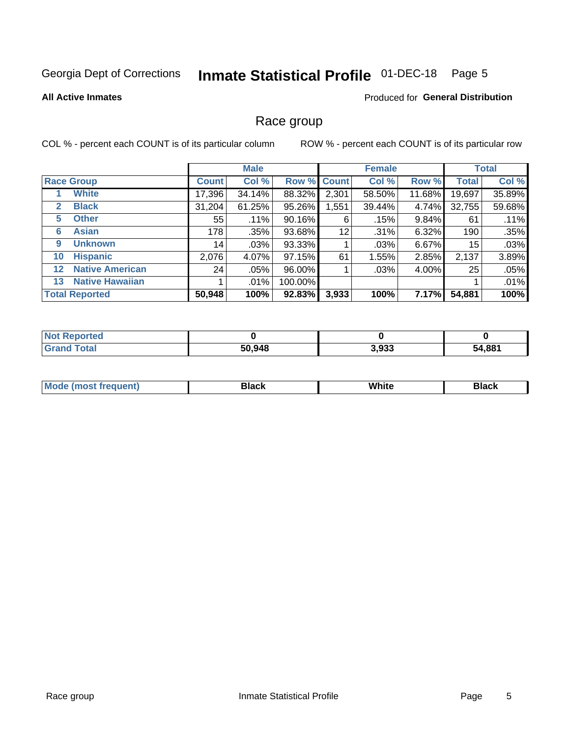Georgia Dept of Corrections **Inmate Statistical Profile** 01-DEC-18

**All Active Inmates**

Produced for **General Distribution**

## Race group

COL % - percent each COUNT is of its particular column

ROW % - percent each COUNT is of its particular row

| | | Male | | | Female | | | Total | |
|---|---|---|---|---|---|---|---|---|---|
| Race Group | | Count | Col % | Row % | Count | Col % | Row % | Total | Col % |
| 1 | White | 17,396 | 34.14% | 88.32% | 2,301 | 58.50% | 11.68% | 19,697 | 35.89% |
| 2 | Black | 31,204 | 61.25% | 95.26% | 1,551 | 39.44% | 4.74% | 32,755 | 59.68% |
| 5 | Other | 55 | .11% | 90.16% | 6 | .15% | 9.84% | 61 | .11% |
| 6 | Asian | 178 | .35% | 93.68% | 12 | .31% | 6.32% | 190 | .35% |
| 9 | Unknown | 14 | .03% | 93.33% | 1 | .03% | 6.67% | 15 | .03% |
| 10 | Hispanic | 2,076 | 4.07% | 97.15% | 61 | 1.55% | 2.85% | 2,137 | 3.89% |
| 12 | Native American | 24 | .05% | 96.00% | 1 | .03% | 4.00% | 25 | .05% |
| 13 | Native Hawaiian | 1 | .01% | 100.00% | | | | 1 | .01% |
| Total Reported | | **50,948** | **100%** | **92.83%** | **3,933** | **100%** | **7.17%** | **54,881** | **100%** |

| | Male | Female | Total |
|---|---|---|---|
| Not Reported | **0** | **0** | **0** |
| Grand Total | **50,948** | **3,933** | **54,881** |

| | Male | Female | Total |
|---|---|---|---|
| Mode (most frequent) | **Black** | **White** | **Black** |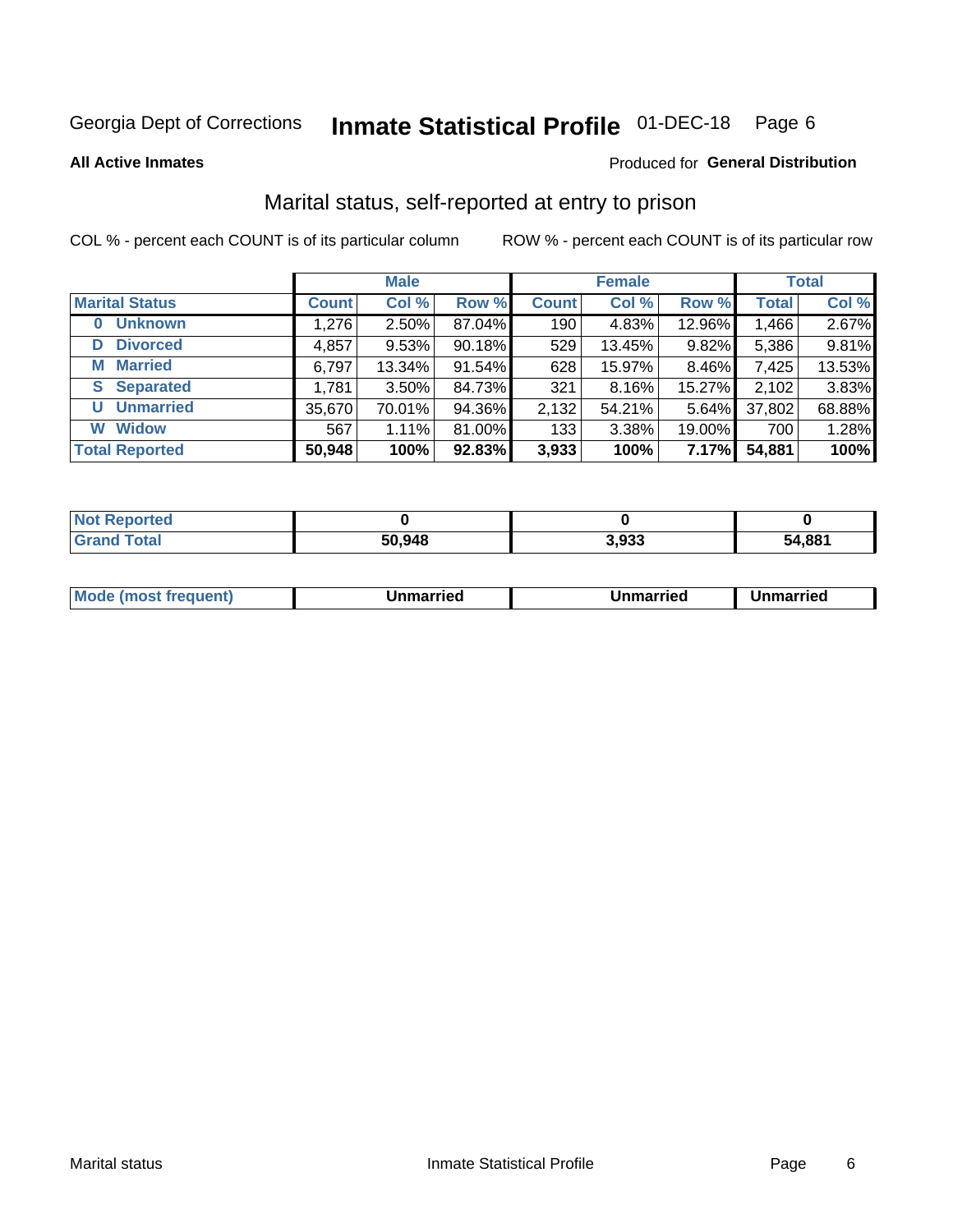Georgia Dept of Corrections **Inmate Statistical Profile** 01-DEC-18

**All Active Inmates**

Produced for **General Distribution**

## Marital status, self-reported at entry to prison

COL % - percent each COUNT is of its particular column

ROW % - percent each COUNT is of its particular row

| | Male | | | Female | | | Total | |
|---|---|---|---|---|---|---|---|---|
| **Marital Status** | **Count** | **Col %** | **Row %** | **Count** | **Col %** | **Row %** | **Total** | **Col %** |
| **0 Unknown** | 1,276 | 2.50% | 87.04% | 190 | 4.83% | 12.96% | 1,466 | 2.67% |
| **D Divorced** | 4,857 | 9.53% | 90.18% | 529 | 13.45% | 9.82% | 5,386 | 9.81% |
| **M Married** | 6,797 | 13.34% | 91.54% | 628 | 15.97% | 8.46% | 7,425 | 13.53% |
| **S Separated** | 1,781 | 3.50% | 84.73% | 321 | 8.16% | 15.27% | 2,102 | 3.83% |
| **U Unmarried** | 35,670 | 70.01% | 94.36% | 2,132 | 54.21% | 5.64% | 37,802 | 68.88% |
| **W Widow** | 567 | 1.11% | 81.00% | 133 | 3.38% | 19.00% | 700 | 1.28% |
| **Total Reported** | **50,948** | **100%** | **92.83%** | **3,933** | **100%** | **7.17%** | **54,881** | **100%** |

| | Male | Female | Total |
|---|---|---|---|
| **Not Reported** | **0** | **0** | **0** |
| **Grand Total** | **50,948** | **3,933** | **54,881** |

| | Male | Female | Total |
|---|---|---|---|
| **Mode (most frequent)** | **Unmarried** | **Unmarried** | **Unmarried** |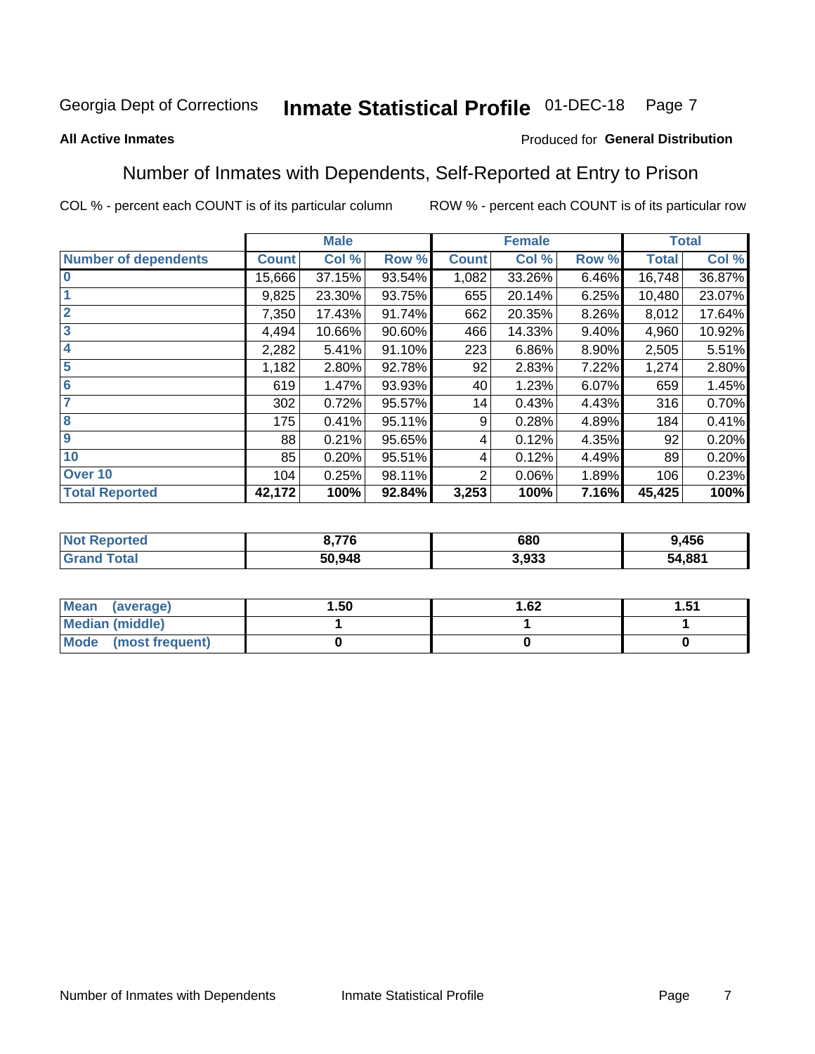Georgia Dept of Corrections **Inmate Statistical Profile** 01-DEC-18

**All Active Inmates**

Produced for **General Distribution**

## Number of Inmates with Dependents, Self-Reported at Entry to Prison

COL % - percent each COUNT is of its particular column ROW % - percent each COUNT is of its particular row

| | Male | | | Female | | | Total | |
|---|---|---|---|---|---|---|---|---|
| Number of dependents | Count | Col % | Row % | Count | Col % | Row % | Total | Col % |
| 0 | 15,666 | 37.15% | 93.54% | 1,082 | 33.26% | 6.46% | 16,748 | 36.87% |
| 1 | 9,825 | 23.30% | 93.75% | 655 | 20.14% | 6.25% | 10,480 | 23.07% |
| 2 | 7,350 | 17.43% | 91.74% | 662 | 20.35% | 8.26% | 8,012 | 17.64% |
| 3 | 4,494 | 10.66% | 90.60% | 466 | 14.33% | 9.40% | 4,960 | 10.92% |
| 4 | 2,282 | 5.41% | 91.10% | 223 | 6.86% | 8.90% | 2,505 | 5.51% |
| 5 | 1,182 | 2.80% | 92.78% | 92 | 2.83% | 7.22% | 1,274 | 2.80% |
| 6 | 619 | 1.47% | 93.93% | 40 | 1.23% | 6.07% | 659 | 1.45% |
| 7 | 302 | 0.72% | 95.57% | 14 | 0.43% | 4.43% | 316 | 0.70% |
| 8 | 175 | 0.41% | 95.11% | 9 | 0.28% | 4.89% | 184 | 0.41% |
| 9 | 88 | 0.21% | 95.65% | 4 | 0.12% | 4.35% | 92 | 0.20% |
| 10 | 85 | 0.20% | 95.51% | 4 | 0.12% | 4.49% | 89 | 0.20% |
| Over 10 | 104 | 0.25% | 98.11% | 2 | 0.06% | 1.89% | 106 | 0.23% |
| **Total Reported** | **42,172** | **100%** | **92.84%** | **3,253** | **100%** | **7.16%** | **45,425** | **100%** |

| | Male | Female | Total |
|---|---|---|---|
| Not Reported | **8,776** | **680** | **9,456** |
| Grand Total | **50,948** | **3,933** | **54,881** |

| | Male | Female | Total |
|---|---|---|---|
| Mean (average) | **1.50** | **1.62** | **1.51** |
| Median (middle) | **1** | **1** | **1** |
| Mode (most frequent) | **0** | **0** | **0** |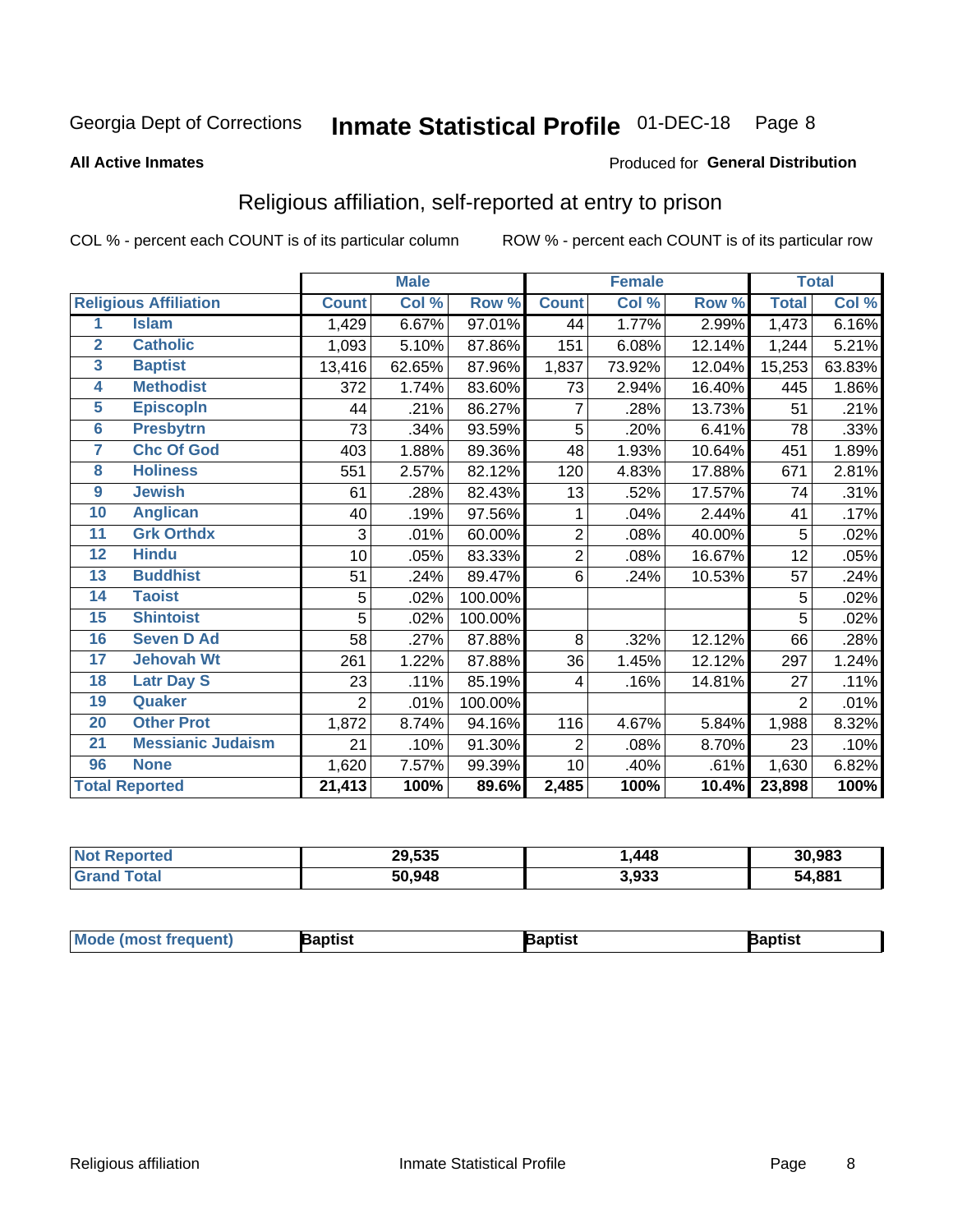Georgia Dept of Corrections **Inmate Statistical Profile** 01-DEC-18

**All Active Inmates**

Produced for **General Distribution**

## Religious affiliation, self-reported at entry to prison

COL % - percent each COUNT is of its particular column    ROW % - percent each COUNT is of its particular row

| | | Male | | | Female | | | Total | |
|---|---|---|---|---|---|---|---|---|---|
| **Religious Affiliation** | | **Count** | **Col %** | **Row %** | **Count** | **Col %** | **Row %** | **Total** | **Col %** |
| 1 | **Islam** | 1,429 | 6.67% | 97.01% | 44 | 1.77% | 2.99% | 1,473 | 6.16% |
| 2 | **Catholic** | 1,093 | 5.10% | 87.86% | 151 | 6.08% | 12.14% | 1,244 | 5.21% |
| 3 | **Baptist** | 13,416 | 62.65% | 87.96% | 1,837 | 73.92% | 12.04% | 15,253 | 63.83% |
| 4 | **Methodist** | 372 | 1.74% | 83.60% | 73 | 2.94% | 16.40% | 445 | 1.86% |
| 5 | **Episcopln** | 44 | .21% | 86.27% | 7 | .28% | 13.73% | 51 | .21% |
| 6 | **Presbytrn** | 73 | .34% | 93.59% | 5 | .20% | 6.41% | 78 | .33% |
| 7 | **Chc Of God** | 403 | 1.88% | 89.36% | 48 | 1.93% | 10.64% | 451 | 1.89% |
| 8 | **Holiness** | 551 | 2.57% | 82.12% | 120 | 4.83% | 17.88% | 671 | 2.81% |
| 9 | **Jewish** | 61 | .28% | 82.43% | 13 | .52% | 17.57% | 74 | .31% |
| 10 | **Anglican** | 40 | .19% | 97.56% | 1 | .04% | 2.44% | 41 | .17% |
| 11 | **Grk Orthdx** | 3 | .01% | 60.00% | 2 | .08% | 40.00% | 5 | .02% |
| 12 | **Hindu** | 10 | .05% | 83.33% | 2 | .08% | 16.67% | 12 | .05% |
| 13 | **Buddhist** | 51 | .24% | 89.47% | 6 | .24% | 10.53% | 57 | .24% |
| 14 | **Taoist** | 5 | .02% | 100.00% | | | | 5 | .02% |
| 15 | **Shintoist** | 5 | .02% | 100.00% | | | | 5 | .02% |
| 16 | **Seven D Ad** | 58 | .27% | 87.88% | 8 | .32% | 12.12% | 66 | .28% |
| 17 | **Jehovah Wt** | 261 | 1.22% | 87.88% | 36 | 1.45% | 12.12% | 297 | 1.24% |
| 18 | **Latr Day S** | 23 | .11% | 85.19% | 4 | .16% | 14.81% | 27 | .11% |
| 19 | **Quaker** | 2 | .01% | 100.00% | | | | 2 | .01% |
| 20 | **Other Prot** | 1,872 | 8.74% | 94.16% | 116 | 4.67% | 5.84% | 1,988 | 8.32% |
| 21 | **Messianic Judaism** | 21 | .10% | 91.30% | 2 | .08% | 8.70% | 23 | .10% |
| 96 | **None** | 1,620 | 7.57% | 99.39% | 10 | .40% | .61% | 1,630 | 6.82% |
| **Total Reported** | | **21,413** | **100%** | **89.6%** | **2,485** | **100%** | **10.4%** | **23,898** | **100%** |

| | Male | Female | Total |
|---|---|---|---|
| **Not Reported** | **29,535** | **1,448** | **30,983** |
| **Grand Total** | **50,948** | **3,933** | **54,881** |

| | Male | Female | Total |
|---|---|---|---|
| **Mode (most frequent)** | **Baptist** | **Baptist** | **Baptist** |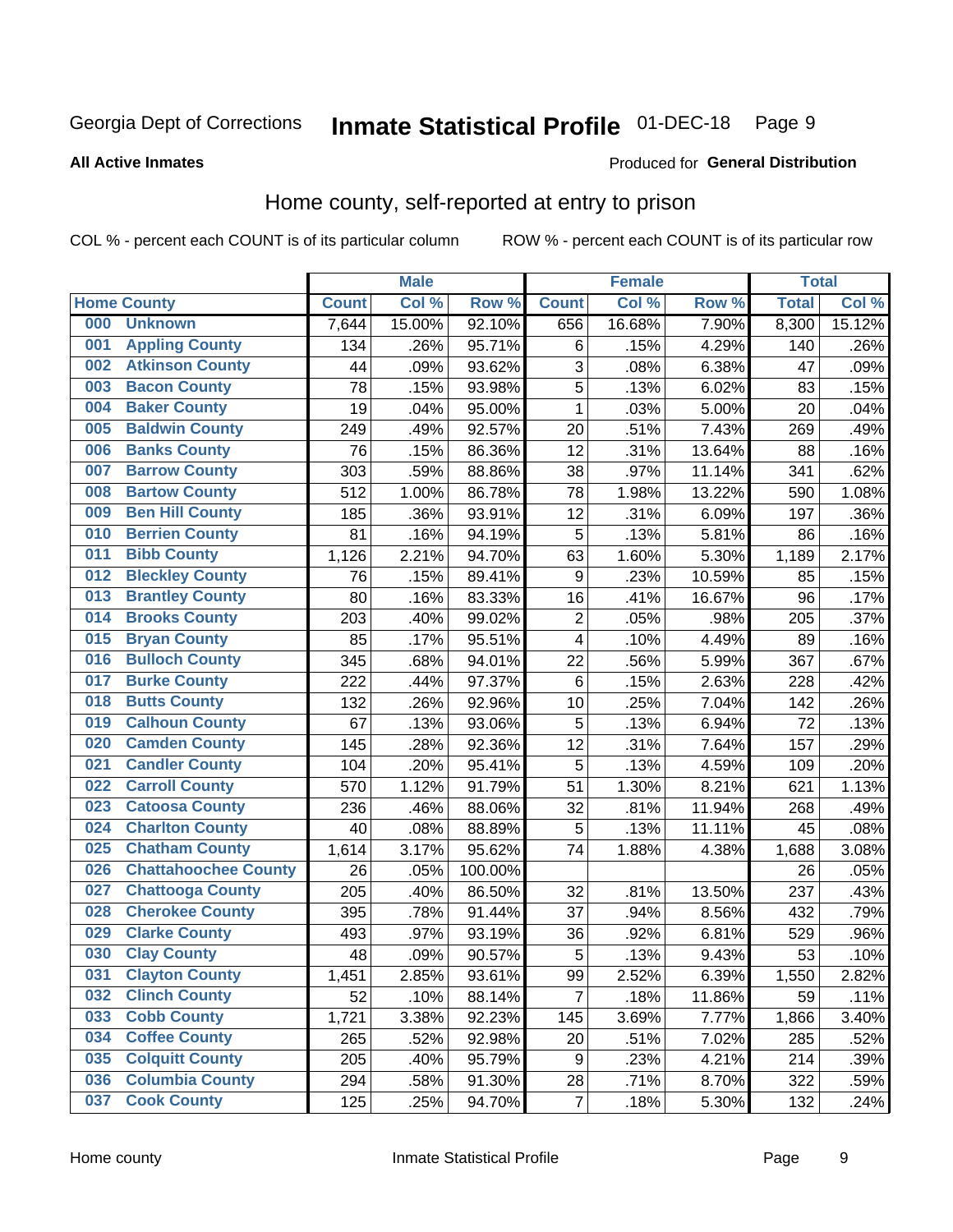Georgia Dept of Corrections **Inmate Statistical Profile** 01-DEC-18

**All Active Inmates**

Produced for **General Distribution**

## Home county, self-reported at entry to prison

COL % - percent each COUNT is of its particular column ROW % - percent each COUNT is of its particular row

| Home County | | Male | | | Female | | | Total | |
|---|---|---|---|---|---|---|---|---|---|
| | | Count | Col % | Row % | Count | Col % | Row % | Total | Col % |
| 000 | Unknown | 7,644 | 15.00% | 92.10% | 656 | 16.68% | 7.90% | 8,300 | 15.12% |
| 001 | Appling County | 134 | .26% | 95.71% | 6 | .15% | 4.29% | 140 | .26% |
| 002 | Atkinson County | 44 | .09% | 93.62% | 3 | .08% | 6.38% | 47 | .09% |
| 003 | Bacon County | 78 | .15% | 93.98% | 5 | .13% | 6.02% | 83 | .15% |
| 004 | Baker County | 19 | .04% | 95.00% | 1 | .03% | 5.00% | 20 | .04% |
| 005 | Baldwin County | 249 | .49% | 92.57% | 20 | .51% | 7.43% | 269 | .49% |
| 006 | Banks County | 76 | .15% | 86.36% | 12 | .31% | 13.64% | 88 | .16% |
| 007 | Barrow County | 303 | .59% | 88.86% | 38 | .97% | 11.14% | 341 | .62% |
| 008 | Bartow County | 512 | 1.00% | 86.78% | 78 | 1.98% | 13.22% | 590 | 1.08% |
| 009 | Ben Hill County | 185 | .36% | 93.91% | 12 | .31% | 6.09% | 197 | .36% |
| 010 | Berrien County | 81 | .16% | 94.19% | 5 | .13% | 5.81% | 86 | .16% |
| 011 | Bibb County | 1,126 | 2.21% | 94.70% | 63 | 1.60% | 5.30% | 1,189 | 2.17% |
| 012 | Bleckley County | 76 | .15% | 89.41% | 9 | .23% | 10.59% | 85 | .15% |
| 013 | Brantley County | 80 | .16% | 83.33% | 16 | .41% | 16.67% | 96 | .17% |
| 014 | Brooks County | 203 | .40% | 99.02% | 2 | .05% | .98% | 205 | .37% |
| 015 | Bryan County | 85 | .17% | 95.51% | 4 | .10% | 4.49% | 89 | .16% |
| 016 | Bulloch County | 345 | .68% | 94.01% | 22 | .56% | 5.99% | 367 | .67% |
| 017 | Burke County | 222 | .44% | 97.37% | 6 | .15% | 2.63% | 228 | .42% |
| 018 | Butts County | 132 | .26% | 92.96% | 10 | .25% | 7.04% | 142 | .26% |
| 019 | Calhoun County | 67 | .13% | 93.06% | 5 | .13% | 6.94% | 72 | .13% |
| 020 | Camden County | 145 | .28% | 92.36% | 12 | .31% | 7.64% | 157 | .29% |
| 021 | Candler County | 104 | .20% | 95.41% | 5 | .13% | 4.59% | 109 | .20% |
| 022 | Carroll County | 570 | 1.12% | 91.79% | 51 | 1.30% | 8.21% | 621 | 1.13% |
| 023 | Catoosa County | 236 | .46% | 88.06% | 32 | .81% | 11.94% | 268 | .49% |
| 024 | Charlton County | 40 | .08% | 88.89% | 5 | .13% | 11.11% | 45 | .08% |
| 025 | Chatham County | 1,614 | 3.17% | 95.62% | 74 | 1.88% | 4.38% | 1,688 | 3.08% |
| 026 | Chattahoochee County | 26 | .05% | 100.00% | | | | 26 | .05% |
| 027 | Chattooga County | 205 | .40% | 86.50% | 32 | .81% | 13.50% | 237 | .43% |
| 028 | Cherokee County | 395 | .78% | 91.44% | 37 | .94% | 8.56% | 432 | .79% |
| 029 | Clarke County | 493 | .97% | 93.19% | 36 | .92% | 6.81% | 529 | .96% |
| 030 | Clay County | 48 | .09% | 90.57% | 5 | .13% | 9.43% | 53 | .10% |
| 031 | Clayton County | 1,451 | 2.85% | 93.61% | 99 | 2.52% | 6.39% | 1,550 | 2.82% |
| 032 | Clinch County | 52 | .10% | 88.14% | 7 | .18% | 11.86% | 59 | .11% |
| 033 | Cobb County | 1,721 | 3.38% | 92.23% | 145 | 3.69% | 7.77% | 1,866 | 3.40% |
| 034 | Coffee County | 265 | .52% | 92.98% | 20 | .51% | 7.02% | 285 | .52% |
| 035 | Colquitt County | 205 | .40% | 95.79% | 9 | .23% | 4.21% | 214 | .39% |
| 036 | Columbia County | 294 | .58% | 91.30% | 28 | .71% | 8.70% | 322 | .59% |
| 037 | Cook County | 125 | .25% | 94.70% | 7 | .18% | 5.30% | 132 | .24% |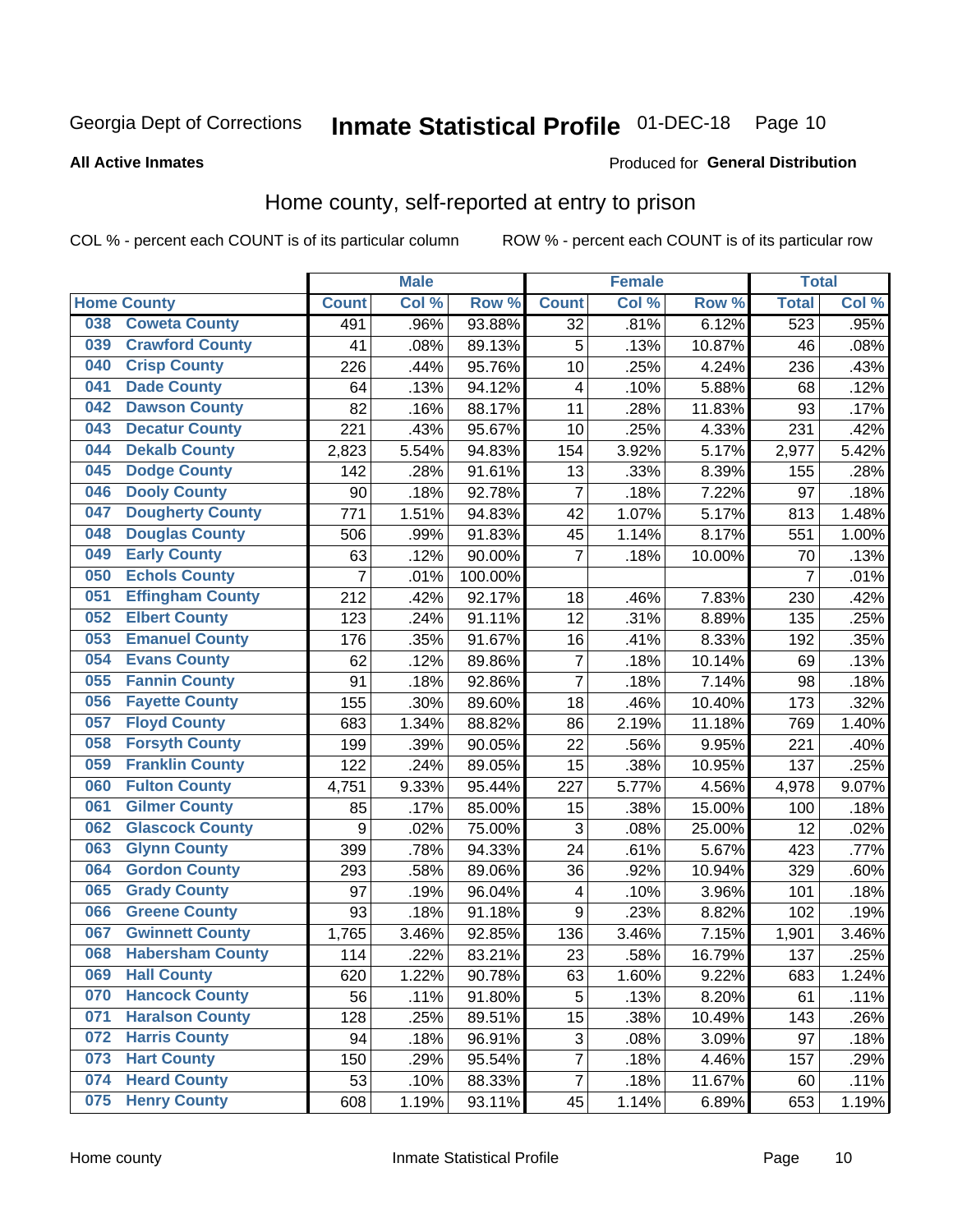Georgia Dept of Corrections **Inmate Statistical Profile** 01-DEC-18

**All Active Inmates**

Produced for **General Distribution**

## Home county, self-reported at entry to prison

COL % - percent each COUNT is of its particular column ROW % - percent each COUNT is of its particular row

| Home County | | Male | | | Female | | | Total | |
|---|---|---|---|---|---|---|---|---|---|
| | | Count | Col % | Row % | Count | Col % | Row % | Total | Col % |
| 038 | Coweta County | 491 | .96% | 93.88% | 32 | .81% | 6.12% | 523 | .95% |
| 039 | Crawford County | 41 | .08% | 89.13% | 5 | .13% | 10.87% | 46 | .08% |
| 040 | Crisp County | 226 | .44% | 95.76% | 10 | .25% | 4.24% | 236 | .43% |
| 041 | Dade County | 64 | .13% | 94.12% | 4 | .10% | 5.88% | 68 | .12% |
| 042 | Dawson County | 82 | .16% | 88.17% | 11 | .28% | 11.83% | 93 | .17% |
| 043 | Decatur County | 221 | .43% | 95.67% | 10 | .25% | 4.33% | 231 | .42% |
| 044 | Dekalb County | 2,823 | 5.54% | 94.83% | 154 | 3.92% | 5.17% | 2,977 | 5.42% |
| 045 | Dodge County | 142 | .28% | 91.61% | 13 | .33% | 8.39% | 155 | .28% |
| 046 | Dooly County | 90 | .18% | 92.78% | 7 | .18% | 7.22% | 97 | .18% |
| 047 | Dougherty County | 771 | 1.51% | 94.83% | 42 | 1.07% | 5.17% | 813 | 1.48% |
| 048 | Douglas County | 506 | .99% | 91.83% | 45 | 1.14% | 8.17% | 551 | 1.00% |
| 049 | Early County | 63 | .12% | 90.00% | 7 | .18% | 10.00% | 70 | .13% |
| 050 | Echols County | 7 | .01% | 100.00% | | | | 7 | .01% |
| 051 | Effingham County | 212 | .42% | 92.17% | 18 | .46% | 7.83% | 230 | .42% |
| 052 | Elbert County | 123 | .24% | 91.11% | 12 | .31% | 8.89% | 135 | .25% |
| 053 | Emanuel County | 176 | .35% | 91.67% | 16 | .41% | 8.33% | 192 | .35% |
| 054 | Evans County | 62 | .12% | 89.86% | 7 | .18% | 10.14% | 69 | .13% |
| 055 | Fannin County | 91 | .18% | 92.86% | 7 | .18% | 7.14% | 98 | .18% |
| 056 | Fayette County | 155 | .30% | 89.60% | 18 | .46% | 10.40% | 173 | .32% |
| 057 | Floyd County | 683 | 1.34% | 88.82% | 86 | 2.19% | 11.18% | 769 | 1.40% |
| 058 | Forsyth County | 199 | .39% | 90.05% | 22 | .56% | 9.95% | 221 | .40% |
| 059 | Franklin County | 122 | .24% | 89.05% | 15 | .38% | 10.95% | 137 | .25% |
| 060 | Fulton County | 4,751 | 9.33% | 95.44% | 227 | 5.77% | 4.56% | 4,978 | 9.07% |
| 061 | Gilmer County | 85 | .17% | 85.00% | 15 | .38% | 15.00% | 100 | .18% |
| 062 | Glascock County | 9 | .02% | 75.00% | 3 | .08% | 25.00% | 12 | .02% |
| 063 | Glynn County | 399 | .78% | 94.33% | 24 | .61% | 5.67% | 423 | .77% |
| 064 | Gordon County | 293 | .58% | 89.06% | 36 | .92% | 10.94% | 329 | .60% |
| 065 | Grady County | 97 | .19% | 96.04% | 4 | .10% | 3.96% | 101 | .18% |
| 066 | Greene County | 93 | .18% | 91.18% | 9 | .23% | 8.82% | 102 | .19% |
| 067 | Gwinnett County | 1,765 | 3.46% | 92.85% | 136 | 3.46% | 7.15% | 1,901 | 3.46% |
| 068 | Habersham County | 114 | .22% | 83.21% | 23 | .58% | 16.79% | 137 | .25% |
| 069 | Hall County | 620 | 1.22% | 90.78% | 63 | 1.60% | 9.22% | 683 | 1.24% |
| 070 | Hancock County | 56 | .11% | 91.80% | 5 | .13% | 8.20% | 61 | .11% |
| 071 | Haralson County | 128 | .25% | 89.51% | 15 | .38% | 10.49% | 143 | .26% |
| 072 | Harris County | 94 | .18% | 96.91% | 3 | .08% | 3.09% | 97 | .18% |
| 073 | Hart County | 150 | .29% | 95.54% | 7 | .18% | 4.46% | 157 | .29% |
| 074 | Heard County | 53 | .10% | 88.33% | 7 | .18% | 11.67% | 60 | .11% |
| 075 | Henry County | 608 | 1.19% | 93.11% | 45 | 1.14% | 6.89% | 653 | 1.19% |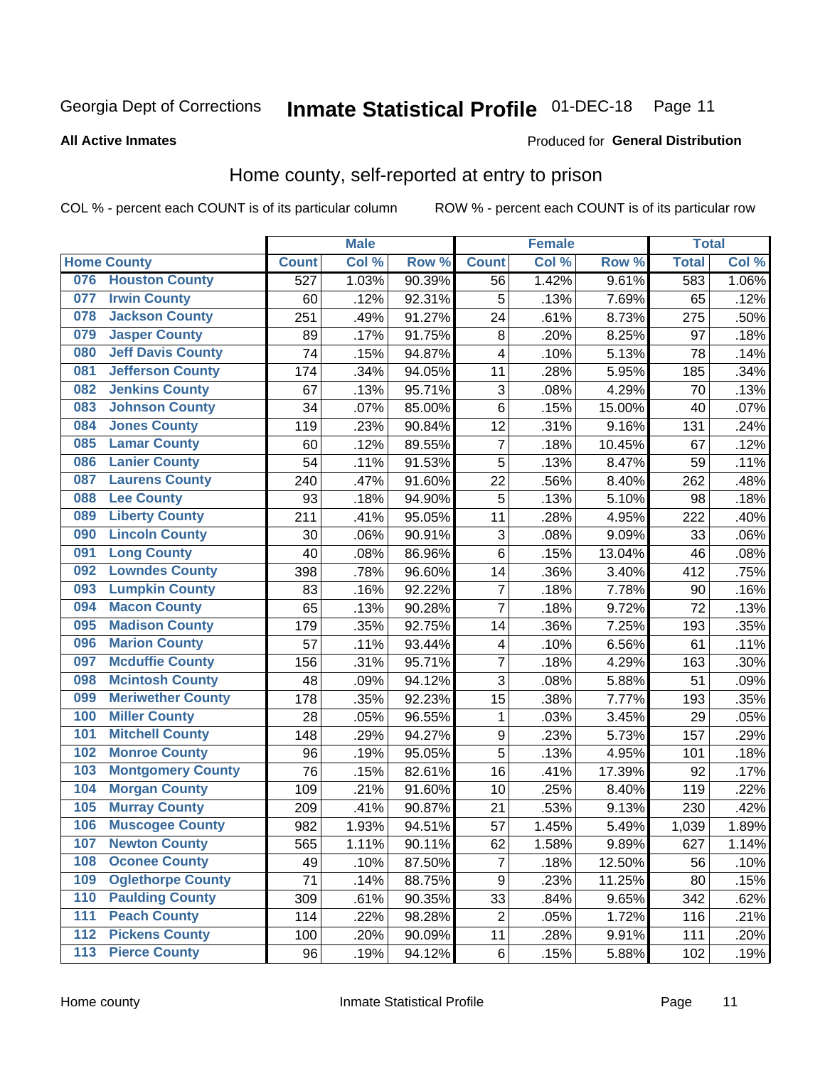Georgia Dept of Corrections **Inmate Statistical Profile** 01-DEC-18

**All Active Inmates**

Produced for **General Distribution**

## Home county, self-reported at entry to prison

COL % - percent each COUNT is of its particular column ROW % - percent each COUNT is of its particular row

| Home County | | Male | | | Female | | | Total | |
|---|---|---|---|---|---|---|---|---|---|
| | | Count | Col % | Row % | Count | Col % | Row % | Total | Col % |
| 076 | Houston County | 527 | 1.03% | 90.39% | 56 | 1.42% | 9.61% | 583 | 1.06% |
| 077 | Irwin County | 60 | .12% | 92.31% | 5 | .13% | 7.69% | 65 | .12% |
| 078 | Jackson County | 251 | .49% | 91.27% | 24 | .61% | 8.73% | 275 | .50% |
| 079 | Jasper County | 89 | .17% | 91.75% | 8 | .20% | 8.25% | 97 | .18% |
| 080 | Jeff Davis County | 74 | .15% | 94.87% | 4 | .10% | 5.13% | 78 | .14% |
| 081 | Jefferson County | 174 | .34% | 94.05% | 11 | .28% | 5.95% | 185 | .34% |
| 082 | Jenkins County | 67 | .13% | 95.71% | 3 | .08% | 4.29% | 70 | .13% |
| 083 | Johnson County | 34 | .07% | 85.00% | 6 | .15% | 15.00% | 40 | .07% |
| 084 | Jones County | 119 | .23% | 90.84% | 12 | .31% | 9.16% | 131 | .24% |
| 085 | Lamar County | 60 | .12% | 89.55% | 7 | .18% | 10.45% | 67 | .12% |
| 086 | Lanier County | 54 | .11% | 91.53% | 5 | .13% | 8.47% | 59 | .11% |
| 087 | Laurens County | 240 | .47% | 91.60% | 22 | .56% | 8.40% | 262 | .48% |
| 088 | Lee County | 93 | .18% | 94.90% | 5 | .13% | 5.10% | 98 | .18% |
| 089 | Liberty County | 211 | .41% | 95.05% | 11 | .28% | 4.95% | 222 | .40% |
| 090 | Lincoln County | 30 | .06% | 90.91% | 3 | .08% | 9.09% | 33 | .06% |
| 091 | Long County | 40 | .08% | 86.96% | 6 | .15% | 13.04% | 46 | .08% |
| 092 | Lowndes County | 398 | .78% | 96.60% | 14 | .36% | 3.40% | 412 | .75% |
| 093 | Lumpkin County | 83 | .16% | 92.22% | 7 | .18% | 7.78% | 90 | .16% |
| 094 | Macon County | 65 | .13% | 90.28% | 7 | .18% | 9.72% | 72 | .13% |
| 095 | Madison County | 179 | .35% | 92.75% | 14 | .36% | 7.25% | 193 | .35% |
| 096 | Marion County | 57 | .11% | 93.44% | 4 | .10% | 6.56% | 61 | .11% |
| 097 | Mcduffie County | 156 | .31% | 95.71% | 7 | .18% | 4.29% | 163 | .30% |
| 098 | Mcintosh County | 48 | .09% | 94.12% | 3 | .08% | 5.88% | 51 | .09% |
| 099 | Meriwether County | 178 | .35% | 92.23% | 15 | .38% | 7.77% | 193 | .35% |
| 100 | Miller County | 28 | .05% | 96.55% | 1 | .03% | 3.45% | 29 | .05% |
| 101 | Mitchell County | 148 | .29% | 94.27% | 9 | .23% | 5.73% | 157 | .29% |
| 102 | Monroe County | 96 | .19% | 95.05% | 5 | .13% | 4.95% | 101 | .18% |
| 103 | Montgomery County | 76 | .15% | 82.61% | 16 | .41% | 17.39% | 92 | .17% |
| 104 | Morgan County | 109 | .21% | 91.60% | 10 | .25% | 8.40% | 119 | .22% |
| 105 | Murray County | 209 | .41% | 90.87% | 21 | .53% | 9.13% | 230 | .42% |
| 106 | Muscogee County | 982 | 1.93% | 94.51% | 57 | 1.45% | 5.49% | 1,039 | 1.89% |
| 107 | Newton County | 565 | 1.11% | 90.11% | 62 | 1.58% | 9.89% | 627 | 1.14% |
| 108 | Oconee County | 49 | .10% | 87.50% | 7 | .18% | 12.50% | 56 | .10% |
| 109 | Oglethorpe County | 71 | .14% | 88.75% | 9 | .23% | 11.25% | 80 | .15% |
| 110 | Paulding County | 309 | .61% | 90.35% | 33 | .84% | 9.65% | 342 | .62% |
| 111 | Peach County | 114 | .22% | 98.28% | 2 | .05% | 1.72% | 116 | .21% |
| 112 | Pickens County | 100 | .20% | 90.09% | 11 | .28% | 9.91% | 111 | .20% |
| 113 | Pierce County | 96 | .19% | 94.12% | 6 | .15% | 5.88% | 102 | .19% |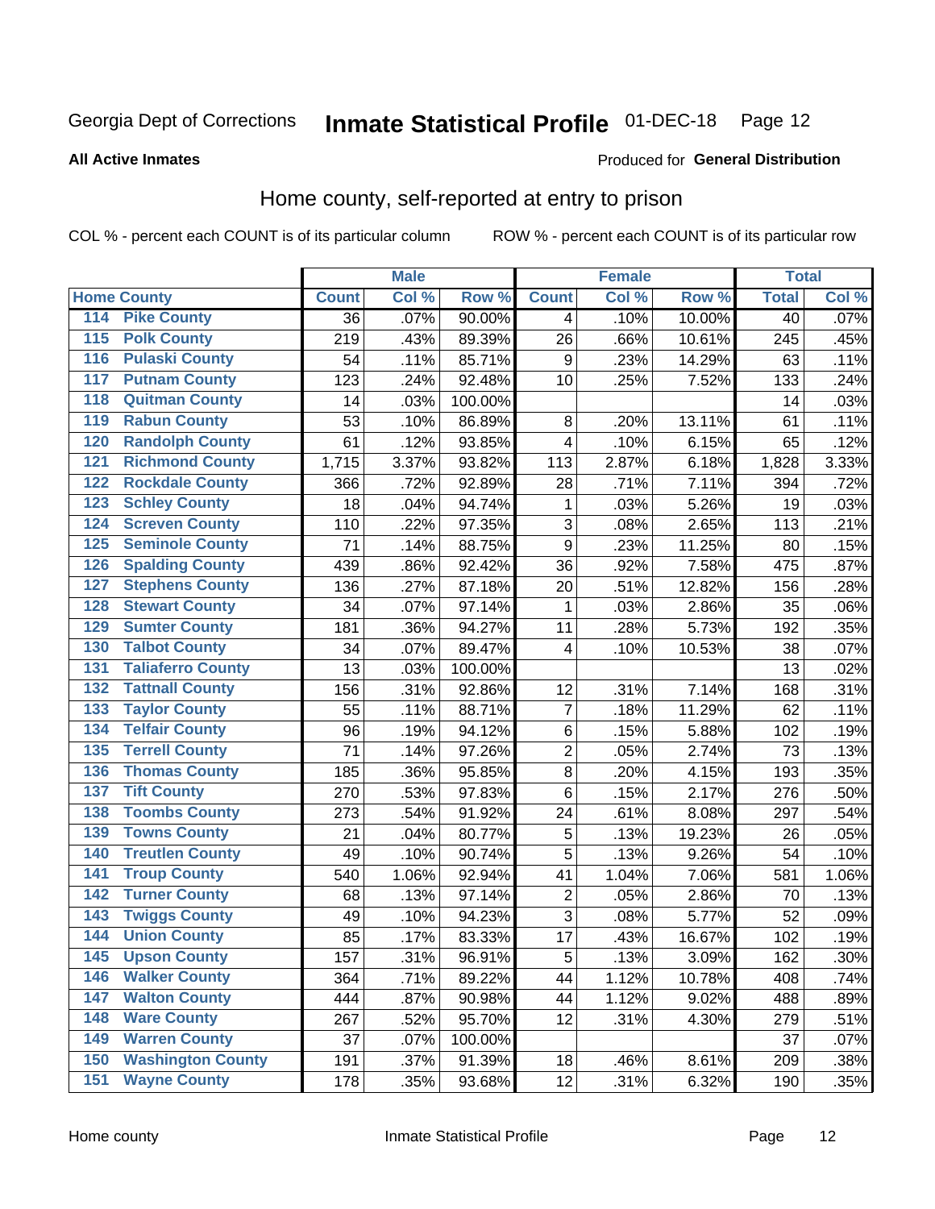Georgia Dept of Corrections **Inmate Statistical Profile** 01-DEC-18

**All Active Inmates**

Produced for **General Distribution**

## Home county, self-reported at entry to prison

COL % - percent each COUNT is of its particular column ROW % - percent each COUNT is of its particular row

| Home County | | Male | | | Female | | | Total | |
|---|---|---|---|---|---|---|---|---|---|
| | | Count | Col % | Row % | Count | Col % | Row % | Total | Col % |
| 114 | Pike County | 36 | .07% | 90.00% | 4 | .10% | 10.00% | 40 | .07% |
| 115 | Polk County | 219 | .43% | 89.39% | 26 | .66% | 10.61% | 245 | .45% |
| 116 | Pulaski County | 54 | .11% | 85.71% | 9 | .23% | 14.29% | 63 | .11% |
| 117 | Putnam County | 123 | .24% | 92.48% | 10 | .25% | 7.52% | 133 | .24% |
| 118 | Quitman County | 14 | .03% | 100.00% | | | | 14 | .03% |
| 119 | Rabun County | 53 | .10% | 86.89% | 8 | .20% | 13.11% | 61 | .11% |
| 120 | Randolph County | 61 | .12% | 93.85% | 4 | .10% | 6.15% | 65 | .12% |
| 121 | Richmond County | 1,715 | 3.37% | 93.82% | 113 | 2.87% | 6.18% | 1,828 | 3.33% |
| 122 | Rockdale County | 366 | .72% | 92.89% | 28 | .71% | 7.11% | 394 | .72% |
| 123 | Schley County | 18 | .04% | 94.74% | 1 | .03% | 5.26% | 19 | .03% |
| 124 | Screven County | 110 | .22% | 97.35% | 3 | .08% | 2.65% | 113 | .21% |
| 125 | Seminole County | 71 | .14% | 88.75% | 9 | .23% | 11.25% | 80 | .15% |
| 126 | Spalding County | 439 | .86% | 92.42% | 36 | .92% | 7.58% | 475 | .87% |
| 127 | Stephens County | 136 | .27% | 87.18% | 20 | .51% | 12.82% | 156 | .28% |
| 128 | Stewart County | 34 | .07% | 97.14% | 1 | .03% | 2.86% | 35 | .06% |
| 129 | Sumter County | 181 | .36% | 94.27% | 11 | .28% | 5.73% | 192 | .35% |
| 130 | Talbot County | 34 | .07% | 89.47% | 4 | .10% | 10.53% | 38 | .07% |
| 131 | Taliaferro County | 13 | .03% | 100.00% | | | | 13 | .02% |
| 132 | Tattnall County | 156 | .31% | 92.86% | 12 | .31% | 7.14% | 168 | .31% |
| 133 | Taylor County | 55 | .11% | 88.71% | 7 | .18% | 11.29% | 62 | .11% |
| 134 | Telfair County | 96 | .19% | 94.12% | 6 | .15% | 5.88% | 102 | .19% |
| 135 | Terrell County | 71 | .14% | 97.26% | 2 | .05% | 2.74% | 73 | .13% |
| 136 | Thomas County | 185 | .36% | 95.85% | 8 | .20% | 4.15% | 193 | .35% |
| 137 | Tift County | 270 | .53% | 97.83% | 6 | .15% | 2.17% | 276 | .50% |
| 138 | Toombs County | 273 | .54% | 91.92% | 24 | .61% | 8.08% | 297 | .54% |
| 139 | Towns County | 21 | .04% | 80.77% | 5 | .13% | 19.23% | 26 | .05% |
| 140 | Treutlen County | 49 | .10% | 90.74% | 5 | .13% | 9.26% | 54 | .10% |
| 141 | Troup County | 540 | 1.06% | 92.94% | 41 | 1.04% | 7.06% | 581 | 1.06% |
| 142 | Turner County | 68 | .13% | 97.14% | 2 | .05% | 2.86% | 70 | .13% |
| 143 | Twiggs County | 49 | .10% | 94.23% | 3 | .08% | 5.77% | 52 | .09% |
| 144 | Union County | 85 | .17% | 83.33% | 17 | .43% | 16.67% | 102 | .19% |
| 145 | Upson County | 157 | .31% | 96.91% | 5 | .13% | 3.09% | 162 | .30% |
| 146 | Walker County | 364 | .71% | 89.22% | 44 | 1.12% | 10.78% | 408 | .74% |
| 147 | Walton County | 444 | .87% | 90.98% | 44 | 1.12% | 9.02% | 488 | .89% |
| 148 | Ware County | 267 | .52% | 95.70% | 12 | .31% | 4.30% | 279 | .51% |
| 149 | Warren County | 37 | .07% | 100.00% | | | | 37 | .07% |
| 150 | Washington County | 191 | .37% | 91.39% | 18 | .46% | 8.61% | 209 | .38% |
| 151 | Wayne County | 178 | .35% | 93.68% | 12 | .31% | 6.32% | 190 | .35% |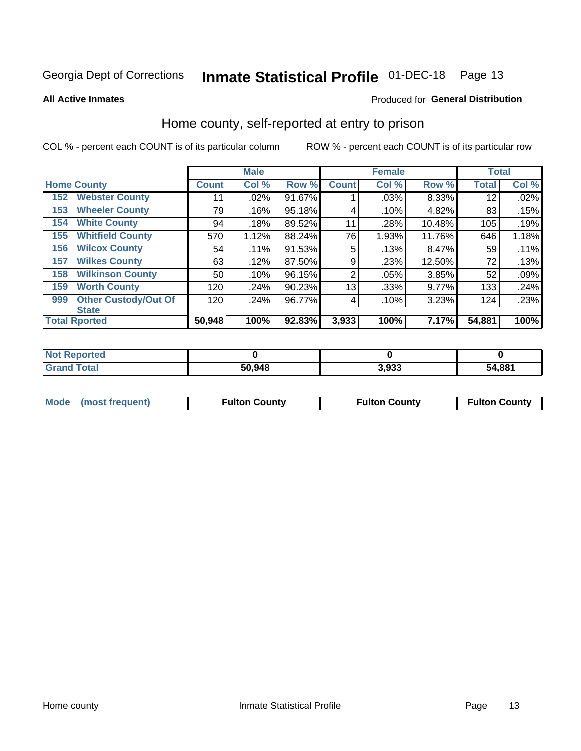Georgia Dept of Corrections **Inmate Statistical Profile** 01-DEC-18 Page 13

**All Active Inmates**

Produced for **General Distribution**

## Home county, self-reported at entry to prison

COL % - percent each COUNT is of its particular column

ROW % - percent each COUNT is of its particular row

| Home County | Male | | | Female | | | Total | |
|---|---|---|---|---|---|---|---|---|
| | Count | Col % | Row % | Count | Col % | Row % | Total | Col % |
| 152 Webster County | 11 | .02% | 91.67% | 1 | .03% | 8.33% | 12 | .02% |
| 153 Wheeler County | 79 | .16% | 95.18% | 4 | .10% | 4.82% | 83 | .15% |
| 154 White County | 94 | .18% | 89.52% | 11 | .28% | 10.48% | 105 | .19% |
| 155 Whitfield County | 570 | 1.12% | 88.24% | 76 | 1.93% | 11.76% | 646 | 1.18% |
| 156 Wilcox County | 54 | .11% | 91.53% | 5 | .13% | 8.47% | 59 | .11% |
| 157 Wilkes County | 63 | .12% | 87.50% | 9 | .23% | 12.50% | 72 | .13% |
| 158 Wilkinson County | 50 | .10% | 96.15% | 2 | .05% | 3.85% | 52 | .09% |
| 159 Worth County | 120 | .24% | 90.23% | 13 | .33% | 9.77% | 133 | .24% |
| 999 Other Custody/Out Of State | 120 | .24% | 96.77% | 4 | .10% | 3.23% | 124 | .23% |
| **Total Rported** | **50,948** | **100%** | **92.83%** | **3,933** | **100%** | **7.17%** | **54,881** | **100%** |

| | Male | Female | Total |
|---|---|---|---|
| Not Reported | **0** | **0** | **0** |
| Grand Total | **50,948** | **3,933** | **54,881** |

| | Male | Female | Total |
|---|---|---|---|
| Mode (most frequent) | **Fulton County** | **Fulton County** | **Fulton County** |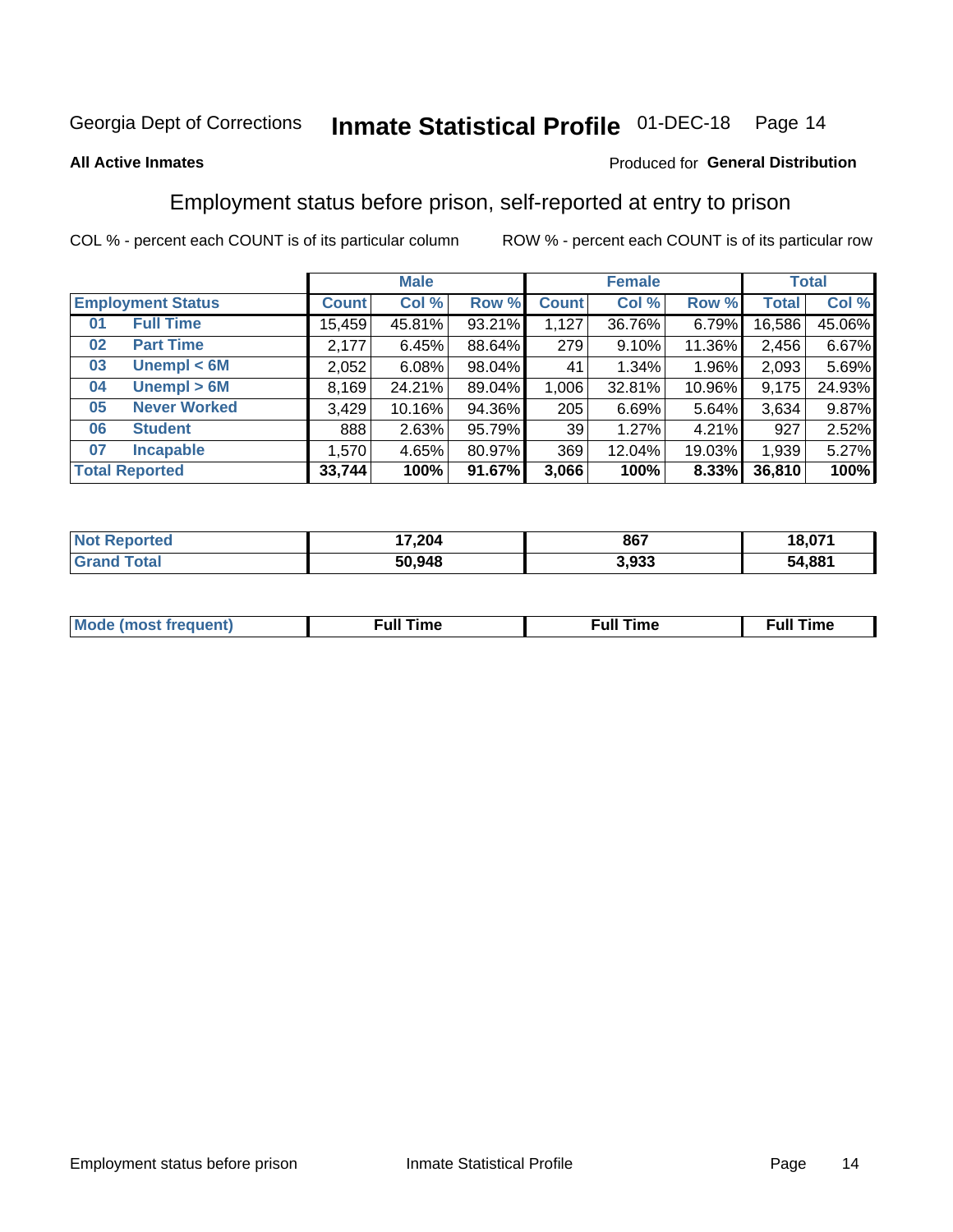Georgia Dept of Corrections **Inmate Statistical Profile** 01-DEC-18

**All Active Inmates**

Produced for **General Distribution**

## Employment status before prison, self-reported at entry to prison

COL % - percent each COUNT is of its particular column ROW % - percent each COUNT is of its particular row

| Employment Status | | Male | | | Female | | | Total | |
|---|---|---|---|---|---|---|---|---|---|
| | | Count | Col % | Row % | Count | Col % | Row % | Total | Col % |
| 01 | Full Time | 15,459 | 45.81% | 93.21% | 1,127 | 36.76% | 6.79% | 16,586 | 45.06% |
| 02 | Part Time | 2,177 | 6.45% | 88.64% | 279 | 9.10% | 11.36% | 2,456 | 6.67% |
| 03 | Unempl < 6M | 2,052 | 6.08% | 98.04% | 41 | 1.34% | 1.96% | 2,093 | 5.69% |
| 04 | Unempl > 6M | 8,169 | 24.21% | 89.04% | 1,006 | 32.81% | 10.96% | 9,175 | 24.93% |
| 05 | Never Worked | 3,429 | 10.16% | 94.36% | 205 | 6.69% | 5.64% | 3,634 | 9.87% |
| 06 | Student | 888 | 2.63% | 95.79% | 39 | 1.27% | 4.21% | 927 | 2.52% |
| 07 | Incapable | 1,570 | 4.65% | 80.97% | 369 | 12.04% | 19.03% | 1,939 | 5.27% |
| **Total Reported** | | **33,744** | **100%** | **91.67%** | **3,066** | **100%** | **8.33%** | **36,810** | **100%** |

| | Male | Female | Total |
|---|---|---|---|
| Not Reported | 17,204 | 867 | 18,071 |
| Grand Total | 50,948 | 3,933 | 54,881 |

| | Male | Female | Total |
|---|---|---|---|
| Mode (most frequent) | Full Time | Full Time | Full Time |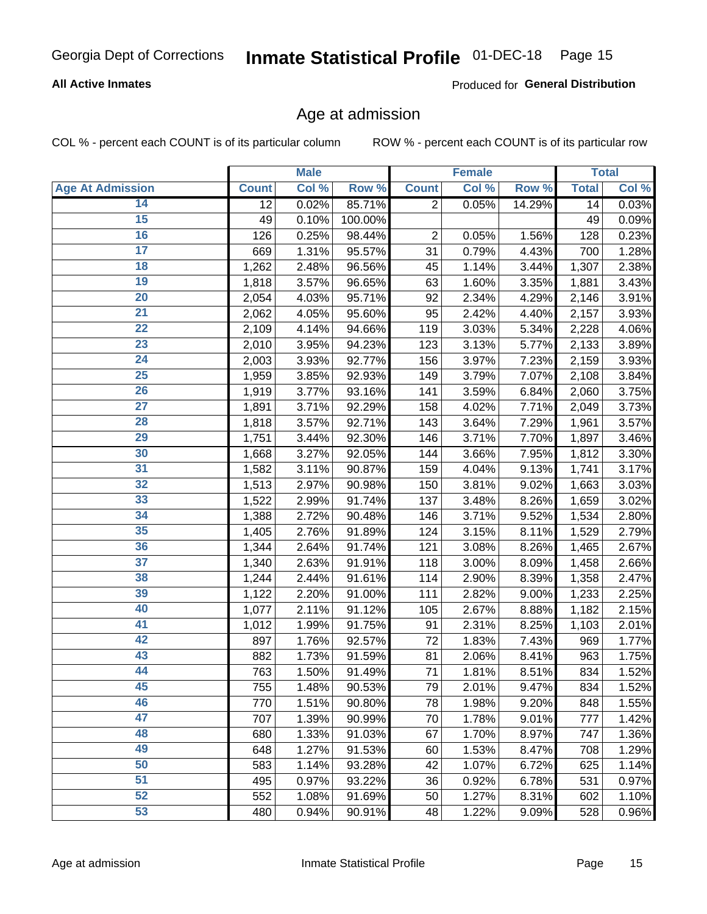Georgia Dept of Corrections **Inmate Statistical Profile** 01-DEC-18

**All Active Inmates**

Produced for **General Distribution**

## Age at admission

COL % - percent each COUNT is of its particular column ROW % - percent each COUNT is of its particular row

| | Male | | | Female | | | Total | |
|---|---|---|---|---|---|---|---|---|
| **Age At Admission** | **Count** | **Col %** | **Row %** | **Count** | **Col %** | **Row %** | **Total** | **Col %** |
| 14 | 12 | 0.02% | 85.71% | 2 | 0.05% | 14.29% | 14 | 0.03% |
| 15 | 49 | 0.10% | 100.00% | | | | 49 | 0.09% |
| 16 | 126 | 0.25% | 98.44% | 2 | 0.05% | 1.56% | 128 | 0.23% |
| 17 | 669 | 1.31% | 95.57% | 31 | 0.79% | 4.43% | 700 | 1.28% |
| 18 | 1,262 | 2.48% | 96.56% | 45 | 1.14% | 3.44% | 1,307 | 2.38% |
| 19 | 1,818 | 3.57% | 96.65% | 63 | 1.60% | 3.35% | 1,881 | 3.43% |
| 20 | 2,054 | 4.03% | 95.71% | 92 | 2.34% | 4.29% | 2,146 | 3.91% |
| 21 | 2,062 | 4.05% | 95.60% | 95 | 2.42% | 4.40% | 2,157 | 3.93% |
| 22 | 2,109 | 4.14% | 94.66% | 119 | 3.03% | 5.34% | 2,228 | 4.06% |
| 23 | 2,010 | 3.95% | 94.23% | 123 | 3.13% | 5.77% | 2,133 | 3.89% |
| 24 | 2,003 | 3.93% | 92.77% | 156 | 3.97% | 7.23% | 2,159 | 3.93% |
| 25 | 1,959 | 3.85% | 92.93% | 149 | 3.79% | 7.07% | 2,108 | 3.84% |
| 26 | 1,919 | 3.77% | 93.16% | 141 | 3.59% | 6.84% | 2,060 | 3.75% |
| 27 | 1,891 | 3.71% | 92.29% | 158 | 4.02% | 7.71% | 2,049 | 3.73% |
| 28 | 1,818 | 3.57% | 92.71% | 143 | 3.64% | 7.29% | 1,961 | 3.57% |
| 29 | 1,751 | 3.44% | 92.30% | 146 | 3.71% | 7.70% | 1,897 | 3.46% |
| 30 | 1,668 | 3.27% | 92.05% | 144 | 3.66% | 7.95% | 1,812 | 3.30% |
| 31 | 1,582 | 3.11% | 90.87% | 159 | 4.04% | 9.13% | 1,741 | 3.17% |
| 32 | 1,513 | 2.97% | 90.98% | 150 | 3.81% | 9.02% | 1,663 | 3.03% |
| 33 | 1,522 | 2.99% | 91.74% | 137 | 3.48% | 8.26% | 1,659 | 3.02% |
| 34 | 1,388 | 2.72% | 90.48% | 146 | 3.71% | 9.52% | 1,534 | 2.80% |
| 35 | 1,405 | 2.76% | 91.89% | 124 | 3.15% | 8.11% | 1,529 | 2.79% |
| 36 | 1,344 | 2.64% | 91.74% | 121 | 3.08% | 8.26% | 1,465 | 2.67% |
| 37 | 1,340 | 2.63% | 91.91% | 118 | 3.00% | 8.09% | 1,458 | 2.66% |
| 38 | 1,244 | 2.44% | 91.61% | 114 | 2.90% | 8.39% | 1,358 | 2.47% |
| 39 | 1,122 | 2.20% | 91.00% | 111 | 2.82% | 9.00% | 1,233 | 2.25% |
| 40 | 1,077 | 2.11% | 91.12% | 105 | 2.67% | 8.88% | 1,182 | 2.15% |
| 41 | 1,012 | 1.99% | 91.75% | 91 | 2.31% | 8.25% | 1,103 | 2.01% |
| 42 | 897 | 1.76% | 92.57% | 72 | 1.83% | 7.43% | 969 | 1.77% |
| 43 | 882 | 1.73% | 91.59% | 81 | 2.06% | 8.41% | 963 | 1.75% |
| 44 | 763 | 1.50% | 91.49% | 71 | 1.81% | 8.51% | 834 | 1.52% |
| 45 | 755 | 1.48% | 90.53% | 79 | 2.01% | 9.47% | 834 | 1.52% |
| 46 | 770 | 1.51% | 90.80% | 78 | 1.98% | 9.20% | 848 | 1.55% |
| 47 | 707 | 1.39% | 90.99% | 70 | 1.78% | 9.01% | 777 | 1.42% |
| 48 | 680 | 1.33% | 91.03% | 67 | 1.70% | 8.97% | 747 | 1.36% |
| 49 | 648 | 1.27% | 91.53% | 60 | 1.53% | 8.47% | 708 | 1.29% |
| 50 | 583 | 1.14% | 93.28% | 42 | 1.07% | 6.72% | 625 | 1.14% |
| 51 | 495 | 0.97% | 93.22% | 36 | 0.92% | 6.78% | 531 | 0.97% |
| 52 | 552 | 1.08% | 91.69% | 50 | 1.27% | 8.31% | 602 | 1.10% |
| 53 | 480 | 0.94% | 90.91% | 48 | 1.22% | 9.09% | 528 | 0.96% |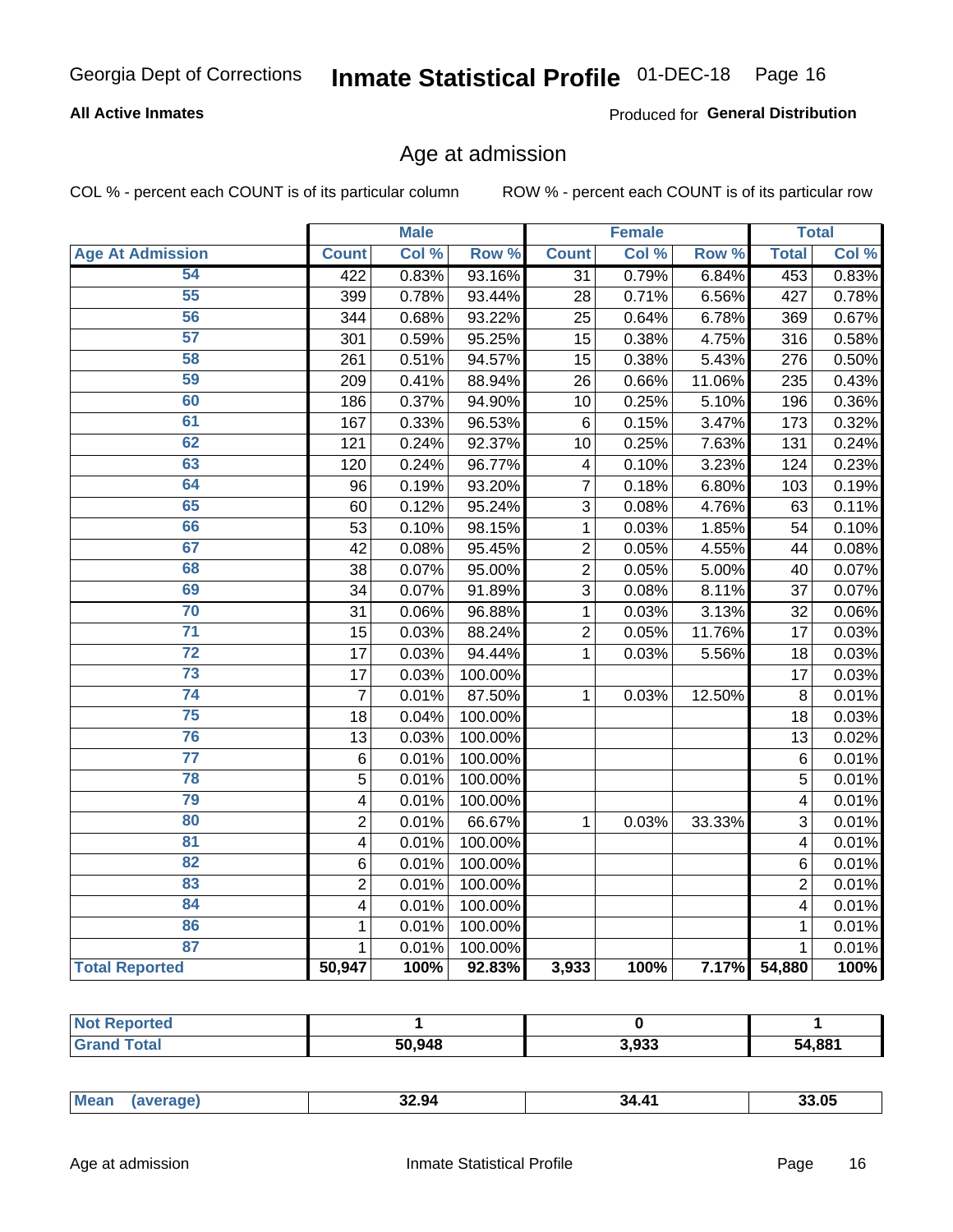Georgia Dept of Corrections **Inmate Statistical Profile** 01-DEC-18

**All Active Inmates**

Produced for **General Distribution**

## Age at admission

COL % - percent each COUNT is of its particular column    ROW % - percent each COUNT is of its particular row

| Age At Admission | Male | | | Female | | | Total | |
|---|---|---|---|---|---|---|---|---|
| | Count | Col % | Row % | Count | Col % | Row % | Total | Col % |
| 54 | 422 | 0.83% | 93.16% | 31 | 0.79% | 6.84% | 453 | 0.83% |
| 55 | 399 | 0.78% | 93.44% | 28 | 0.71% | 6.56% | 427 | 0.78% |
| 56 | 344 | 0.68% | 93.22% | 25 | 0.64% | 6.78% | 369 | 0.67% |
| 57 | 301 | 0.59% | 95.25% | 15 | 0.38% | 4.75% | 316 | 0.58% |
| 58 | 261 | 0.51% | 94.57% | 15 | 0.38% | 5.43% | 276 | 0.50% |
| 59 | 209 | 0.41% | 88.94% | 26 | 0.66% | 11.06% | 235 | 0.43% |
| 60 | 186 | 0.37% | 94.90% | 10 | 0.25% | 5.10% | 196 | 0.36% |
| 61 | 167 | 0.33% | 96.53% | 6 | 0.15% | 3.47% | 173 | 0.32% |
| 62 | 121 | 0.24% | 92.37% | 10 | 0.25% | 7.63% | 131 | 0.24% |
| 63 | 120 | 0.24% | 96.77% | 4 | 0.10% | 3.23% | 124 | 0.23% |
| 64 | 96 | 0.19% | 93.20% | 7 | 0.18% | 6.80% | 103 | 0.19% |
| 65 | 60 | 0.12% | 95.24% | 3 | 0.08% | 4.76% | 63 | 0.11% |
| 66 | 53 | 0.10% | 98.15% | 1 | 0.03% | 1.85% | 54 | 0.10% |
| 67 | 42 | 0.08% | 95.45% | 2 | 0.05% | 4.55% | 44 | 0.08% |
| 68 | 38 | 0.07% | 95.00% | 2 | 0.05% | 5.00% | 40 | 0.07% |
| 69 | 34 | 0.07% | 91.89% | 3 | 0.08% | 8.11% | 37 | 0.07% |
| 70 | 31 | 0.06% | 96.88% | 1 | 0.03% | 3.13% | 32 | 0.06% |
| 71 | 15 | 0.03% | 88.24% | 2 | 0.05% | 11.76% | 17 | 0.03% |
| 72 | 17 | 0.03% | 94.44% | 1 | 0.03% | 5.56% | 18 | 0.03% |
| 73 | 17 | 0.03% | 100.00% | | | | 17 | 0.03% |
| 74 | 7 | 0.01% | 87.50% | 1 | 0.03% | 12.50% | 8 | 0.01% |
| 75 | 18 | 0.04% | 100.00% | | | | 18 | 0.03% |
| 76 | 13 | 0.03% | 100.00% | | | | 13 | 0.02% |
| 77 | 6 | 0.01% | 100.00% | | | | 6 | 0.01% |
| 78 | 5 | 0.01% | 100.00% | | | | 5 | 0.01% |
| 79 | 4 | 0.01% | 100.00% | | | | 4 | 0.01% |
| 80 | 2 | 0.01% | 66.67% | 1 | 0.03% | 33.33% | 3 | 0.01% |
| 81 | 4 | 0.01% | 100.00% | | | | 4 | 0.01% |
| 82 | 6 | 0.01% | 100.00% | | | | 6 | 0.01% |
| 83 | 2 | 0.01% | 100.00% | | | | 2 | 0.01% |
| 84 | 4 | 0.01% | 100.00% | | | | 4 | 0.01% |
| 86 | 1 | 0.01% | 100.00% | | | | 1 | 0.01% |
| 87 | 1 | 0.01% | 100.00% | | | | 1 | 0.01% |
| **Total Reported** | **50,947** | **100%** | **92.83%** | **3,933** | **100%** | **7.17%** | **54,880** | **100%** |

| | Male | Female | Total |
|---|---|---|---|
| **Not Reported** | **1** | **0** | **1** |
| **Grand Total** | **50,948** | **3,933** | **54,881** |

| | Male | Female | Total |
|---|---|---|---|
| **Mean (average)** | **32.94** | **34.41** | **33.05** |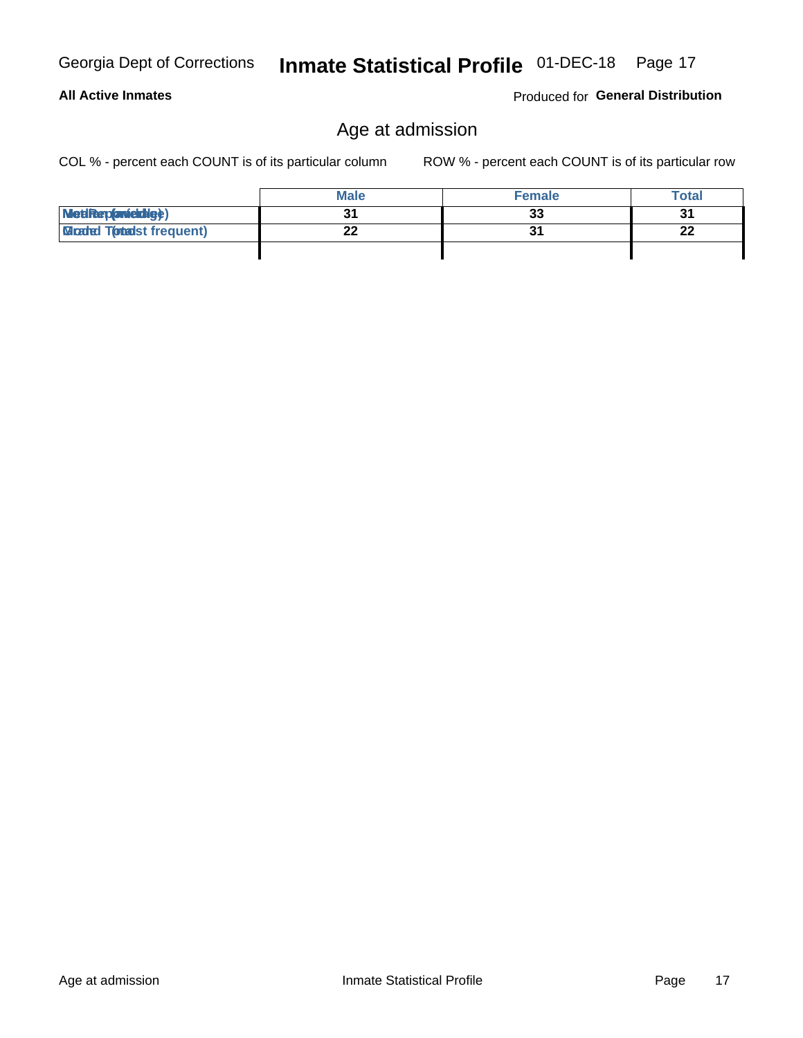# Age at admission

COL % - percent each COUNT is of its particular column

ROW % - percent each COUNT is of its particular row

| | Male | Female | Total |
|---|---|---|---|
| Median (middle) | 31 | 33 | 31 |
| Mode (most frequent) | 22 | 31 | 22 |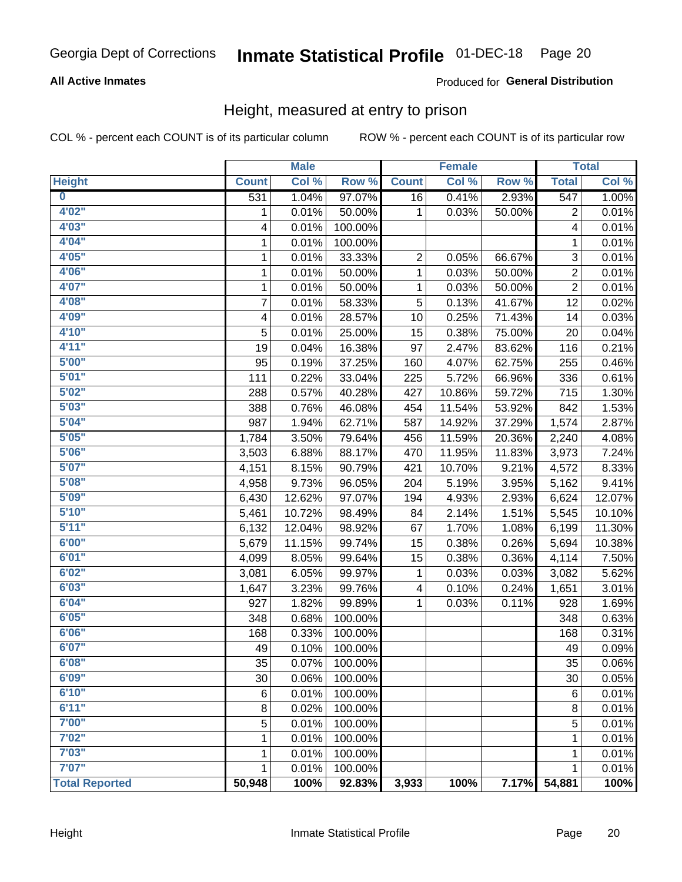Georgia Dept of Corrections **Inmate Statistical Profile** 01-DEC-18

**All Active Inmates**

Produced for **General Distribution**

## Height, measured at entry to prison

COL % - percent each COUNT is of its particular column ROW % - percent each COUNT is of its particular row

| | Male | | | Female | | | Total | |
|---|---|---|---|---|---|---|---|---|
| **Height** | **Count** | **Col %** | **Row %** | **Count** | **Col %** | **Row %** | **Total** | **Col %** |
| **0** | 531 | 1.04% | 97.07% | 16 | 0.41% | 2.93% | 547 | 1.00% |
| **4'02"** | 1 | 0.01% | 50.00% | 1 | 0.03% | 50.00% | 2 | 0.01% |
| **4'03"** | 4 | 0.01% | 100.00% | | | | 4 | 0.01% |
| **4'04"** | 1 | 0.01% | 100.00% | | | | 1 | 0.01% |
| **4'05"** | 1 | 0.01% | 33.33% | 2 | 0.05% | 66.67% | 3 | 0.01% |
| **4'06"** | 1 | 0.01% | 50.00% | 1 | 0.03% | 50.00% | 2 | 0.01% |
| **4'07"** | 1 | 0.01% | 50.00% | 1 | 0.03% | 50.00% | 2 | 0.01% |
| **4'08"** | 7 | 0.01% | 58.33% | 5 | 0.13% | 41.67% | 12 | 0.02% |
| **4'09"** | 4 | 0.01% | 28.57% | 10 | 0.25% | 71.43% | 14 | 0.03% |
| **4'10"** | 5 | 0.01% | 25.00% | 15 | 0.38% | 75.00% | 20 | 0.04% |
| **4'11"** | 19 | 0.04% | 16.38% | 97 | 2.47% | 83.62% | 116 | 0.21% |
| **5'00"** | 95 | 0.19% | 37.25% | 160 | 4.07% | 62.75% | 255 | 0.46% |
| **5'01"** | 111 | 0.22% | 33.04% | 225 | 5.72% | 66.96% | 336 | 0.61% |
| **5'02"** | 288 | 0.57% | 40.28% | 427 | 10.86% | 59.72% | 715 | 1.30% |
| **5'03"** | 388 | 0.76% | 46.08% | 454 | 11.54% | 53.92% | 842 | 1.53% |
| **5'04"** | 987 | 1.94% | 62.71% | 587 | 14.92% | 37.29% | 1,574 | 2.87% |
| **5'05"** | 1,784 | 3.50% | 79.64% | 456 | 11.59% | 20.36% | 2,240 | 4.08% |
| **5'06"** | 3,503 | 6.88% | 88.17% | 470 | 11.95% | 11.83% | 3,973 | 7.24% |
| **5'07"** | 4,151 | 8.15% | 90.79% | 421 | 10.70% | 9.21% | 4,572 | 8.33% |
| **5'08"** | 4,958 | 9.73% | 96.05% | 204 | 5.19% | 3.95% | 5,162 | 9.41% |
| **5'09"** | 6,430 | 12.62% | 97.07% | 194 | 4.93% | 2.93% | 6,624 | 12.07% |
| **5'10"** | 5,461 | 10.72% | 98.49% | 84 | 2.14% | 1.51% | 5,545 | 10.10% |
| **5'11"** | 6,132 | 12.04% | 98.92% | 67 | 1.70% | 1.08% | 6,199 | 11.30% |
| **6'00"** | 5,679 | 11.15% | 99.74% | 15 | 0.38% | 0.26% | 5,694 | 10.38% |
| **6'01"** | 4,099 | 8.05% | 99.64% | 15 | 0.38% | 0.36% | 4,114 | 7.50% |
| **6'02"** | 3,081 | 6.05% | 99.97% | 1 | 0.03% | 0.03% | 3,082 | 5.62% |
| **6'03"** | 1,647 | 3.23% | 99.76% | 4 | 0.10% | 0.24% | 1,651 | 3.01% |
| **6'04"** | 927 | 1.82% | 99.89% | 1 | 0.03% | 0.11% | 928 | 1.69% |
| **6'05"** | 348 | 0.68% | 100.00% | | | | 348 | 0.63% |
| **6'06"** | 168 | 0.33% | 100.00% | | | | 168 | 0.31% |
| **6'07"** | 49 | 0.10% | 100.00% | | | | 49 | 0.09% |
| **6'08"** | 35 | 0.07% | 100.00% | | | | 35 | 0.06% |
| **6'09"** | 30 | 0.06% | 100.00% | | | | 30 | 0.05% |
| **6'10"** | 6 | 0.01% | 100.00% | | | | 6 | 0.01% |
| **6'11"** | 8 | 0.02% | 100.00% | | | | 8 | 0.01% |
| **7'00"** | 5 | 0.01% | 100.00% | | | | 5 | 0.01% |
| **7'02"** | 1 | 0.01% | 100.00% | | | | 1 | 0.01% |
| **7'03"** | 1 | 0.01% | 100.00% | | | | 1 | 0.01% |
| **7'07"** | 1 | 0.01% | 100.00% | | | | 1 | 0.01% |
| **Total Reported** | **50,948** | **100%** | **92.83%** | **3,933** | **100%** | **7.17%** | **54,881** | **100%** |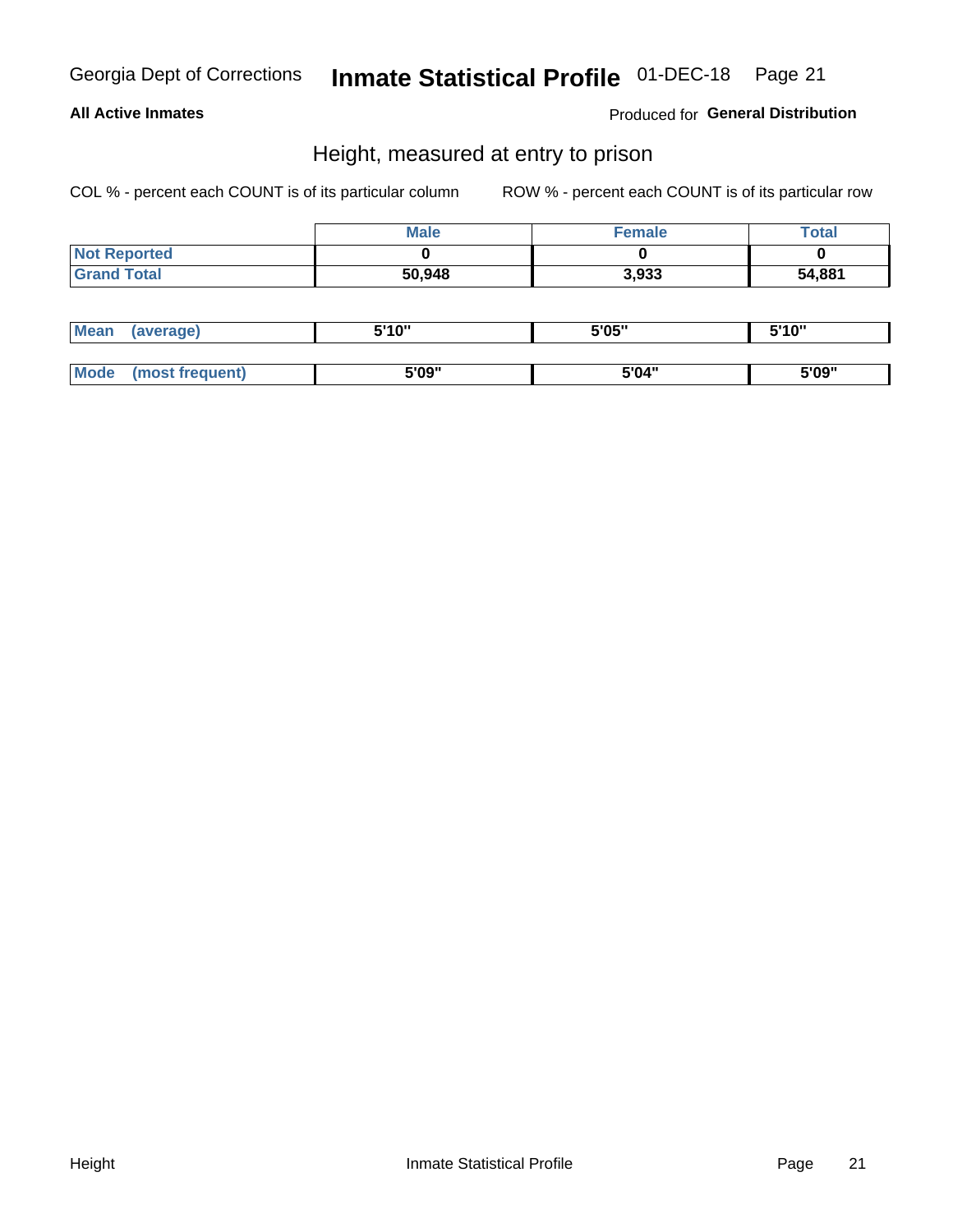**All Active Inmates**

Produced for **General Distribution**

## Height, measured at entry to prison

COL % - percent each COUNT is of its particular column

ROW % - percent each COUNT is of its particular row

| | Male | Female | Total |
|---|---|---|---|
| Not Reported | 0 | 0 | 0 |
| Grand Total | 50,948 | 3,933 | 54,881 |

| | Male | Female | Total |
|---|---|---|---|
| Mean (average) | 5'10" | 5'05" | 5'10" |
| Mode (most frequent) | 5'09" | 5'04" | 5'09" |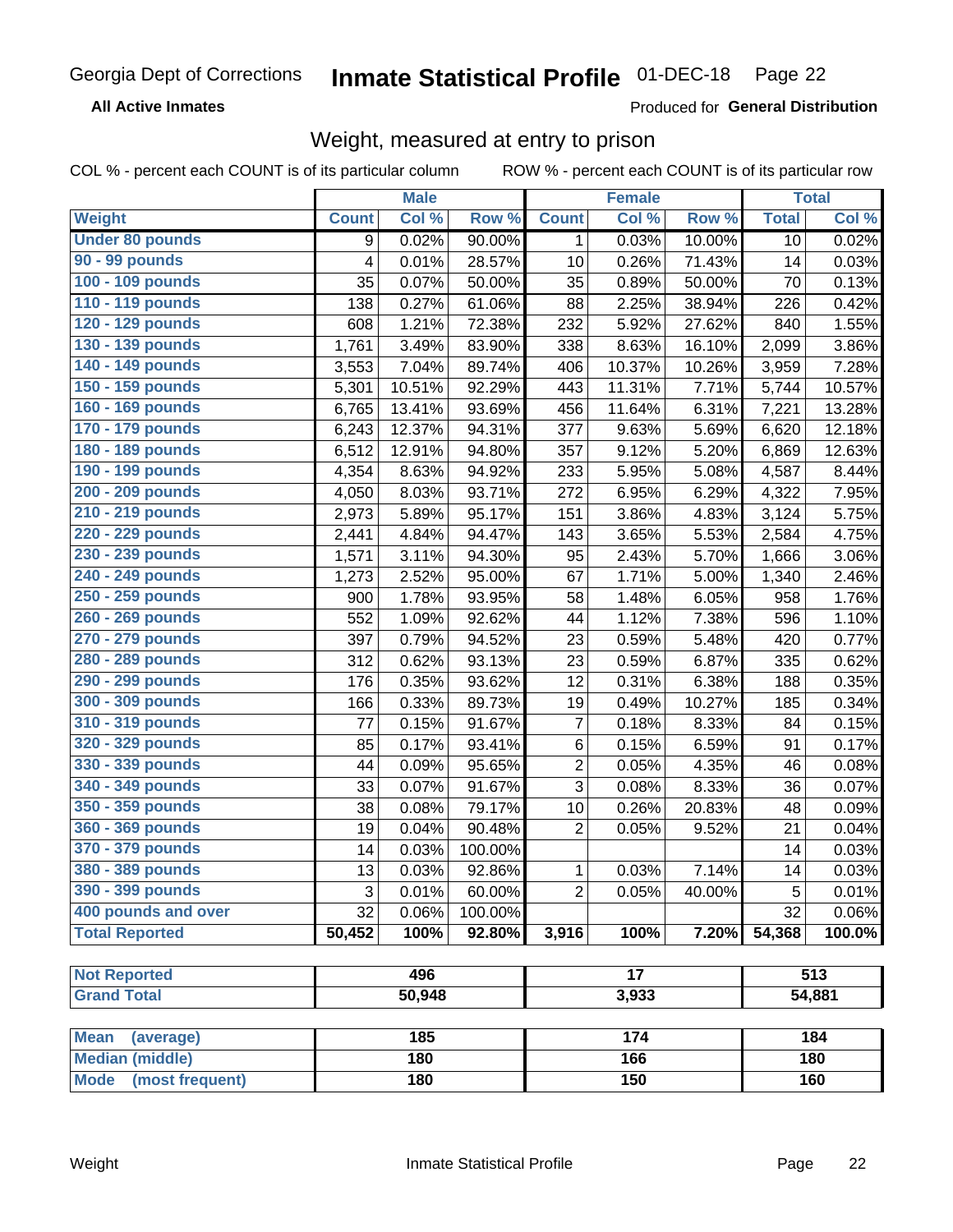Georgia Dept of Corrections **Inmate Statistical Profile** 01-DEC-18

**All Active Inmates**

Produced for **General Distribution**

## Weight, measured at entry to prison

COL % - percent each COUNT is of its particular column ROW % - percent each COUNT is of its particular row

| Weight | Male | | | Female | | | Total | |
|---|---|---|---|---|---|---|---|---|
| | Count | Col % | Row % | Count | Col % | Row % | Total | Col % |
| Under 80 pounds | 9 | 0.02% | 90.00% | 1 | 0.03% | 10.00% | 10 | 0.02% |
| 90 - 99 pounds | 4 | 0.01% | 28.57% | 10 | 0.26% | 71.43% | 14 | 0.03% |
| 100 - 109 pounds | 35 | 0.07% | 50.00% | 35 | 0.89% | 50.00% | 70 | 0.13% |
| 110 - 119 pounds | 138 | 0.27% | 61.06% | 88 | 2.25% | 38.94% | 226 | 0.42% |
| 120 - 129 pounds | 608 | 1.21% | 72.38% | 232 | 5.92% | 27.62% | 840 | 1.55% |
| 130 - 139 pounds | 1,761 | 3.49% | 83.90% | 338 | 8.63% | 16.10% | 2,099 | 3.86% |
| 140 - 149 pounds | 3,553 | 7.04% | 89.74% | 406 | 10.37% | 10.26% | 3,959 | 7.28% |
| 150 - 159 pounds | 5,301 | 10.51% | 92.29% | 443 | 11.31% | 7.71% | 5,744 | 10.57% |
| 160 - 169 pounds | 6,765 | 13.41% | 93.69% | 456 | 11.64% | 6.31% | 7,221 | 13.28% |
| 170 - 179 pounds | 6,243 | 12.37% | 94.31% | 377 | 9.63% | 5.69% | 6,620 | 12.18% |
| 180 - 189 pounds | 6,512 | 12.91% | 94.80% | 357 | 9.12% | 5.20% | 6,869 | 12.63% |
| 190 - 199 pounds | 4,354 | 8.63% | 94.92% | 233 | 5.95% | 5.08% | 4,587 | 8.44% |
| 200 - 209 pounds | 4,050 | 8.03% | 93.71% | 272 | 6.95% | 6.29% | 4,322 | 7.95% |
| 210 - 219 pounds | 2,973 | 5.89% | 95.17% | 151 | 3.86% | 4.83% | 3,124 | 5.75% |
| 220 - 229 pounds | 2,441 | 4.84% | 94.47% | 143 | 3.65% | 5.53% | 2,584 | 4.75% |
| 230 - 239 pounds | 1,571 | 3.11% | 94.30% | 95 | 2.43% | 5.70% | 1,666 | 3.06% |
| 240 - 249 pounds | 1,273 | 2.52% | 95.00% | 67 | 1.71% | 5.00% | 1,340 | 2.46% |
| 250 - 259 pounds | 900 | 1.78% | 93.95% | 58 | 1.48% | 6.05% | 958 | 1.76% |
| 260 - 269 pounds | 552 | 1.09% | 92.62% | 44 | 1.12% | 7.38% | 596 | 1.10% |
| 270 - 279 pounds | 397 | 0.79% | 94.52% | 23 | 0.59% | 5.48% | 420 | 0.77% |
| 280 - 289 pounds | 312 | 0.62% | 93.13% | 23 | 0.59% | 6.87% | 335 | 0.62% |
| 290 - 299 pounds | 176 | 0.35% | 93.62% | 12 | 0.31% | 6.38% | 188 | 0.35% |
| 300 - 309 pounds | 166 | 0.33% | 89.73% | 19 | 0.49% | 10.27% | 185 | 0.34% |
| 310 - 319 pounds | 77 | 0.15% | 91.67% | 7 | 0.18% | 8.33% | 84 | 0.15% |
| 320 - 329 pounds | 85 | 0.17% | 93.41% | 6 | 0.15% | 6.59% | 91 | 0.17% |
| 330 - 339 pounds | 44 | 0.09% | 95.65% | 2 | 0.05% | 4.35% | 46 | 0.08% |
| 340 - 349 pounds | 33 | 0.07% | 91.67% | 3 | 0.08% | 8.33% | 36 | 0.07% |
| 350 - 359 pounds | 38 | 0.08% | 79.17% | 10 | 0.26% | 20.83% | 48 | 0.09% |
| 360 - 369 pounds | 19 | 0.04% | 90.48% | 2 | 0.05% | 9.52% | 21 | 0.04% |
| 370 - 379 pounds | 14 | 0.03% | 100.00% | | | | 14 | 0.03% |
| 380 - 389 pounds | 13 | 0.03% | 92.86% | 1 | 0.03% | 7.14% | 14 | 0.03% |
| 390 - 399 pounds | 3 | 0.01% | 60.00% | 2 | 0.05% | 40.00% | 5 | 0.01% |
| 400 pounds and over | 32 | 0.06% | 100.00% | | | | 32 | 0.06% |
| **Total Reported** | **50,452** | **100%** | **92.80%** | **3,916** | **100%** | **7.20%** | **54,368** | **100.0%** |

| | Male | Female | Total |
|---|---|---|---|
| Not Reported | 496 | 17 | 513 |
| Grand Total | 50,948 | 3,933 | 54,881 |

| | Male | Female | Total |
|---|---|---|---|
| Mean (average) | 185 | 174 | 184 |
| Median (middle) | 180 | 166 | 180 |
| Mode (most frequent) | 180 | 150 | 160 |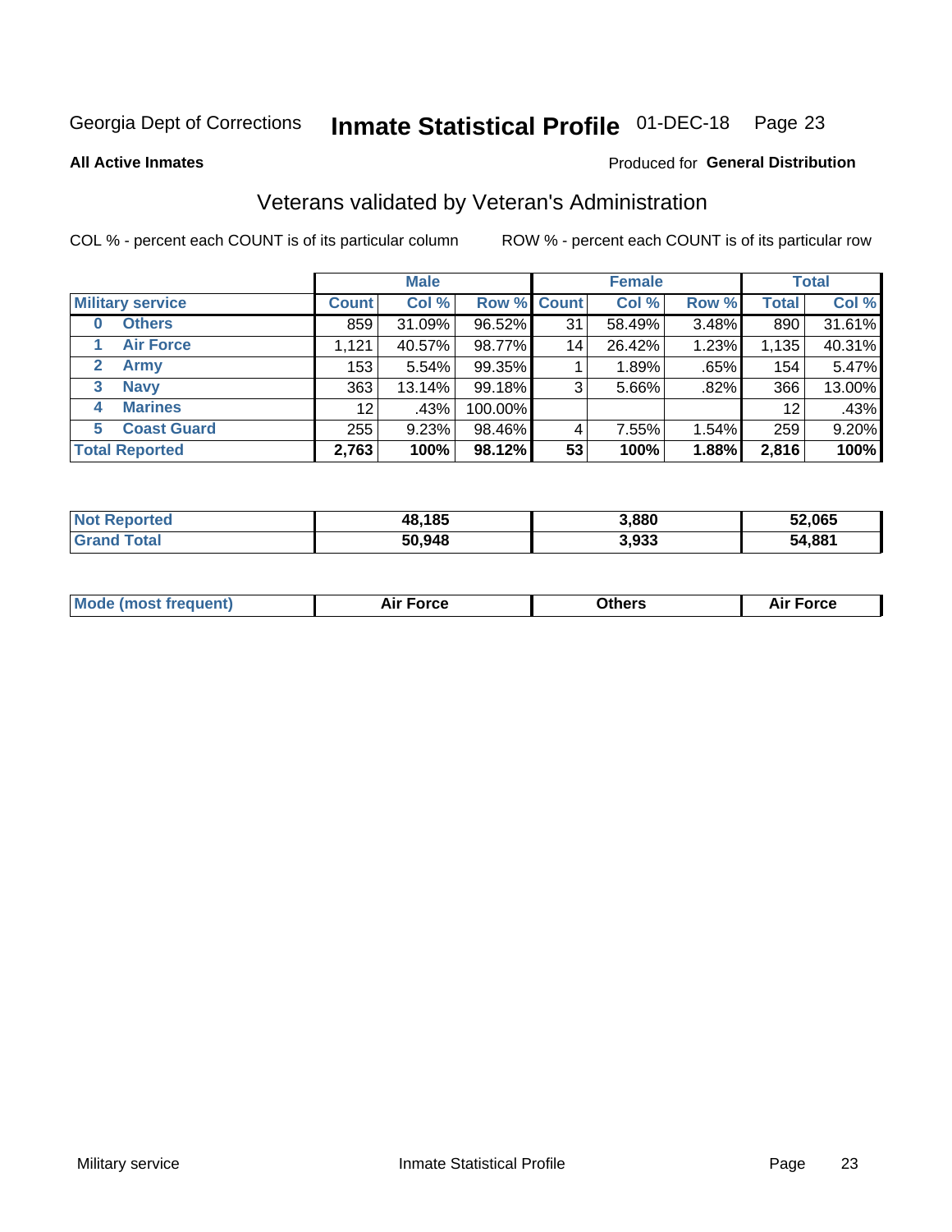Georgia Dept of Corrections **Inmate Statistical Profile** 01-DEC-18 Page 23

**All Active Inmates**

Produced for **General Distribution**

## Veterans validated by Veteran's Administration

COL % - percent each COUNT is of its particular column

ROW % - percent each COUNT is of its particular row

| | Male | | | Female | | | Total | |
|---|---|---|---|---|---|---|---|---|
| **Military service** | **Count** | **Col %** | **Row %** | **Count** | **Col %** | **Row %** | **Total** | **Col %** |
| **0 Others** | 859 | 31.09% | 96.52% | 31 | 58.49% | 3.48% | 890 | 31.61% |
| **1 Air Force** | 1,121 | 40.57% | 98.77% | 14 | 26.42% | 1.23% | 1,135 | 40.31% |
| **2 Army** | 153 | 5.54% | 99.35% | 1 | 1.89% | .65% | 154 | 5.47% |
| **3 Navy** | 363 | 13.14% | 99.18% | 3 | 5.66% | .82% | 366 | 13.00% |
| **4 Marines** | 12 | .43% | 100.00% | | | | 12 | .43% |
| **5 Coast Guard** | 255 | 9.23% | 98.46% | 4 | 7.55% | 1.54% | 259 | 9.20% |
| **Total Reported** | **2,763** | **100%** | **98.12%** | **53** | **100%** | **1.88%** | **2,816** | **100%** |

| | Male | Female | Total |
|---|---|---|---|
| **Not Reported** | **48,185** | **3,880** | **52,065** |
| **Grand Total** | **50,948** | **3,933** | **54,881** |

| | Male | Female | Total |
|---|---|---|---|
| **Mode (most frequent)** | **Air Force** | **Others** | **Air Force** |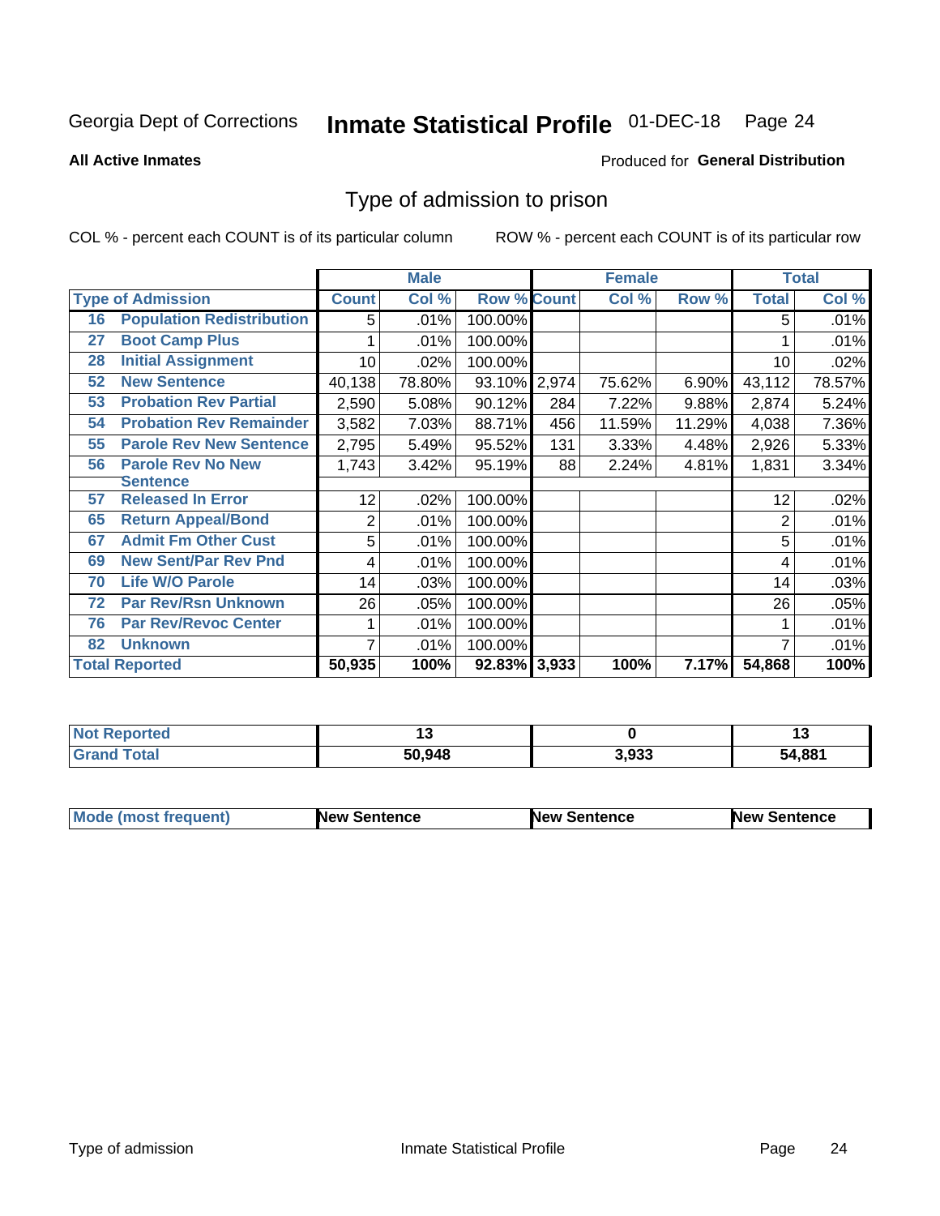Georgia Dept of Corrections **Inmate Statistical Profile** 01-DEC-18

**All Active Inmates**

Produced for **General Distribution**

## Type of admission to prison

COL % - percent each COUNT is of its particular column

ROW % - percent each COUNT is of its particular row

| | | Male | | | Female | | | Total | |
|---|---|---|---|---|---|---|---|---|---|
| Type of Admission | | Count | Col % | Row % | Count | Col % | Row % | Total | Col % |
| 16 | Population Redistribution | 5 | .01% | 100.00% | | | | 5 | .01% |
| 27 | Boot Camp Plus | 1 | .01% | 100.00% | | | | 1 | .01% |
| 28 | Initial Assignment | 10 | .02% | 100.00% | | | | 10 | .02% |
| 52 | New Sentence | 40,138 | 78.80% | 93.10% | 2,974 | 75.62% | 6.90% | 43,112 | 78.57% |
| 53 | Probation Rev Partial | 2,590 | 5.08% | 90.12% | 284 | 7.22% | 9.88% | 2,874 | 5.24% |
| 54 | Probation Rev Remainder | 3,582 | 7.03% | 88.71% | 456 | 11.59% | 11.29% | 4,038 | 7.36% |
| 55 | Parole Rev New Sentence | 2,795 | 5.49% | 95.52% | 131 | 3.33% | 4.48% | 2,926 | 5.33% |
| 56 | Parole Rev No New Sentence | 1,743 | 3.42% | 95.19% | 88 | 2.24% | 4.81% | 1,831 | 3.34% |
| 57 | Released In Error | 12 | .02% | 100.00% | | | | 12 | .02% |
| 65 | Return Appeal/Bond | 2 | .01% | 100.00% | | | | 2 | .01% |
| 67 | Admit Fm Other Cust | 5 | .01% | 100.00% | | | | 5 | .01% |
| 69 | New Sent/Par Rev Pnd | 4 | .01% | 100.00% | | | | 4 | .01% |
| 70 | Life W/O Parole | 14 | .03% | 100.00% | | | | 14 | .03% |
| 72 | Par Rev/Rsn Unknown | 26 | .05% | 100.00% | | | | 26 | .05% |
| 76 | Par Rev/Revoc Center | 1 | .01% | 100.00% | | | | 1 | .01% |
| 82 | Unknown | 7 | .01% | 100.00% | | | | 7 | .01% |
| **Total Reported** | | **50,935** | **100%** | **92.83%** | **3,933** | **100%** | **7.17%** | **54,868** | **100%** |

| | Male | Female | Total |
|---|---|---|---|
| Not Reported | 13 | 0 | 13 |
| Grand Total | 50,948 | 3,933 | 54,881 |

| | Male | Female | Total |
|---|---|---|---|
| Mode (most frequent) | New Sentence | New Sentence | New Sentence |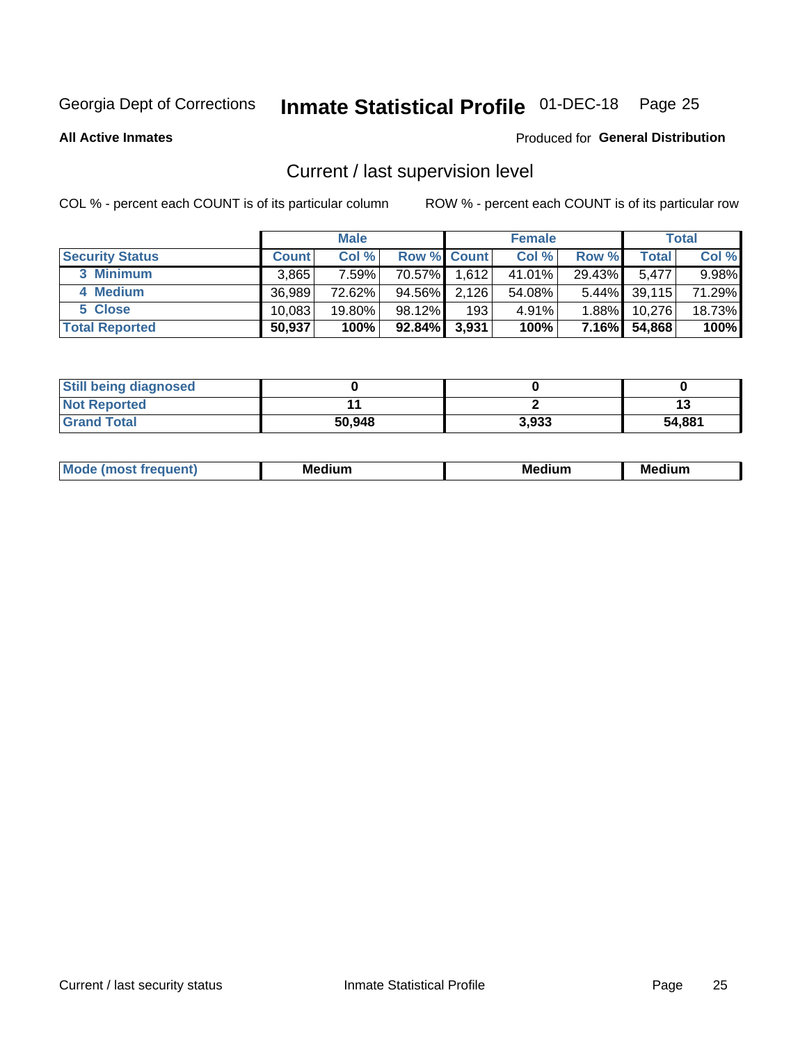Georgia Dept of Corrections **Inmate Statistical Profile** 01-DEC-18 Page 25

**All Active Inmates**

Produced for **General Distribution**

## Current / last supervision level

COL % - percent each COUNT is of its particular column

ROW % - percent each COUNT is of its particular row

| | Male | | | Female | | | Total | |
|---|---|---|---|---|---|---|---|---|
| **Security Status** | **Count** | **Col %** | **Row %** | **Count** | **Col %** | **Row %** | **Total** | **Col %** |
| 3 Minimum | 3,865 | 7.59% | 70.57% | 1,612 | 41.01% | 29.43% | 5,477 | 9.98% |
| 4 Medium | 36,989 | 72.62% | 94.56% | 2,126 | 54.08% | 5.44% | 39,115 | 71.29% |
| 5 Close | 10,083 | 19.80% | 98.12% | 193 | 4.91% | 1.88% | 10,276 | 18.73% |
| **Total Reported** | **50,937** | **100%** | **92.84%** | **3,931** | **100%** | **7.16%** | **54,868** | **100%** |

| | Male | Female | Total |
|---|---|---|---|
| Still being diagnosed | **0** | **0** | **0** |
| Not Reported | **11** | **2** | **13** |
| Grand Total | **50,948** | **3,933** | **54,881** |

| | Male | Female | Total |
|---|---|---|---|
| Mode (most frequent) | **Medium** | **Medium** | **Medium** |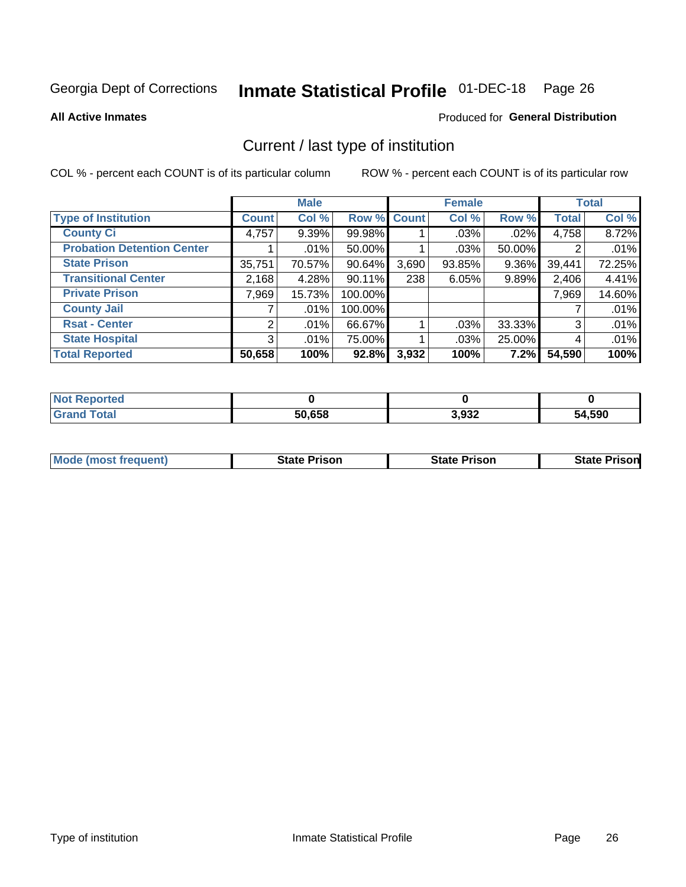Georgia Dept of Corrections **Inmate Statistical Profile** 01-DEC-18

**All Active Inmates**

Produced for **General Distribution**

## Current / last type of institution

COL % - percent each COUNT is of its particular column

ROW % - percent each COUNT is of its particular row

| | Male | | | Female | | | Total | |
|---|---|---|---|---|---|---|---|---|
| **Type of Institution** | **Count** | **Col %** | **Row %** | **Count** | **Col %** | **Row %** | **Total** | **Col %** |
| **County Ci** | 4,757 | 9.39% | 99.98% | 1 | .03% | .02% | 4,758 | 8.72% |
| **Probation Detention Center** | 1 | .01% | 50.00% | 1 | .03% | 50.00% | 2 | .01% |
| **State Prison** | 35,751 | 70.57% | 90.64% | 3,690 | 93.85% | 9.36% | 39,441 | 72.25% |
| **Transitional Center** | 2,168 | 4.28% | 90.11% | 238 | 6.05% | 9.89% | 2,406 | 4.41% |
| **Private Prison** | 7,969 | 15.73% | 100.00% | | | | 7,969 | 14.60% |
| **County Jail** | 7 | .01% | 100.00% | | | | 7 | .01% |
| **Rsat - Center** | 2 | .01% | 66.67% | 1 | .03% | 33.33% | 3 | .01% |
| **State Hospital** | 3 | .01% | 75.00% | 1 | .03% | 25.00% | 4 | .01% |
| **Total Reported** | **50,658** | **100%** | **92.8%** | **3,932** | **100%** | **7.2%** | **54,590** | **100%** |

| | Male | Female | Total |
|---|---|---|---|
| **Not Reported** | **0** | **0** | **0** |
| **Grand Total** | **50,658** | **3,932** | **54,590** |

| | Male | Female | Total |
|---|---|---|---|
| **Mode (most frequent)** | **State Prison** | **State Prison** | **State Prison** |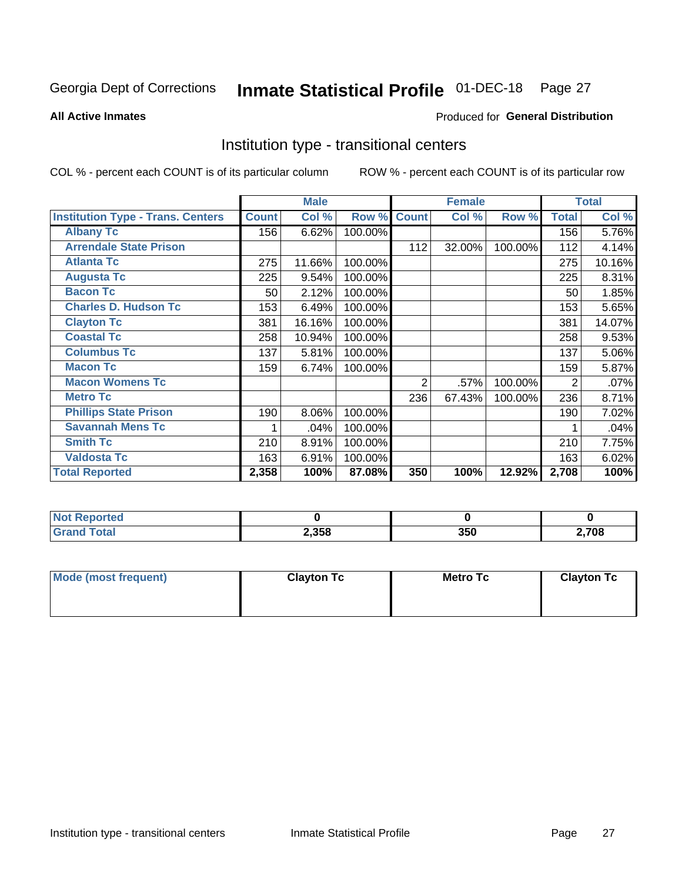Georgia Dept of Corrections **Inmate Statistical Profile** 01-DEC-18

**All Active Inmates**

Produced for **General Distribution**

## Institution type - transitional centers

COL % - percent each COUNT is of its particular column

ROW % - percent each COUNT is of its particular row

| | Male | | | Female | | | Total | |
|---|---|---|---|---|---|---|---|---|
| **Institution Type - Trans. Centers** | **Count** | **Col %** | **Row %** | **Count** | **Col %** | **Row %** | **Total** | **Col %** |
| **Albany Tc** | 156 | 6.62% | 100.00% | | | | 156 | 5.76% |
| **Arrendale State Prison** | | | | 112 | 32.00% | 100.00% | 112 | 4.14% |
| **Atlanta Tc** | 275 | 11.66% | 100.00% | | | | 275 | 10.16% |
| **Augusta Tc** | 225 | 9.54% | 100.00% | | | | 225 | 8.31% |
| **Bacon Tc** | 50 | 2.12% | 100.00% | | | | 50 | 1.85% |
| **Charles D. Hudson Tc** | 153 | 6.49% | 100.00% | | | | 153 | 5.65% |
| **Clayton Tc** | 381 | 16.16% | 100.00% | | | | 381 | 14.07% |
| **Coastal Tc** | 258 | 10.94% | 100.00% | | | | 258 | 9.53% |
| **Columbus Tc** | 137 | 5.81% | 100.00% | | | | 137 | 5.06% |
| **Macon Tc** | 159 | 6.74% | 100.00% | | | | 159 | 5.87% |
| **Macon Womens Tc** | | | | 2 | .57% | 100.00% | 2 | .07% |
| **Metro Tc** | | | | 236 | 67.43% | 100.00% | 236 | 8.71% |
| **Phillips State Prison** | 190 | 8.06% | 100.00% | | | | 190 | 7.02% |
| **Savannah Mens Tc** | 1 | .04% | 100.00% | | | | 1 | .04% |
| **Smith Tc** | 210 | 8.91% | 100.00% | | | | 210 | 7.75% |
| **Valdosta Tc** | 163 | 6.91% | 100.00% | | | | 163 | 6.02% |
| **Total Reported** | **2,358** | **100%** | **87.08%** | **350** | **100%** | **12.92%** | **2,708** | **100%** |

| | Male | Female | Total |
|---|---|---|---|
| **Not Reported** | **0** | **0** | **0** |
| **Grand Total** | **2,358** | **350** | **2,708** |

| | Male | Female | Total |
|---|---|---|---|
| **Mode (most frequent)** | **Clayton Tc** | **Metro Tc** | **Clayton Tc** |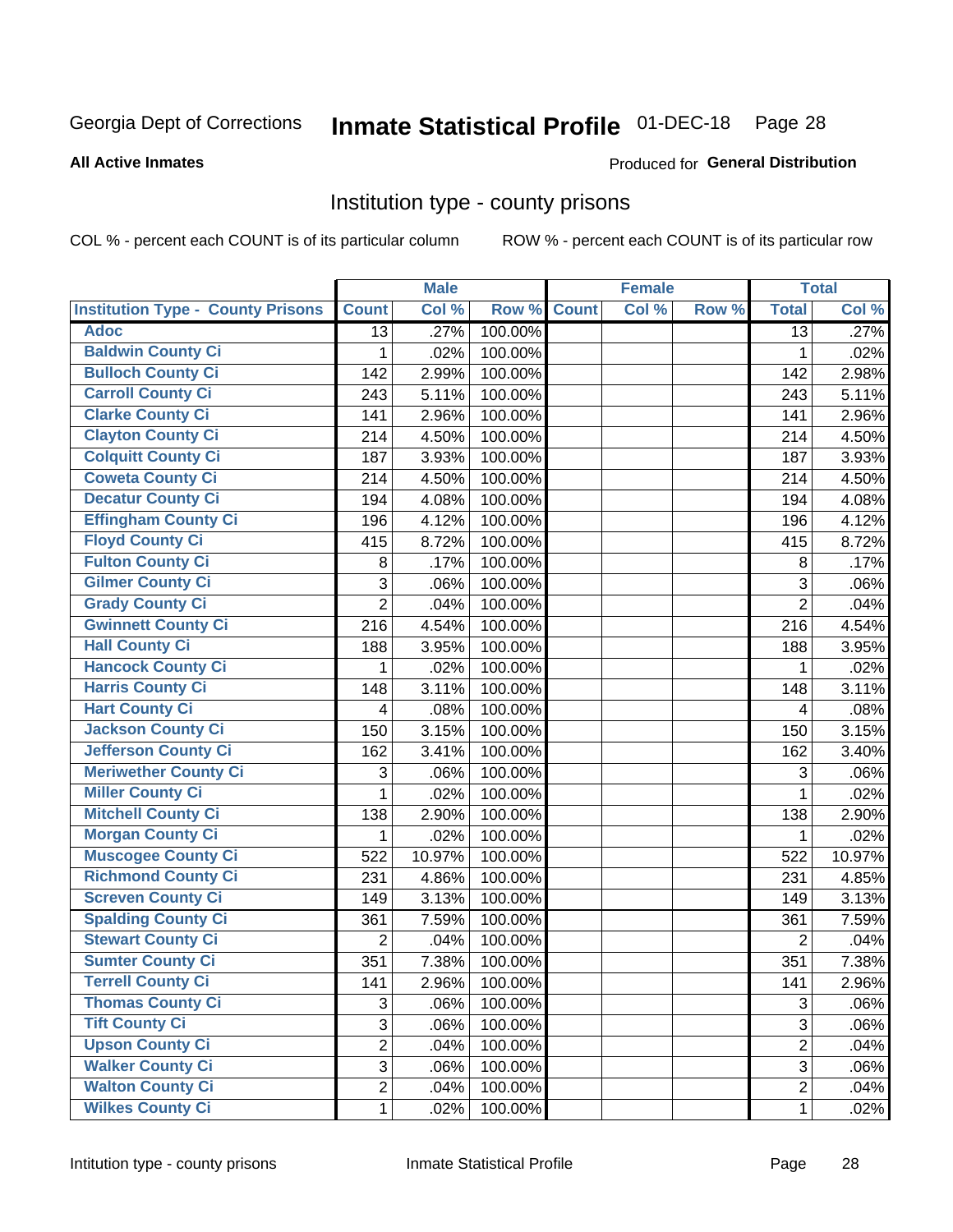Georgia Dept of Corrections **Inmate Statistical Profile** 01-DEC-18 Page 28

**All Active Inmates**

Produced for **General Distribution**

## Institution type - county prisons

COL % - percent each COUNT is of its particular column ROW % - percent each COUNT is of its particular row

| | Male | | | Female | | | Total | |
|---|---|---|---|---|---|---|---|---|
| **Institution Type - County Prisons** | **Count** | **Col %** | **Row %** | **Count** | **Col %** | **Row %** | **Total** | **Col %** |
| **Adoc** | 13 | .27% | 100.00% | | | | 13 | .27% |
| **Baldwin County Ci** | 1 | .02% | 100.00% | | | | 1 | .02% |
| **Bulloch County Ci** | 142 | 2.99% | 100.00% | | | | 142 | 2.98% |
| **Carroll County Ci** | 243 | 5.11% | 100.00% | | | | 243 | 5.11% |
| **Clarke County Ci** | 141 | 2.96% | 100.00% | | | | 141 | 2.96% |
| **Clayton County Ci** | 214 | 4.50% | 100.00% | | | | 214 | 4.50% |
| **Colquitt County Ci** | 187 | 3.93% | 100.00% | | | | 187 | 3.93% |
| **Coweta County Ci** | 214 | 4.50% | 100.00% | | | | 214 | 4.50% |
| **Decatur County Ci** | 194 | 4.08% | 100.00% | | | | 194 | 4.08% |
| **Effingham County Ci** | 196 | 4.12% | 100.00% | | | | 196 | 4.12% |
| **Floyd County Ci** | 415 | 8.72% | 100.00% | | | | 415 | 8.72% |
| **Fulton County Ci** | 8 | .17% | 100.00% | | | | 8 | .17% |
| **Gilmer County Ci** | 3 | .06% | 100.00% | | | | 3 | .06% |
| **Grady County Ci** | 2 | .04% | 100.00% | | | | 2 | .04% |
| **Gwinnett County Ci** | 216 | 4.54% | 100.00% | | | | 216 | 4.54% |
| **Hall County Ci** | 188 | 3.95% | 100.00% | | | | 188 | 3.95% |
| **Hancock County Ci** | 1 | .02% | 100.00% | | | | 1 | .02% |
| **Harris County Ci** | 148 | 3.11% | 100.00% | | | | 148 | 3.11% |
| **Hart County Ci** | 4 | .08% | 100.00% | | | | 4 | .08% |
| **Jackson County Ci** | 150 | 3.15% | 100.00% | | | | 150 | 3.15% |
| **Jefferson County Ci** | 162 | 3.41% | 100.00% | | | | 162 | 3.40% |
| **Meriwether County Ci** | 3 | .06% | 100.00% | | | | 3 | .06% |
| **Miller County Ci** | 1 | .02% | 100.00% | | | | 1 | .02% |
| **Mitchell County Ci** | 138 | 2.90% | 100.00% | | | | 138 | 2.90% |
| **Morgan County Ci** | 1 | .02% | 100.00% | | | | 1 | .02% |
| **Muscogee County Ci** | 522 | 10.97% | 100.00% | | | | 522 | 10.97% |
| **Richmond County Ci** | 231 | 4.86% | 100.00% | | | | 231 | 4.85% |
| **Screven County Ci** | 149 | 3.13% | 100.00% | | | | 149 | 3.13% |
| **Spalding County Ci** | 361 | 7.59% | 100.00% | | | | 361 | 7.59% |
| **Stewart County Ci** | 2 | .04% | 100.00% | | | | 2 | .04% |
| **Sumter County Ci** | 351 | 7.38% | 100.00% | | | | 351 | 7.38% |
| **Terrell County Ci** | 141 | 2.96% | 100.00% | | | | 141 | 2.96% |
| **Thomas County Ci** | 3 | .06% | 100.00% | | | | 3 | .06% |
| **Tift County Ci** | 3 | .06% | 100.00% | | | | 3 | .06% |
| **Upson County Ci** | 2 | .04% | 100.00% | | | | 2 | .04% |
| **Walker County Ci** | 3 | .06% | 100.00% | | | | 3 | .06% |
| **Walton County Ci** | 2 | .04% | 100.00% | | | | 2 | .04% |
| **Wilkes County Ci** | 1 | .02% | 100.00% | | | | 1 | .02% |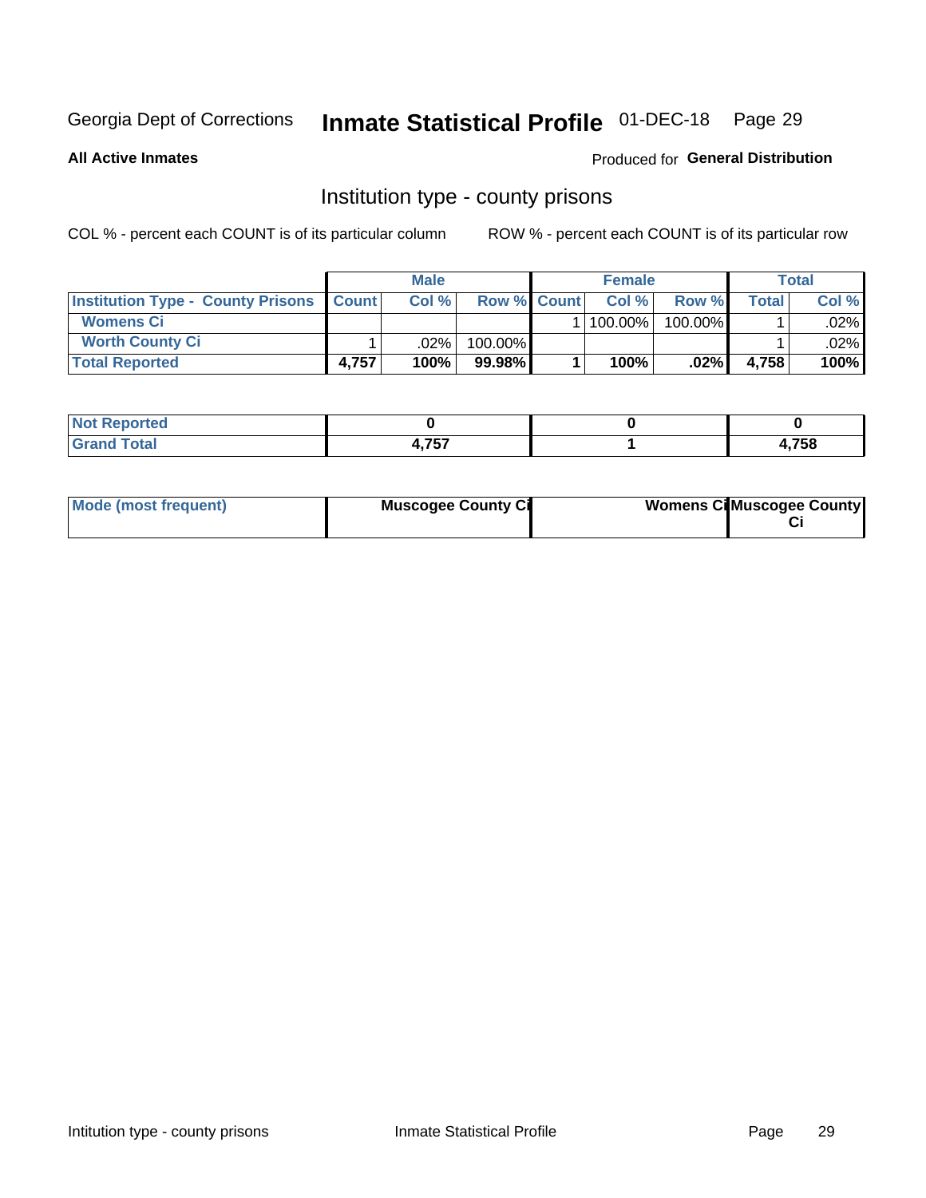Georgia Dept of Corrections **Inmate Statistical Profile** 01-DEC-18

**All Active Inmates**

Produced for **General Distribution**

## Institution type - county prisons

COL % - percent each COUNT is of its particular column

ROW % - percent each COUNT is of its particular row

| | Male | | | Female | | | Total | |
|---|---|---|---|---|---|---|---|---|
| **Institution Type - County Prisons** | **Count** | **Col %** | **Row %** | **Count** | **Col %** | **Row %** | **Total** | **Col %** |
| **Womens Ci** | | | | 1 | 100.00% | 100.00% | 1 | .02% |
| **Worth County Ci** | 1 | .02% | 100.00% | | | | 1 | .02% |
| **Total Reported** | **4,757** | **100%** | **99.98%** | **1** | **100%** | **.02%** | **4,758** | **100%** |

| | Male | Female | Total |
|---|---|---|---|
| **Not Reported** | **0** | **0** | **0** |
| **Grand Total** | **4,757** | **1** | **4,758** |

| | Male | Female | Total |
|---|---|---|---|
| **Mode (most frequent)** | **Muscogee County Ci** | **Womens Ci** | **Muscogee County Ci** |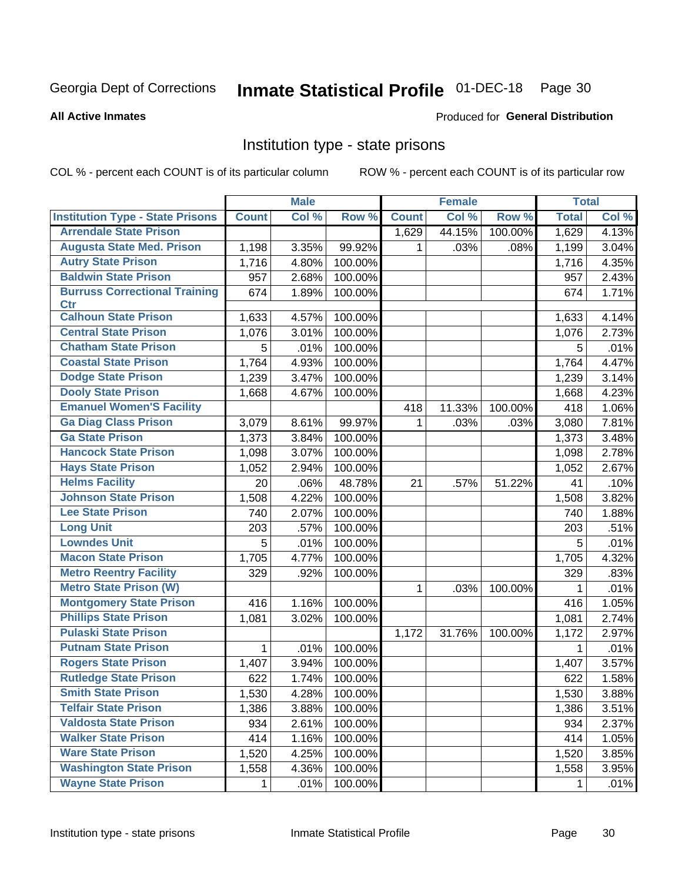Georgia Dept of Corrections **Inmate Statistical Profile** 01-DEC-18

**All Active Inmates**

Produced for **General Distribution**

## Institution type - state prisons

COL % - percent each COUNT is of its particular column ROW % - percent each COUNT is of its particular row

| | Male | | | Female | | | Total | |
|---|---|---|---|---|---|---|---|---|
| **Institution Type - State Prisons** | **Count** | **Col %** | **Row %** | **Count** | **Col %** | **Row %** | **Total** | **Col %** |
| **Arrendale State Prison** | | | | 1,629 | 44.15% | 100.00% | 1,629 | 4.13% |
| **Augusta State Med. Prison** | 1,198 | 3.35% | 99.92% | 1 | .03% | .08% | 1,199 | 3.04% |
| **Autry State Prison** | 1,716 | 4.80% | 100.00% | | | | 1,716 | 4.35% |
| **Baldwin State Prison** | 957 | 2.68% | 100.00% | | | | 957 | 2.43% |
| **Burruss Correctional Training Ctr** | 674 | 1.89% | 100.00% | | | | 674 | 1.71% |
| **Calhoun State Prison** | 1,633 | 4.57% | 100.00% | | | | 1,633 | 4.14% |
| **Central State Prison** | 1,076 | 3.01% | 100.00% | | | | 1,076 | 2.73% |
| **Chatham State Prison** | 5 | .01% | 100.00% | | | | 5 | .01% |
| **Coastal State Prison** | 1,764 | 4.93% | 100.00% | | | | 1,764 | 4.47% |
| **Dodge State Prison** | 1,239 | 3.47% | 100.00% | | | | 1,239 | 3.14% |
| **Dooly State Prison** | 1,668 | 4.67% | 100.00% | | | | 1,668 | 4.23% |
| **Emanuel Women'S Facility** | | | | 418 | 11.33% | 100.00% | 418 | 1.06% |
| **Ga Diag Class Prison** | 3,079 | 8.61% | 99.97% | 1 | .03% | .03% | 3,080 | 7.81% |
| **Ga State Prison** | 1,373 | 3.84% | 100.00% | | | | 1,373 | 3.48% |
| **Hancock State Prison** | 1,098 | 3.07% | 100.00% | | | | 1,098 | 2.78% |
| **Hays State Prison** | 1,052 | 2.94% | 100.00% | | | | 1,052 | 2.67% |
| **Helms Facility** | 20 | .06% | 48.78% | 21 | .57% | 51.22% | 41 | .10% |
| **Johnson State Prison** | 1,508 | 4.22% | 100.00% | | | | 1,508 | 3.82% |
| **Lee State Prison** | 740 | 2.07% | 100.00% | | | | 740 | 1.88% |
| **Long Unit** | 203 | .57% | 100.00% | | | | 203 | .51% |
| **Lowndes Unit** | 5 | .01% | 100.00% | | | | 5 | .01% |
| **Macon State Prison** | 1,705 | 4.77% | 100.00% | | | | 1,705 | 4.32% |
| **Metro Reentry Facility** | 329 | .92% | 100.00% | | | | 329 | .83% |
| **Metro State Prison (W)** | | | | 1 | .03% | 100.00% | 1 | .01% |
| **Montgomery State Prison** | 416 | 1.16% | 100.00% | | | | 416 | 1.05% |
| **Phillips State Prison** | 1,081 | 3.02% | 100.00% | | | | 1,081 | 2.74% |
| **Pulaski State Prison** | | | | 1,172 | 31.76% | 100.00% | 1,172 | 2.97% |
| **Putnam State Prison** | 1 | .01% | 100.00% | | | | 1 | .01% |
| **Rogers State Prison** | 1,407 | 3.94% | 100.00% | | | | 1,407 | 3.57% |
| **Rutledge State Prison** | 622 | 1.74% | 100.00% | | | | 622 | 1.58% |
| **Smith State Prison** | 1,530 | 4.28% | 100.00% | | | | 1,530 | 3.88% |
| **Telfair State Prison** | 1,386 | 3.88% | 100.00% | | | | 1,386 | 3.51% |
| **Valdosta State Prison** | 934 | 2.61% | 100.00% | | | | 934 | 2.37% |
| **Walker State Prison** | 414 | 1.16% | 100.00% | | | | 414 | 1.05% |
| **Ware State Prison** | 1,520 | 4.25% | 100.00% | | | | 1,520 | 3.85% |
| **Washington State Prison** | 1,558 | 4.36% | 100.00% | | | | 1,558 | 3.95% |
| **Wayne State Prison** | 1 | .01% | 100.00% | | | | 1 | .01% |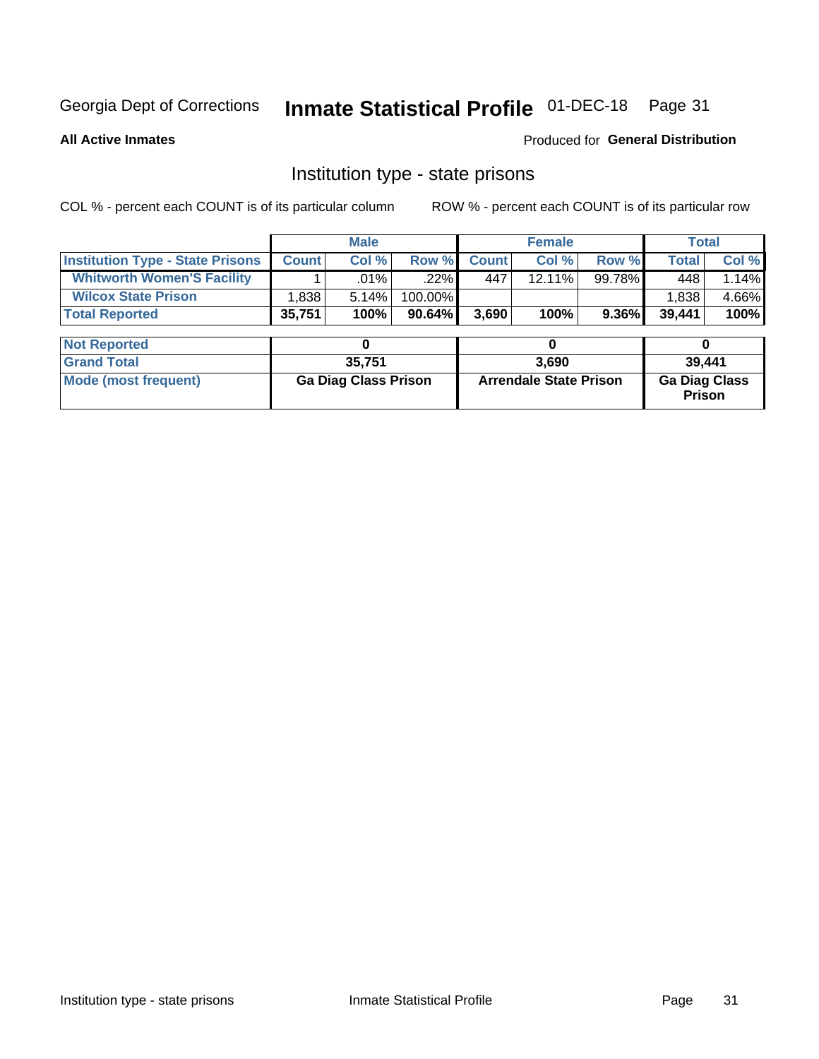Georgia Dept of Corrections **Inmate Statistical Profile** 01-DEC-18

**All Active Inmates**

Produced for **General Distribution**

## Institution type - state prisons

COL % - percent each COUNT is of its particular column    ROW % - percent each COUNT is of its particular row

| | Male | | | Female | | | Total | |
|---|---|---|---|---|---|---|---|---|
| **Institution Type - State Prisons** | **Count** | **Col %** | **Row %** | **Count** | **Col %** | **Row %** | **Total** | **Col %** |
| **Whitworth Women'S Facility** | 1 | .01% | .22% | 447 | 12.11% | 99.78% | 448 | 1.14% |
| **Wilcox State Prison** | 1,838 | 5.14% | 100.00% | | | | 1,838 | 4.66% |
| **Total Reported** | **35,751** | **100%** | **90.64%** | **3,690** | **100%** | **9.36%** | **39,441** | **100%** |

| | Male | Female | Total |
|---|---|---|---|
| **Not Reported** | **0** | **0** | **0** |
| **Grand Total** | **35,751** | **3,690** | **39,441** |
| **Mode (most frequent)** | **Ga Diag Class Prison** | **Arrendale State Prison** | **Ga Diag Class Prison** |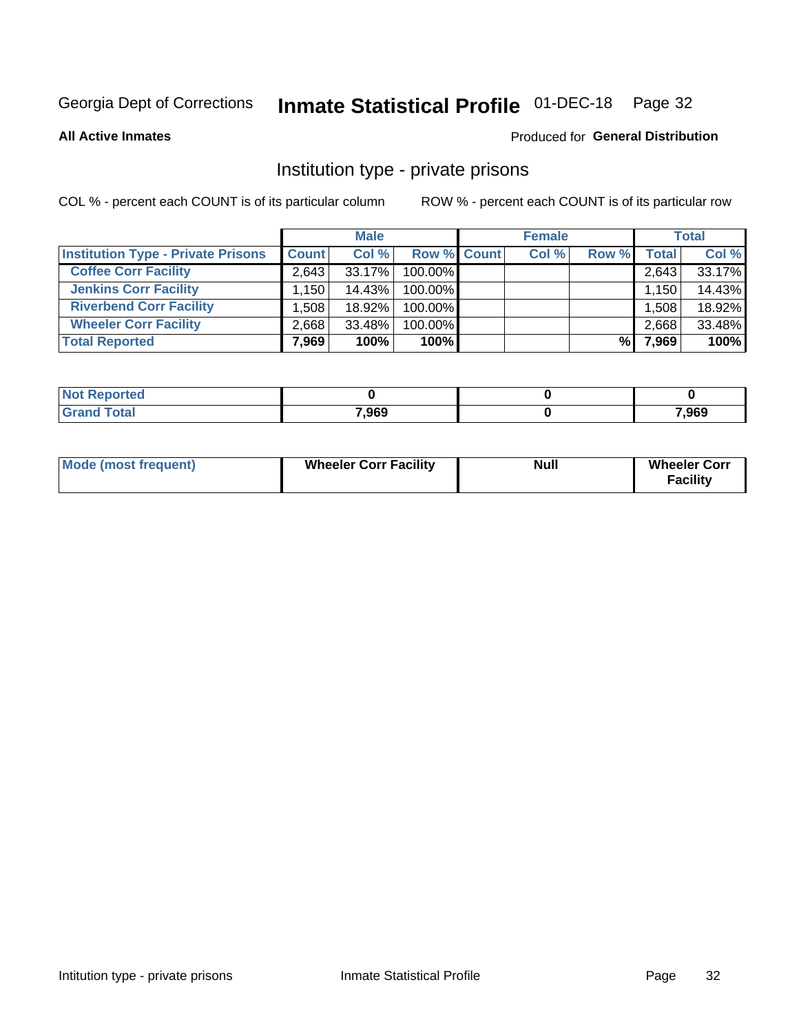Georgia Dept of Corrections **Inmate Statistical Profile** 01-DEC-18 Page 32

**All Active Inmates**

Produced for **General Distribution**

## Institution type - private prisons

COL % - percent each COUNT is of its particular column

ROW % - percent each COUNT is of its particular row

| | Male | | | Female | | | Total | |
|---|---|---|---|---|---|---|---|---|
| **Institution Type - Private Prisons** | **Count** | **Col %** | **Row %** | **Count** | **Col %** | **Row %** | **Total** | **Col %** |
| **Coffee Corr Facility** | 2,643 | 33.17% | 100.00% | | | | 2,643 | 33.17% |
| **Jenkins Corr Facility** | 1,150 | 14.43% | 100.00% | | | | 1,150 | 14.43% |
| **Riverbend Corr Facility** | 1,508 | 18.92% | 100.00% | | | | 1,508 | 18.92% |
| **Wheeler Corr Facility** | 2,668 | 33.48% | 100.00% | | | | 2,668 | 33.48% |
| **Total Reported** | **7,969** | **100%** | **100%** | | | **%** | **7,969** | **100%** |

| | Male | Female | Total |
|---|---|---|---|
| **Not Reported** | **0** | **0** | **0** |
| **Grand Total** | **7,969** | **0** | **7,969** |

| | Male | Female | Total |
|---|---|---|---|
| **Mode (most frequent)** | **Wheeler Corr Facility** | **Null** | **Wheeler Corr Facility** |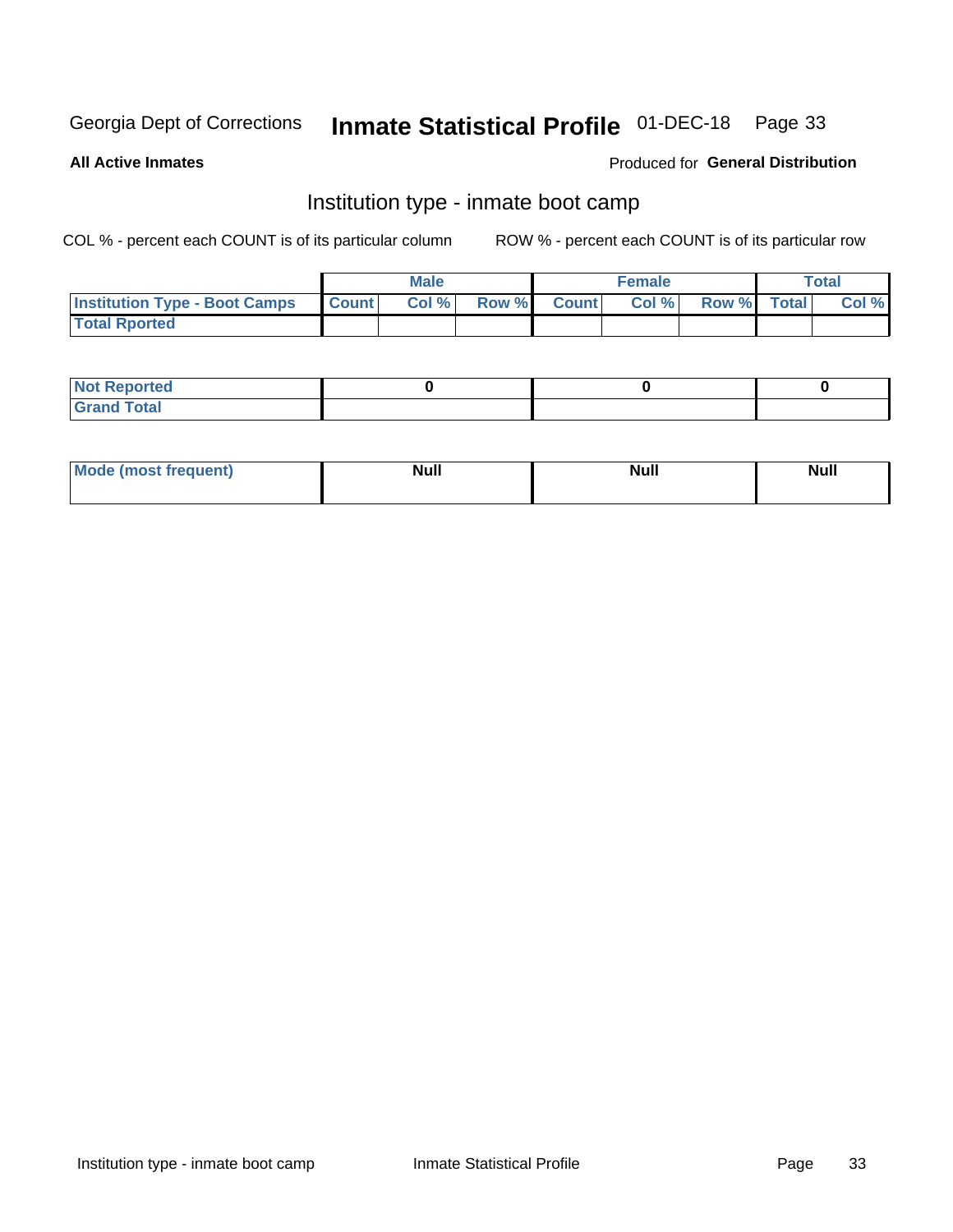Georgia Dept of Corrections **Inmate Statistical Profile** 01-DEC-18

**All Active Inmates**

Produced for **General Distribution**

## Institution type - inmate boot camp

COL % - percent each COUNT is of its particular column

ROW % - percent each COUNT is of its particular row

| | Male | | | Female | | | Total | |
|---|---|---|---|---|---|---|---|---|
| **Institution Type - Boot Camps** | **Count** | **Col %** | **Row %** | **Count** | **Col %** | **Row %** | **Total** | **Col %** |
| **Total Rported** | | | | | | | | |

| | Male | Female | Total |
|---|---|---|---|
| **Not Reported** | 0 | 0 | 0 |
| **Grand Total** | | | |

| | Male | Female | Total |
|---|---|---|---|
| **Mode (most frequent)** | Null | Null | Null |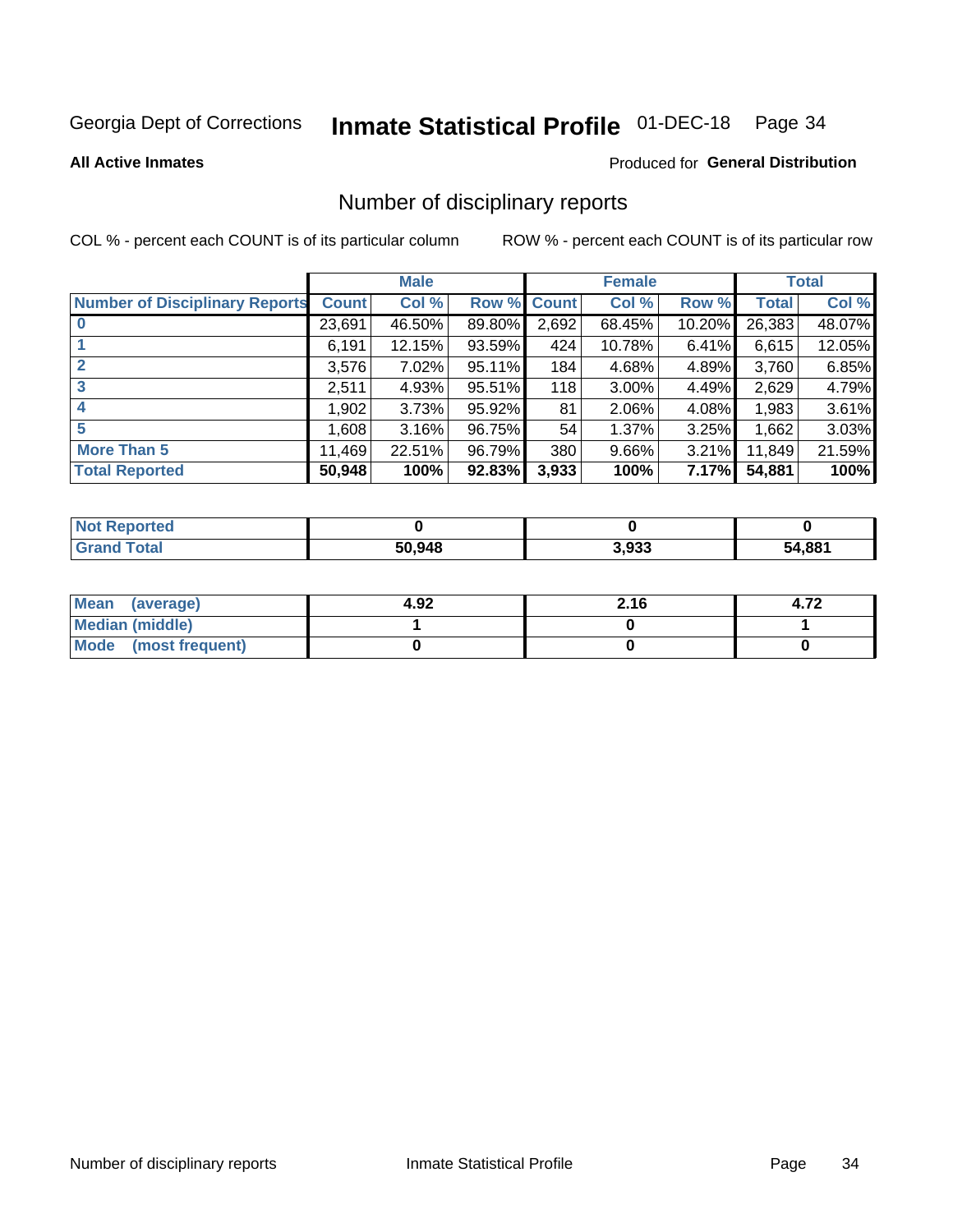Georgia Dept of Corrections **Inmate Statistical Profile** 01-DEC-18

**All Active Inmates**

Produced for **General Distribution**

## Number of disciplinary reports

COL % - percent each COUNT is of its particular column     ROW % - percent each COUNT is of its particular row

| | Male | | | Female | | | Total | |
|---|---|---|---|---|---|---|---|---|
| **Number of Disciplinary Reports** | **Count** | **Col %** | **Row %** | **Count** | **Col %** | **Row %** | **Total** | **Col %** |
| **0** | 23,691 | 46.50% | 89.80% | 2,692 | 68.45% | 10.20% | 26,383 | 48.07% |
| **1** | 6,191 | 12.15% | 93.59% | 424 | 10.78% | 6.41% | 6,615 | 12.05% |
| **2** | 3,576 | 7.02% | 95.11% | 184 | 4.68% | 4.89% | 3,760 | 6.85% |
| **3** | 2,511 | 4.93% | 95.51% | 118 | 3.00% | 4.49% | 2,629 | 4.79% |
| **4** | 1,902 | 3.73% | 95.92% | 81 | 2.06% | 4.08% | 1,983 | 3.61% |
| **5** | 1,608 | 3.16% | 96.75% | 54 | 1.37% | 3.25% | 1,662 | 3.03% |
| **More Than 5** | 11,469 | 22.51% | 96.79% | 380 | 9.66% | 3.21% | 11,849 | 21.59% |
| **Total Reported** | **50,948** | **100%** | **92.83%** | **3,933** | **100%** | **7.17%** | **54,881** | **100%** |

| | Male | Female | Total |
|---|---|---|---|
| **Not Reported** | **0** | **0** | **0** |
| **Grand Total** | **50,948** | **3,933** | **54,881** |

| | Male | Female | Total |
|---|---|---|---|
| **Mean (average)** | **4.92** | **2.16** | **4.72** |
| **Median (middle)** | **1** | **0** | **1** |
| **Mode (most frequent)** | **0** | **0** | **0** |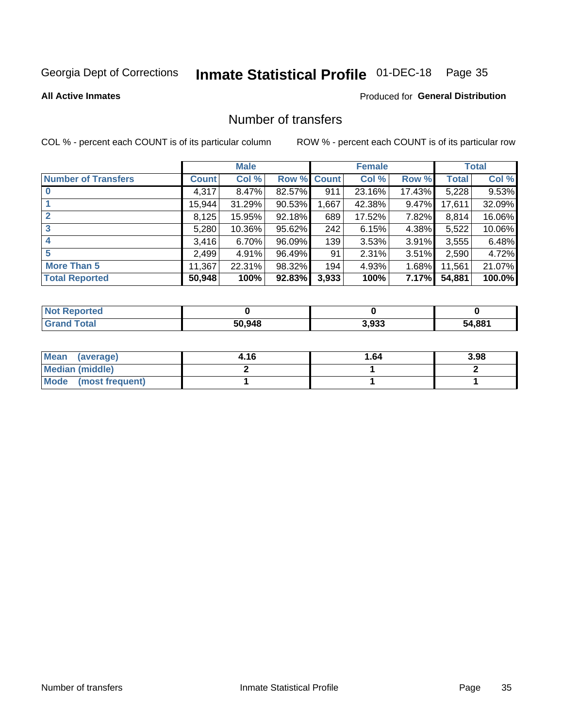Georgia Dept of Corrections **Inmate Statistical Profile** 01-DEC-18

**All Active Inmates**

Produced for **General Distribution**

## Number of transfers

COL % - percent each COUNT is of its particular column

ROW % - percent each COUNT is of its particular row

| | Male | | | Female | | | Total | |
|---|---|---|---|---|---|---|---|---|
| **Number of Transfers** | **Count** | **Col %** | **Row %** | **Count** | **Col %** | **Row %** | **Total** | **Col %** |
| **0** | 4,317 | 8.47% | 82.57% | 911 | 23.16% | 17.43% | 5,228 | 9.53% |
| **1** | 15,944 | 31.29% | 90.53% | 1,667 | 42.38% | 9.47% | 17,611 | 32.09% |
| **2** | 8,125 | 15.95% | 92.18% | 689 | 17.52% | 7.82% | 8,814 | 16.06% |
| **3** | 5,280 | 10.36% | 95.62% | 242 | 6.15% | 4.38% | 5,522 | 10.06% |
| **4** | 3,416 | 6.70% | 96.09% | 139 | 3.53% | 3.91% | 3,555 | 6.48% |
| **5** | 2,499 | 4.91% | 96.49% | 91 | 2.31% | 3.51% | 2,590 | 4.72% |
| **More Than 5** | 11,367 | 22.31% | 98.32% | 194 | 4.93% | 1.68% | 11,561 | 21.07% |
| **Total Reported** | **50,948** | **100%** | **92.83%** | **3,933** | **100%** | **7.17%** | **54,881** | **100.0%** |

| | Male | Female | Total |
|---|---|---|---|
| **Not Reported** | **0** | **0** | **0** |
| **Grand Total** | **50,948** | **3,933** | **54,881** |

| | Male | Female | Total |
|---|---|---|---|
| **Mean (average)** | **4.16** | **1.64** | **3.98** |
| **Median (middle)** | **2** | **1** | **2** |
| **Mode (most frequent)** | **1** | **1** | **1** |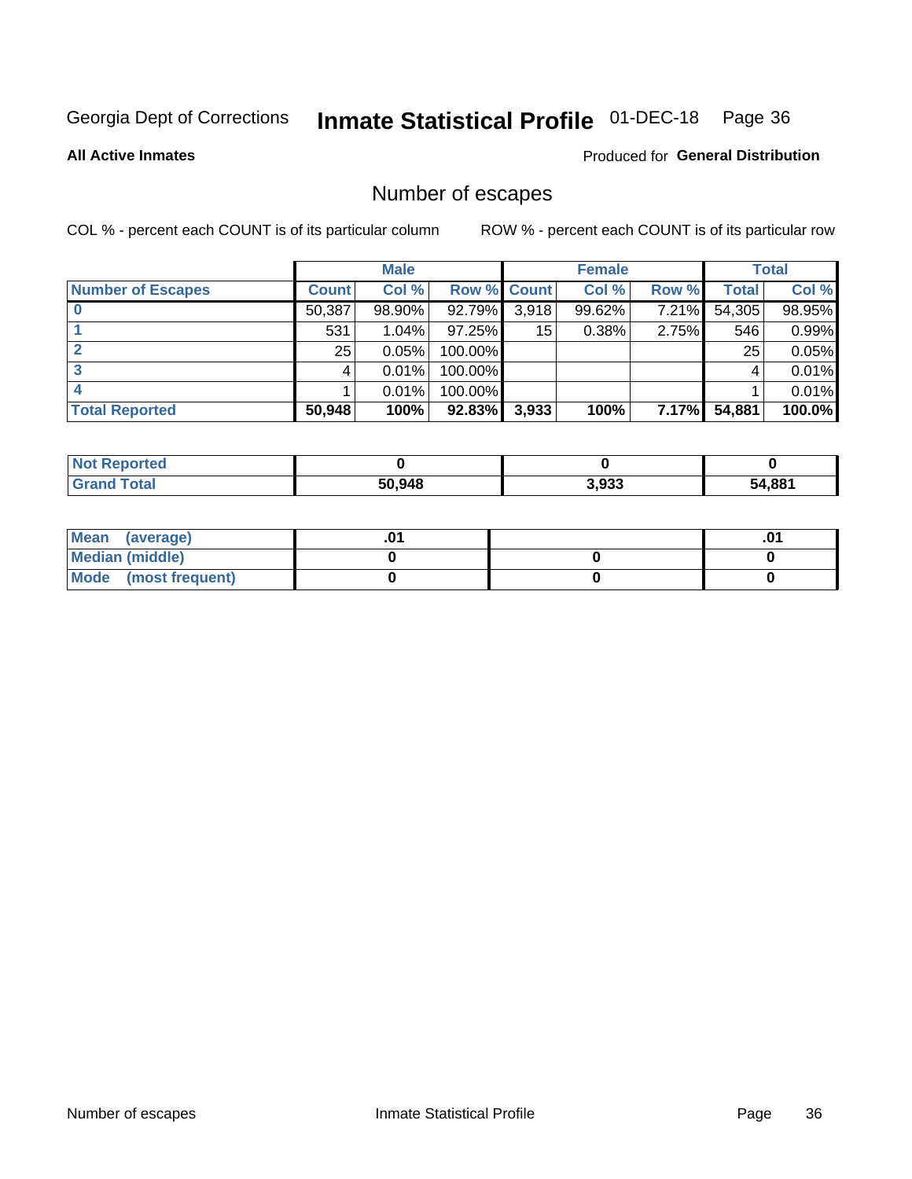Georgia Dept of Corrections **Inmate Statistical Profile** 01-DEC-18

**All Active Inmates**

Produced for **General Distribution**

# Number of escapes

COL % - percent each COUNT is of its particular column

ROW % - percent each COUNT is of its particular row

| | Male | | | Female | | | Total | |
|---|---|---|---|---|---|---|---|---|
| Number of Escapes | Count | Col % | Row % | Count | Col % | Row % | Total | Col % |
| 0 | 50,387 | 98.90% | 92.79% | 3,918 | 99.62% | 7.21% | 54,305 | 98.95% |
| 1 | 531 | 1.04% | 97.25% | 15 | 0.38% | 2.75% | 546 | 0.99% |
| 2 | 25 | 0.05% | 100.00% | | | | 25 | 0.05% |
| 3 | 4 | 0.01% | 100.00% | | | | 4 | 0.01% |
| 4 | 1 | 0.01% | 100.00% | | | | 1 | 0.01% |
| **Total Reported** | **50,948** | **100%** | **92.83%** | **3,933** | **100%** | **7.17%** | **54,881** | **100.0%** |

| | Male | Female | Total |
|---|---|---|---|
| Not Reported | **0** | **0** | **0** |
| Grand Total | **50,948** | **3,933** | **54,881** |

| | Male | Female | Total |
|---|---|---|---|
| Mean (average) | **.01** | | **.01** |
| Median (middle) | **0** | **0** | **0** |
| Mode (most frequent) | **0** | **0** | **0** |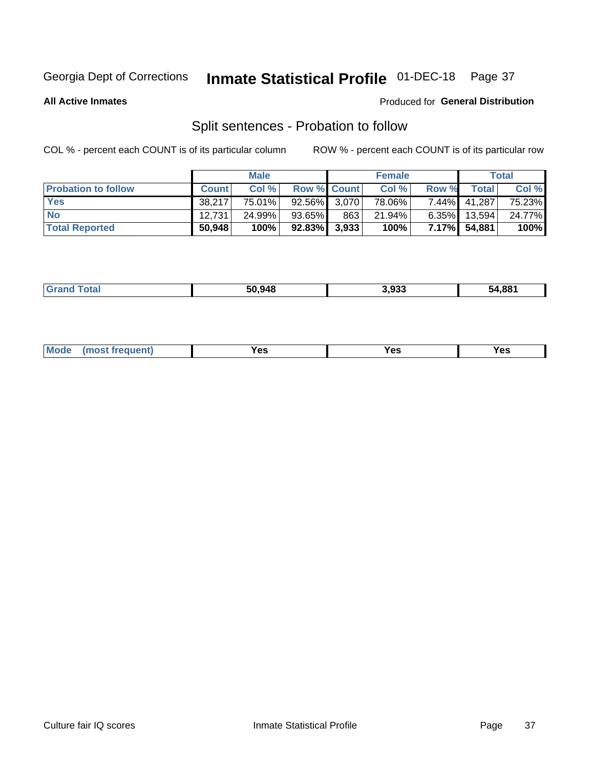Georgia Dept of Corrections **Inmate Statistical Profile** 01-DEC-18

**All Active Inmates**

Produced for **General Distribution**

## Split sentences - Probation to follow

COL % - percent each COUNT is of its particular column

ROW % - percent each COUNT is of its particular row

| | Male | | | Female | | | Total | |
|---|---|---|---|---|---|---|---|---|
| **Probation to follow** | **Count** | **Col %** | **Row %** | **Count** | **Col %** | **Row %** | **Total** | **Col %** |
| **Yes** | 38,217 | 75.01% | 92.56% | 3,070 | 78.06% | 7.44% | 41,287 | 75.23% |
| **No** | 12,731 | 24.99% | 93.65% | 863 | 21.94% | 6.35% | 13,594 | 24.77% |
| **Total Reported** | **50,948** | **100%** | **92.83%** | **3,933** | **100%** | **7.17%** | **54,881** | **100%** |

| | | | |
|---|---|---|---|
| **Grand Total** | **50,948** | **3,933** | **54,881** |

| | | | |
|---|---|---|---|
| **Mode (most frequent)** | **Yes** | **Yes** | **Yes** |

Culture fair IQ scores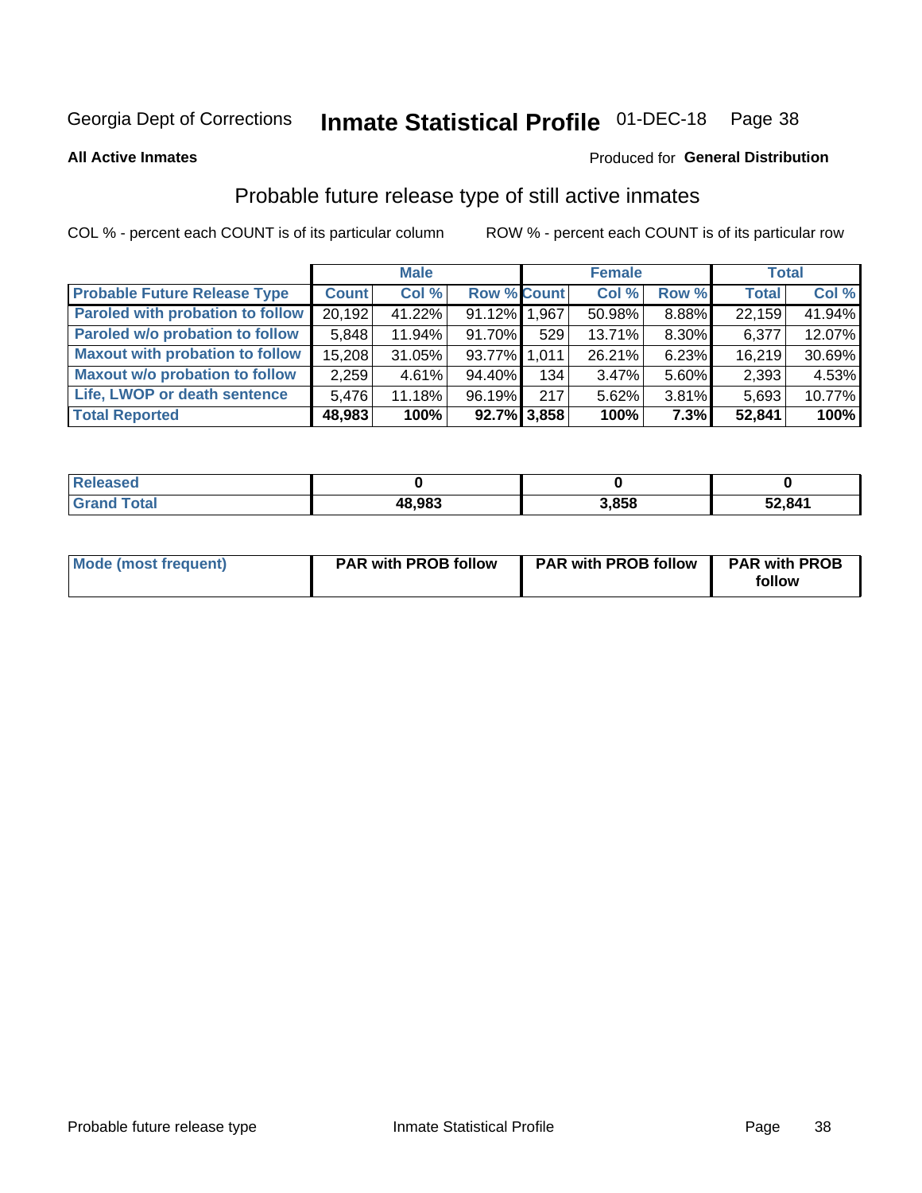Georgia Dept of Corrections **Inmate Statistical Profile** 01-DEC-18

**All Active Inmates**

Produced for **General Distribution**

## Probable future release type of still active inmates

COL % - percent each COUNT is of its particular column

ROW % - percent each COUNT is of its particular row

| | Male | | | Female | | | Total | |
|---|---|---|---|---|---|---|---|---|
| **Probable Future Release Type** | **Count** | **Col %** | **Row %** | **Count** | **Col %** | **Row %** | **Total** | **Col %** |
| Paroled with probation to follow | 20,192 | 41.22% | 91.12% | 1,967 | 50.98% | 8.88% | 22,159 | 41.94% |
| Paroled w/o probation to follow | 5,848 | 11.94% | 91.70% | 529 | 13.71% | 8.30% | 6,377 | 12.07% |
| Maxout with probation to follow | 15,208 | 31.05% | 93.77% | 1,011 | 26.21% | 6.23% | 16,219 | 30.69% |
| Maxout w/o probation to follow | 2,259 | 4.61% | 94.40% | 134 | 3.47% | 5.60% | 2,393 | 4.53% |
| Life, LWOP or death sentence | 5,476 | 11.18% | 96.19% | 217 | 5.62% | 3.81% | 5,693 | 10.77% |
| **Total Reported** | **48,983** | **100%** | **92.7%** | **3,858** | **100%** | **7.3%** | **52,841** | **100%** |

| | Male | Female | Total |
|---|---|---|---|
| Released | 0 | 0 | 0 |
| Grand Total | 48,983 | 3,858 | 52,841 |

| | Male | Female | Total |
|---|---|---|---|
| Mode (most frequent) | PAR with PROB follow | PAR with PROB follow | PAR with PROB follow |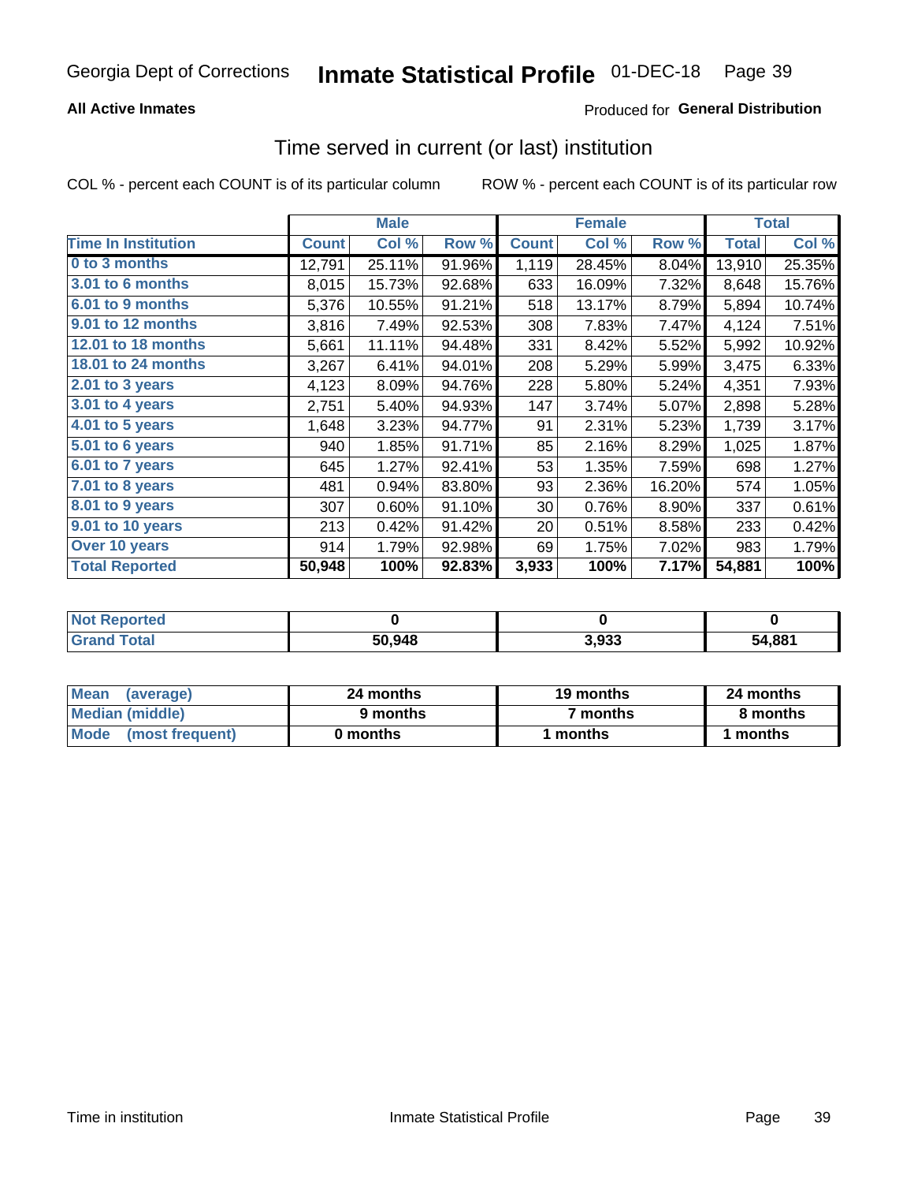Georgia Dept of Corrections **Inmate Statistical Profile** 01-DEC-18

**All Active Inmates**

Produced for **General Distribution**

## Time served in current (or last) institution

COL % - percent each COUNT is of its particular column

ROW % - percent each COUNT is of its particular row

| | Male | | | Female | | | Total | |
|---|---|---|---|---|---|---|---|---|
| **Time In Institution** | **Count** | **Col %** | **Row %** | **Count** | **Col %** | **Row %** | **Total** | **Col %** |
| 0 to 3 months | 12,791 | 25.11% | 91.96% | 1,119 | 28.45% | 8.04% | 13,910 | 25.35% |
| 3.01 to 6 months | 8,015 | 15.73% | 92.68% | 633 | 16.09% | 7.32% | 8,648 | 15.76% |
| 6.01 to 9 months | 5,376 | 10.55% | 91.21% | 518 | 13.17% | 8.79% | 5,894 | 10.74% |
| 9.01 to 12 months | 3,816 | 7.49% | 92.53% | 308 | 7.83% | 7.47% | 4,124 | 7.51% |
| 12.01 to 18 months | 5,661 | 11.11% | 94.48% | 331 | 8.42% | 5.52% | 5,992 | 10.92% |
| 18.01 to 24 months | 3,267 | 6.41% | 94.01% | 208 | 5.29% | 5.99% | 3,475 | 6.33% |
| 2.01 to 3 years | 4,123 | 8.09% | 94.76% | 228 | 5.80% | 5.24% | 4,351 | 7.93% |
| 3.01 to 4 years | 2,751 | 5.40% | 94.93% | 147 | 3.74% | 5.07% | 2,898 | 5.28% |
| 4.01 to 5 years | 1,648 | 3.23% | 94.77% | 91 | 2.31% | 5.23% | 1,739 | 3.17% |
| 5.01 to 6 years | 940 | 1.85% | 91.71% | 85 | 2.16% | 8.29% | 1,025 | 1.87% |
| 6.01 to 7 years | 645 | 1.27% | 92.41% | 53 | 1.35% | 7.59% | 698 | 1.27% |
| 7.01 to 8 years | 481 | 0.94% | 83.80% | 93 | 2.36% | 16.20% | 574 | 1.05% |
| 8.01 to 9 years | 307 | 0.60% | 91.10% | 30 | 0.76% | 8.90% | 337 | 0.61% |
| 9.01 to 10 years | 213 | 0.42% | 91.42% | 20 | 0.51% | 8.58% | 233 | 0.42% |
| Over 10 years | 914 | 1.79% | 92.98% | 69 | 1.75% | 7.02% | 983 | 1.79% |
| **Total Reported** | **50,948** | **100%** | **92.83%** | **3,933** | **100%** | **7.17%** | **54,881** | **100%** |

| | Male | Female | Total |
|---|---|---|---|
| Not Reported | **0** | **0** | **0** |
| Grand Total | **50,948** | **3,933** | **54,881** |

| | Male | Female | Total |
|---|---|---|---|
| Mean (average) | **24 months** | **19 months** | **24 months** |
| Median (middle) | **9 months** | **7 months** | **8 months** |
| Mode (most frequent) | **0 months** | **1 months** | **1 months** |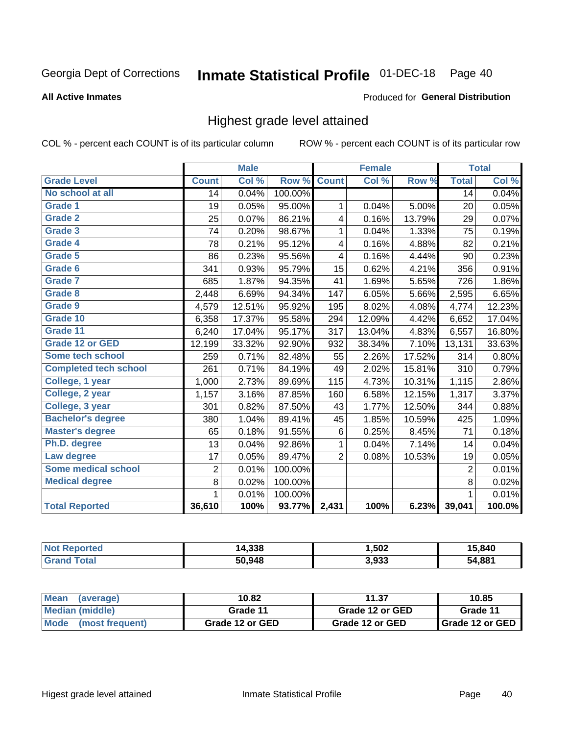Georgia Dept of Corrections **Inmate Statistical Profile** 01-DEC-18 Page 40

**All Active Inmates**

Produced for **General Distribution**

## Highest grade level attained

COL % - percent each COUNT is of its particular column

ROW % - percent each COUNT is of its particular row

| | Male | | | Female | | | Total | |
|---|---|---|---|---|---|---|---|---|
| **Grade Level** | **Count** | **Col %** | **Row %** | **Count** | **Col %** | **Row %** | **Total** | **Col %** |
| No school at all | 14 | 0.04% | 100.00% | | | | 14 | 0.04% |
| Grade 1 | 19 | 0.05% | 95.00% | 1 | 0.04% | 5.00% | 20 | 0.05% |
| Grade 2 | 25 | 0.07% | 86.21% | 4 | 0.16% | 13.79% | 29 | 0.07% |
| Grade 3 | 74 | 0.20% | 98.67% | 1 | 0.04% | 1.33% | 75 | 0.19% |
| Grade 4 | 78 | 0.21% | 95.12% | 4 | 0.16% | 4.88% | 82 | 0.21% |
| Grade 5 | 86 | 0.23% | 95.56% | 4 | 0.16% | 4.44% | 90 | 0.23% |
| Grade 6 | 341 | 0.93% | 95.79% | 15 | 0.62% | 4.21% | 356 | 0.91% |
| Grade 7 | 685 | 1.87% | 94.35% | 41 | 1.69% | 5.65% | 726 | 1.86% |
| Grade 8 | 2,448 | 6.69% | 94.34% | 147 | 6.05% | 5.66% | 2,595 | 6.65% |
| Grade 9 | 4,579 | 12.51% | 95.92% | 195 | 8.02% | 4.08% | 4,774 | 12.23% |
| Grade 10 | 6,358 | 17.37% | 95.58% | 294 | 12.09% | 4.42% | 6,652 | 17.04% |
| Grade 11 | 6,240 | 17.04% | 95.17% | 317 | 13.04% | 4.83% | 6,557 | 16.80% |
| Grade 12 or GED | 12,199 | 33.32% | 92.90% | 932 | 38.34% | 7.10% | 13,131 | 33.63% |
| Some tech school | 259 | 0.71% | 82.48% | 55 | 2.26% | 17.52% | 314 | 0.80% |
| Completed tech school | 261 | 0.71% | 84.19% | 49 | 2.02% | 15.81% | 310 | 0.79% |
| College, 1 year | 1,000 | 2.73% | 89.69% | 115 | 4.73% | 10.31% | 1,115 | 2.86% |
| College, 2 year | 1,157 | 3.16% | 87.85% | 160 | 6.58% | 12.15% | 1,317 | 3.37% |
| College, 3 year | 301 | 0.82% | 87.50% | 43 | 1.77% | 12.50% | 344 | 0.88% |
| Bachelor's degree | 380 | 1.04% | 89.41% | 45 | 1.85% | 10.59% | 425 | 1.09% |
| Master's degree | 65 | 0.18% | 91.55% | 6 | 0.25% | 8.45% | 71 | 0.18% |
| Ph.D. degree | 13 | 0.04% | 92.86% | 1 | 0.04% | 7.14% | 14 | 0.04% |
| Law degree | 17 | 0.05% | 89.47% | 2 | 0.08% | 10.53% | 19 | 0.05% |
| Some medical school | 2 | 0.01% | 100.00% | | | | 2 | 0.01% |
| Medical degree | 8 | 0.02% | 100.00% | | | | 8 | 0.02% |
| | 1 | 0.01% | 100.00% | | | | 1 | 0.01% |
| **Total Reported** | **36,610** | **100%** | **93.77%** | **2,431** | **100%** | **6.23%** | **39,041** | **100.0%** |

| | Male | Female | Total |
|---|---|---|---|
| Not Reported | 14,338 | 1,502 | 15,840 |
| Grand Total | 50,948 | 3,933 | 54,881 |

| | Male | Female | Total |
|---|---|---|---|
| Mean (average) | 10.82 | 11.37 | 10.85 |
| Median (middle) | Grade 11 | Grade 12 or GED | Grade 11 |
| Mode (most frequent) | Grade 12 or GED | Grade 12 or GED | Grade 12 or GED |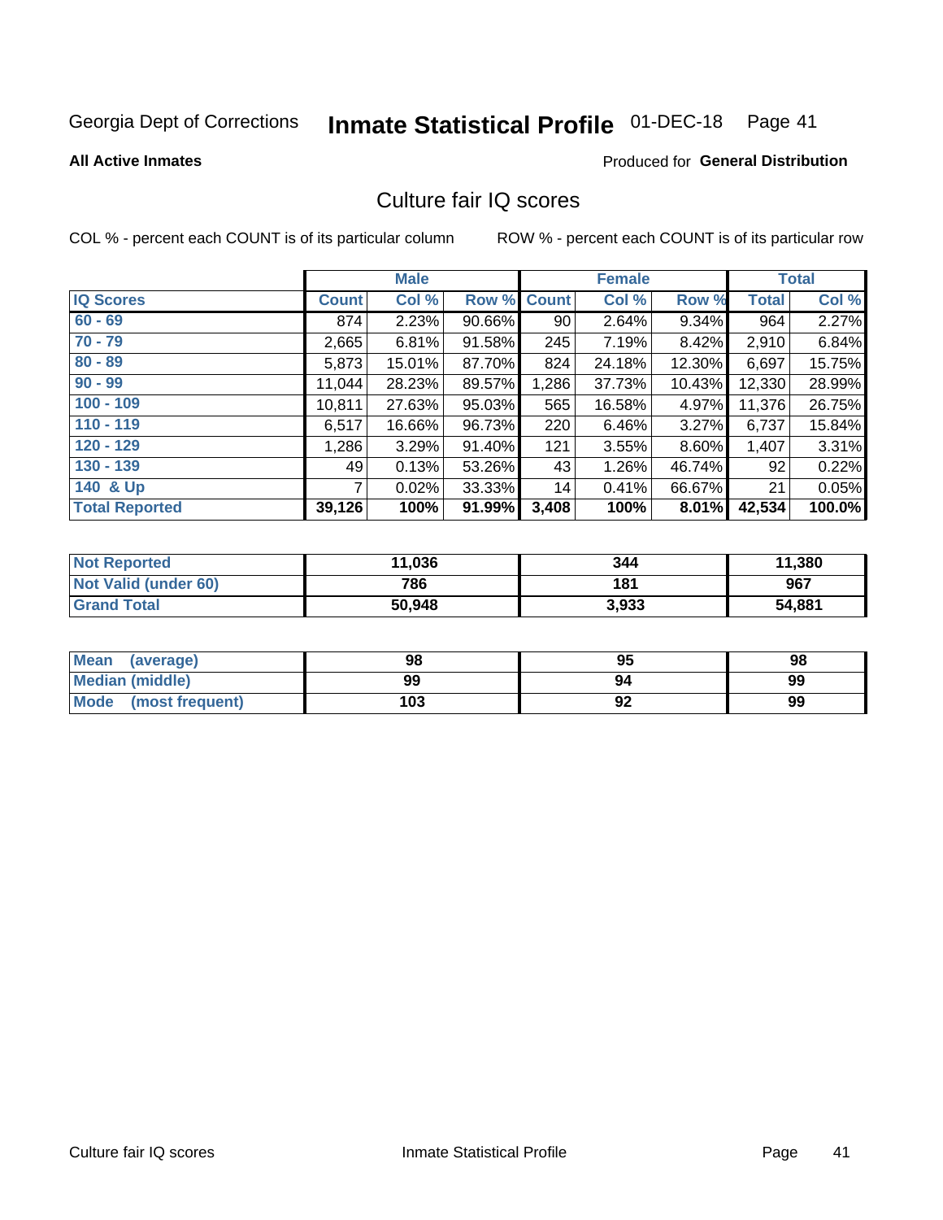Georgia Dept of Corrections **Inmate Statistical Profile** 01-DEC-18

**All Active Inmates**

Produced for **General Distribution**

## Culture fair IQ scores

COL % - percent each COUNT is of its particular column

ROW % - percent each COUNT is of its particular row

| | Male | | | Female | | | Total | |
|---|---|---|---|---|---|---|---|---|
| **IQ Scores** | **Count** | **Col %** | **Row %** | **Count** | **Col %** | **Row %** | **Total** | **Col %** |
| 60 - 69 | 874 | 2.23% | 90.66% | 90 | 2.64% | 9.34% | 964 | 2.27% |
| 70 - 79 | 2,665 | 6.81% | 91.58% | 245 | 7.19% | 8.42% | 2,910 | 6.84% |
| 80 - 89 | 5,873 | 15.01% | 87.70% | 824 | 24.18% | 12.30% | 6,697 | 15.75% |
| 90 - 99 | 11,044 | 28.23% | 89.57% | 1,286 | 37.73% | 10.43% | 12,330 | 28.99% |
| 100 - 109 | 10,811 | 27.63% | 95.03% | 565 | 16.58% | 4.97% | 11,376 | 26.75% |
| 110 - 119 | 6,517 | 16.66% | 96.73% | 220 | 6.46% | 3.27% | 6,737 | 15.84% |
| 120 - 129 | 1,286 | 3.29% | 91.40% | 121 | 3.55% | 8.60% | 1,407 | 3.31% |
| 130 - 139 | 49 | 0.13% | 53.26% | 43 | 1.26% | 46.74% | 92 | 0.22% |
| 140 & Up | 7 | 0.02% | 33.33% | 14 | 0.41% | 66.67% | 21 | 0.05% |
| **Total Reported** | **39,126** | **100%** | **91.99%** | **3,408** | **100%** | **8.01%** | **42,534** | **100.0%** |

| | Male | Female | Total |
|---|---|---|---|
| Not Reported | 11,036 | 344 | 11,380 |
| Not Valid (under 60) | 786 | 181 | 967 |
| Grand Total | 50,948 | 3,933 | 54,881 |

| | Male | Female | Total |
|---|---|---|---|
| Mean (average) | 98 | 95 | 98 |
| Median (middle) | 99 | 94 | 99 |
| Mode (most frequent) | 103 | 92 | 99 |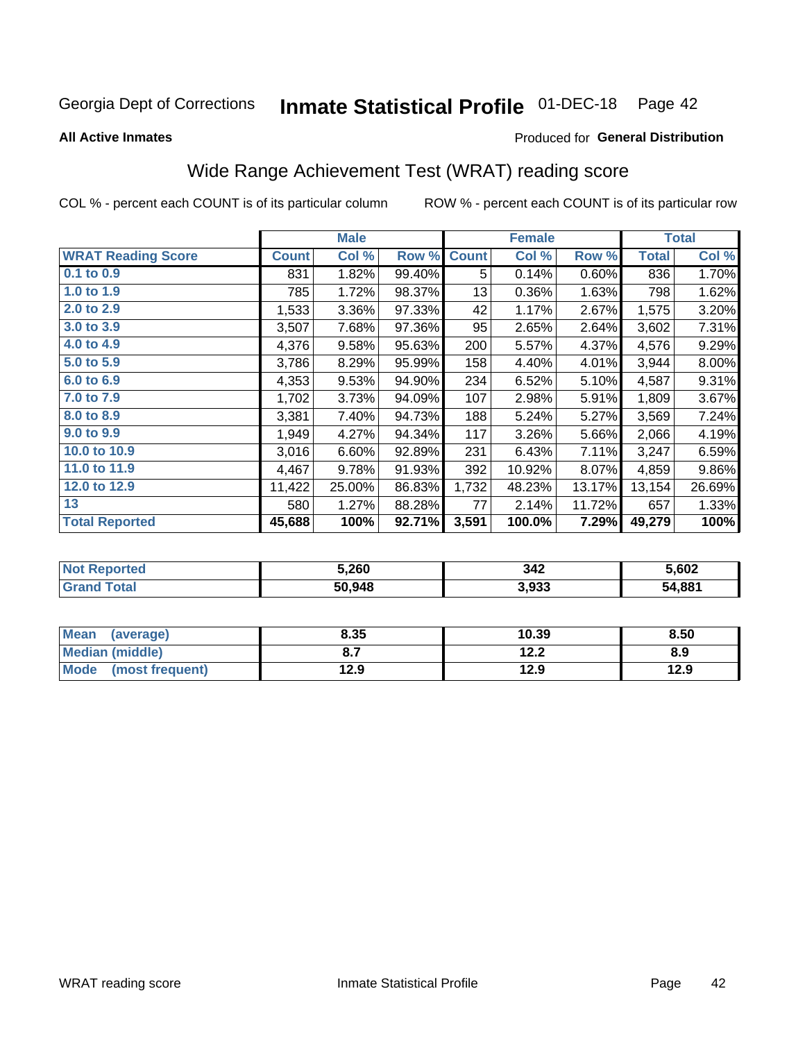Georgia Dept of Corrections **Inmate Statistical Profile** 01-DEC-18

**All Active Inmates**

Produced for **General Distribution**

## Wide Range Achievement Test (WRAT) reading score

COL % - percent each COUNT is of its particular column ROW % - percent each COUNT is of its particular row

| | Male | | | Female | | | Total | |
|---|---|---|---|---|---|---|---|---|
| **WRAT Reading Score** | **Count** | **Col %** | **Row %** | **Count** | **Col %** | **Row %** | **Total** | **Col %** |
| **0.1 to 0.9** | 831 | 1.82% | 99.40% | 5 | 0.14% | 0.60% | 836 | 1.70% |
| **1.0 to 1.9** | 785 | 1.72% | 98.37% | 13 | 0.36% | 1.63% | 798 | 1.62% |
| **2.0 to 2.9** | 1,533 | 3.36% | 97.33% | 42 | 1.17% | 2.67% | 1,575 | 3.20% |
| **3.0 to 3.9** | 3,507 | 7.68% | 97.36% | 95 | 2.65% | 2.64% | 3,602 | 7.31% |
| **4.0 to 4.9** | 4,376 | 9.58% | 95.63% | 200 | 5.57% | 4.37% | 4,576 | 9.29% |
| **5.0 to 5.9** | 3,786 | 8.29% | 95.99% | 158 | 4.40% | 4.01% | 3,944 | 8.00% |
| **6.0 to 6.9** | 4,353 | 9.53% | 94.90% | 234 | 6.52% | 5.10% | 4,587 | 9.31% |
| **7.0 to 7.9** | 1,702 | 3.73% | 94.09% | 107 | 2.98% | 5.91% | 1,809 | 3.67% |
| **8.0 to 8.9** | 3,381 | 7.40% | 94.73% | 188 | 5.24% | 5.27% | 3,569 | 7.24% |
| **9.0 to 9.9** | 1,949 | 4.27% | 94.34% | 117 | 3.26% | 5.66% | 2,066 | 4.19% |
| **10.0 to 10.9** | 3,016 | 6.60% | 92.89% | 231 | 6.43% | 7.11% | 3,247 | 6.59% |
| **11.0 to 11.9** | 4,467 | 9.78% | 91.93% | 392 | 10.92% | 8.07% | 4,859 | 9.86% |
| **12.0 to 12.9** | 11,422 | 25.00% | 86.83% | 1,732 | 48.23% | 13.17% | 13,154 | 26.69% |
| **13** | 580 | 1.27% | 88.28% | 77 | 2.14% | 11.72% | 657 | 1.33% |
| **Total Reported** | **45,688** | **100%** | **92.71%** | **3,591** | **100.0%** | **7.29%** | **49,279** | **100%** |

| | Male | Female | Total |
|---|---|---|---|
| **Not Reported** | **5,260** | **342** | **5,602** |
| **Grand Total** | **50,948** | **3,933** | **54,881** |

| | Male | Female | Total |
|---|---|---|---|
| **Mean (average)** | **8.35** | **10.39** | **8.50** |
| **Median (middle)** | **8.7** | **12.2** | **8.9** |
| **Mode (most frequent)** | **12.9** | **12.9** | **12.9** |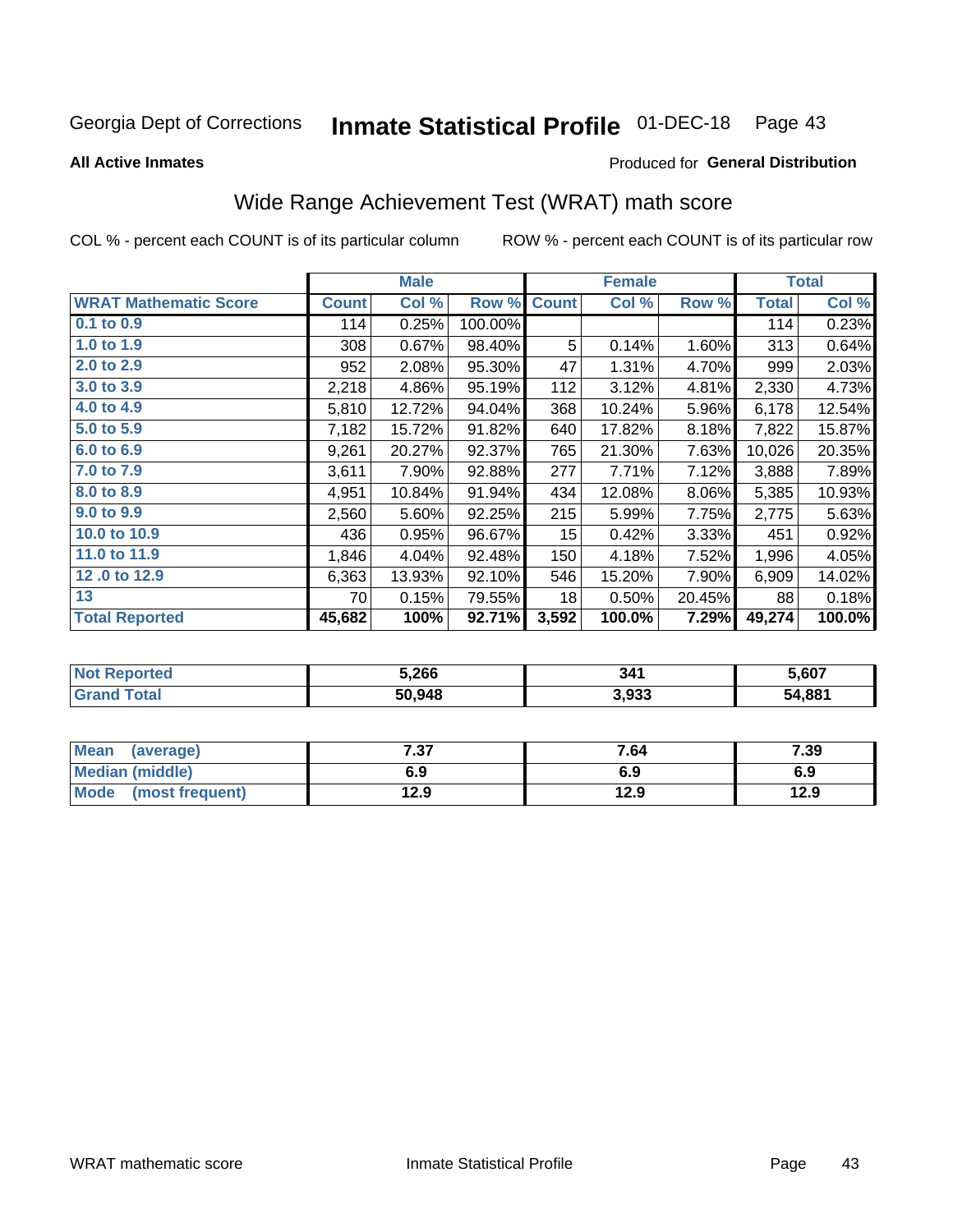Georgia Dept of Corrections **Inmate Statistical Profile** 01-DEC-18

**All Active Inmates**

Produced for **General Distribution**

## Wide Range Achievement Test (WRAT) math score

COL % - percent each COUNT is of its particular column ROW % - percent each COUNT is of its particular row

| | Male | | | Female | | | Total | |
|---|---|---|---|---|---|---|---|---|
| **WRAT Mathematic Score** | **Count** | **Col %** | **Row %** | **Count** | **Col %** | **Row %** | **Total** | **Col %** |
| 0.1 to 0.9 | 114 | 0.25% | 100.00% | | | | 114 | 0.23% |
| 1.0 to 1.9 | 308 | 0.67% | 98.40% | 5 | 0.14% | 1.60% | 313 | 0.64% |
| 2.0 to 2.9 | 952 | 2.08% | 95.30% | 47 | 1.31% | 4.70% | 999 | 2.03% |
| 3.0 to 3.9 | 2,218 | 4.86% | 95.19% | 112 | 3.12% | 4.81% | 2,330 | 4.73% |
| 4.0 to 4.9 | 5,810 | 12.72% | 94.04% | 368 | 10.24% | 5.96% | 6,178 | 12.54% |
| 5.0 to 5.9 | 7,182 | 15.72% | 91.82% | 640 | 17.82% | 8.18% | 7,822 | 15.87% |
| 6.0 to 6.9 | 9,261 | 20.27% | 92.37% | 765 | 21.30% | 7.63% | 10,026 | 20.35% |
| 7.0 to 7.9 | 3,611 | 7.90% | 92.88% | 277 | 7.71% | 7.12% | 3,888 | 7.89% |
| 8.0 to 8.9 | 4,951 | 10.84% | 91.94% | 434 | 12.08% | 8.06% | 5,385 | 10.93% |
| 9.0 to 9.9 | 2,560 | 5.60% | 92.25% | 215 | 5.99% | 7.75% | 2,775 | 5.63% |
| 10.0 to 10.9 | 436 | 0.95% | 96.67% | 15 | 0.42% | 3.33% | 451 | 0.92% |
| 11.0 to 11.9 | 1,846 | 4.04% | 92.48% | 150 | 4.18% | 7.52% | 1,996 | 4.05% |
| 12 .0 to 12.9 | 6,363 | 13.93% | 92.10% | 546 | 15.20% | 7.90% | 6,909 | 14.02% |
| 13 | 70 | 0.15% | 79.55% | 18 | 0.50% | 20.45% | 88 | 0.18% |
| **Total Reported** | **45,682** | **100%** | **92.71%** | **3,592** | **100.0%** | **7.29%** | **49,274** | **100.0%** |

| | Male | Female | Total |
|---|---|---|---|
| Not Reported | 5,266 | 341 | 5,607 |
| Grand Total | 50,948 | 3,933 | 54,881 |

| | Male | Female | Total |
|---|---|---|---|
| Mean (average) | 7.37 | 7.64 | 7.39 |
| Median (middle) | 6.9 | 6.9 | 6.9 |
| Mode (most frequent) | 12.9 | 12.9 | 12.9 |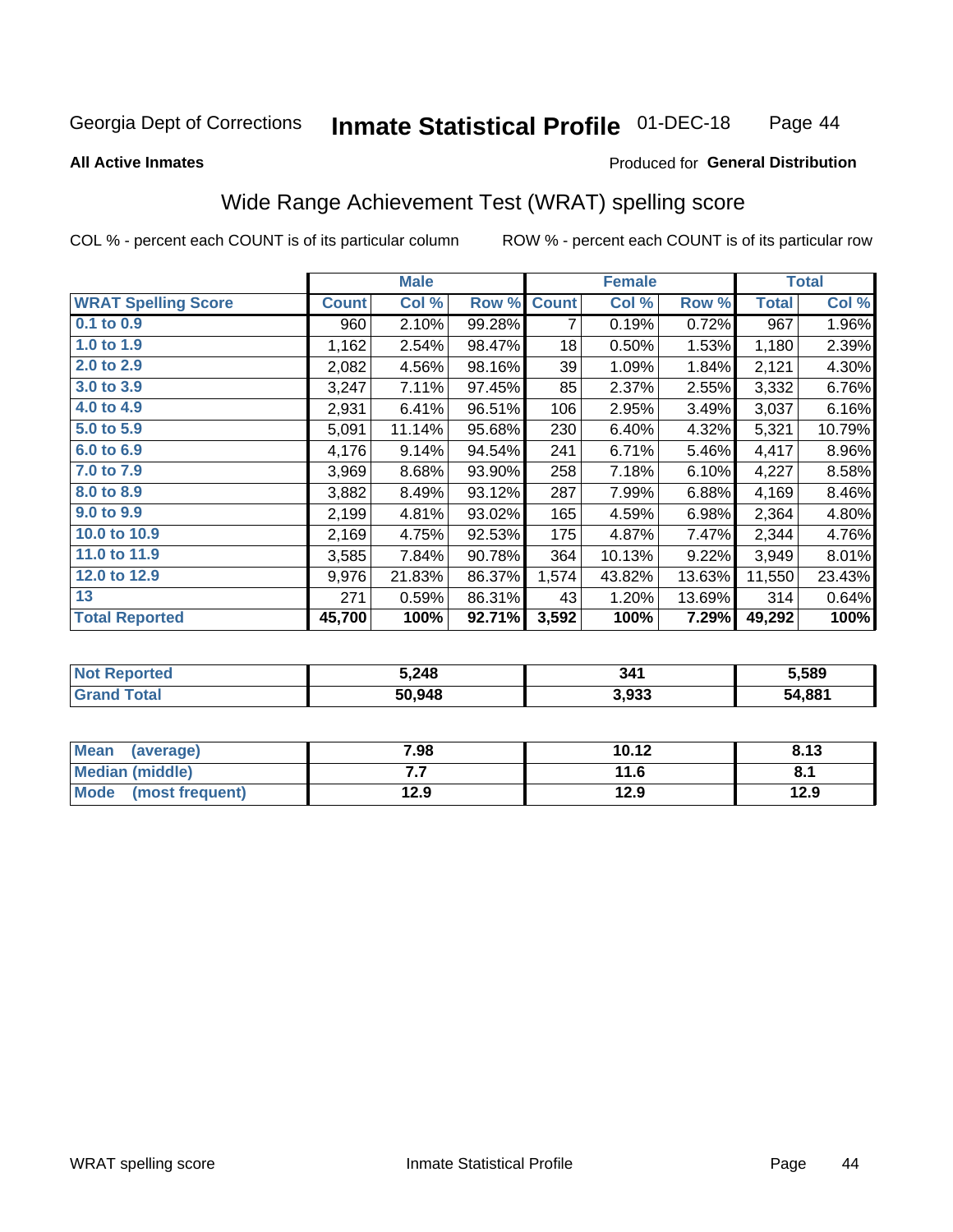Georgia Dept of Corrections **Inmate Statistical Profile** 01-DEC-18

**All Active Inmates** Produced for **General Distribution**

## Wide Range Achievement Test (WRAT) spelling score

COL % - percent each COUNT is of its particular column ROW % - percent each COUNT is of its particular row

| | Male | | | Female | | | Total | |
|---|---|---|---|---|---|---|---|---|
| **WRAT Spelling Score** | **Count** | **Col %** | **Row %** | **Count** | **Col %** | **Row %** | **Total** | **Col %** |
| 0.1 to 0.9 | 960 | 2.10% | 99.28% | 7 | 0.19% | 0.72% | 967 | 1.96% |
| 1.0 to 1.9 | 1,162 | 2.54% | 98.47% | 18 | 0.50% | 1.53% | 1,180 | 2.39% |
| 2.0 to 2.9 | 2,082 | 4.56% | 98.16% | 39 | 1.09% | 1.84% | 2,121 | 4.30% |
| 3.0 to 3.9 | 3,247 | 7.11% | 97.45% | 85 | 2.37% | 2.55% | 3,332 | 6.76% |
| 4.0 to 4.9 | 2,931 | 6.41% | 96.51% | 106 | 2.95% | 3.49% | 3,037 | 6.16% |
| 5.0 to 5.9 | 5,091 | 11.14% | 95.68% | 230 | 6.40% | 4.32% | 5,321 | 10.79% |
| 6.0 to 6.9 | 4,176 | 9.14% | 94.54% | 241 | 6.71% | 5.46% | 4,417 | 8.96% |
| 7.0 to 7.9 | 3,969 | 8.68% | 93.90% | 258 | 7.18% | 6.10% | 4,227 | 8.58% |
| 8.0 to 8.9 | 3,882 | 8.49% | 93.12% | 287 | 7.99% | 6.88% | 4,169 | 8.46% |
| 9.0 to 9.9 | 2,199 | 4.81% | 93.02% | 165 | 4.59% | 6.98% | 2,364 | 4.80% |
| 10.0 to 10.9 | 2,169 | 4.75% | 92.53% | 175 | 4.87% | 7.47% | 2,344 | 4.76% |
| 11.0 to 11.9 | 3,585 | 7.84% | 90.78% | 364 | 10.13% | 9.22% | 3,949 | 8.01% |
| 12.0 to 12.9 | 9,976 | 21.83% | 86.37% | 1,574 | 43.82% | 13.63% | 11,550 | 23.43% |
| 13 | 271 | 0.59% | 86.31% | 43 | 1.20% | 13.69% | 314 | 0.64% |
| **Total Reported** | **45,700** | **100%** | **92.71%** | **3,592** | **100%** | **7.29%** | **49,292** | **100%** |

| | Male | Female | Total |
|---|---|---|---|
| Not Reported | 5,248 | 341 | 5,589 |
| Grand Total | 50,948 | 3,933 | 54,881 |

| | Male | Female | Total |
|---|---|---|---|
| Mean (average) | 7.98 | 10.12 | 8.13 |
| Median (middle) | 7.7 | 11.6 | 8.1 |
| Mode (most frequent) | 12.9 | 12.9 | 12.9 |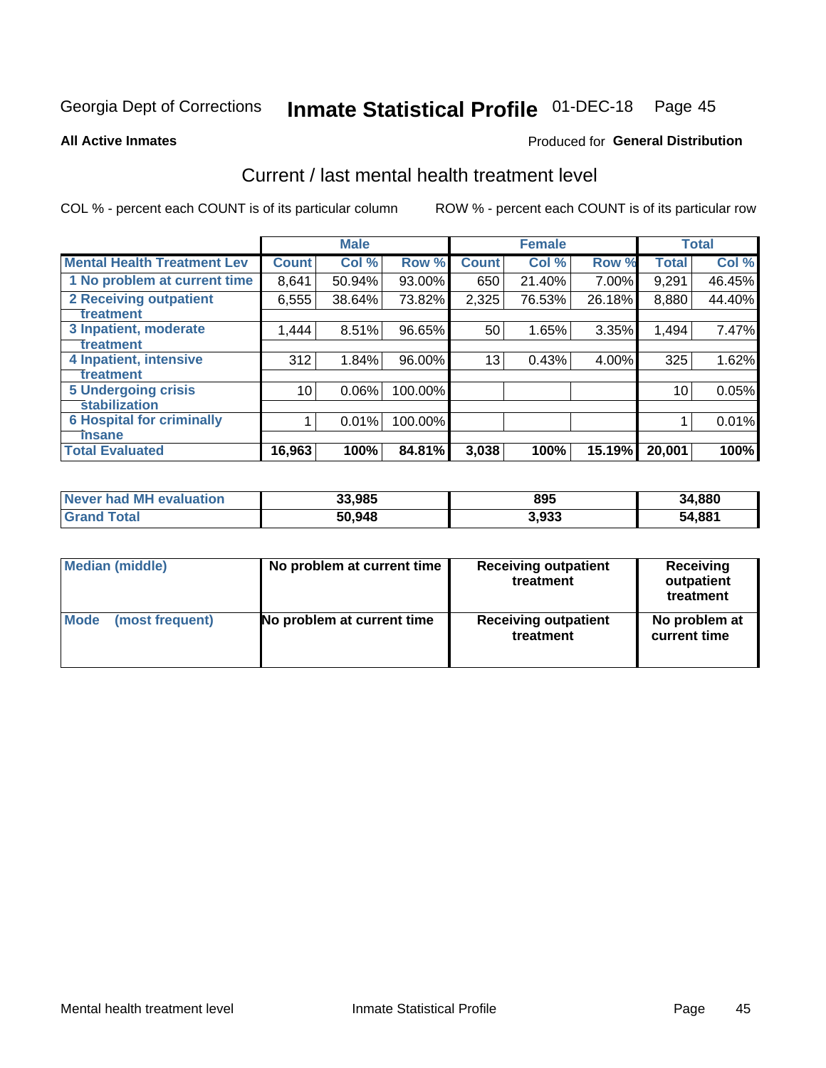Georgia Dept of Corrections **Inmate Statistical Profile** 01-DEC-18 Page 45

**All Active Inmates**

Produced for **General Distribution**

## Current / last mental health treatment level

COL % - percent each COUNT is of its particular column ROW % - percent each COUNT is of its particular row

| | Male | | | Female | | | Total | |
|---|---|---|---|---|---|---|---|---|
| **Mental Health Treatment Lev** | **Count** | **Col %** | **Row %** | **Count** | **Col %** | **Row %** | **Total** | **Col %** |
| 1 No problem at current time | 8,641 | 50.94% | 93.00% | 650 | 21.40% | 7.00% | 9,291 | 46.45% |
| 2 Receiving outpatient treatment | 6,555 | 38.64% | 73.82% | 2,325 | 76.53% | 26.18% | 8,880 | 44.40% |
| 3 Inpatient, moderate treatment | 1,444 | 8.51% | 96.65% | 50 | 1.65% | 3.35% | 1,494 | 7.47% |
| 4 Inpatient, intensive treatment | 312 | 1.84% | 96.00% | 13 | 0.43% | 4.00% | 325 | 1.62% |
| 5 Undergoing crisis stabilization | 10 | 0.06% | 100.00% | | | | 10 | 0.05% |
| 6 Hospital for criminally insane | 1 | 0.01% | 100.00% | | | | 1 | 0.01% |
| **Total Evaluated** | **16,963** | **100%** | **84.81%** | **3,038** | **100%** | **15.19%** | **20,001** | **100%** |

| | Male | Female | Total |
|---|---|---|---|
| Never had MH evaluation | **33,985** | **895** | **34,880** |
| Grand Total | **50,948** | **3,933** | **54,881** |

| | Male | Female | Total |
|---|---|---|---|
| Median (middle) | **No problem at current time** | **Receiving outpatient treatment** | **Receiving outpatient treatment** |
| Mode (most frequent) | **No problem at current time** | **Receiving outpatient treatment** | **No problem at current time** |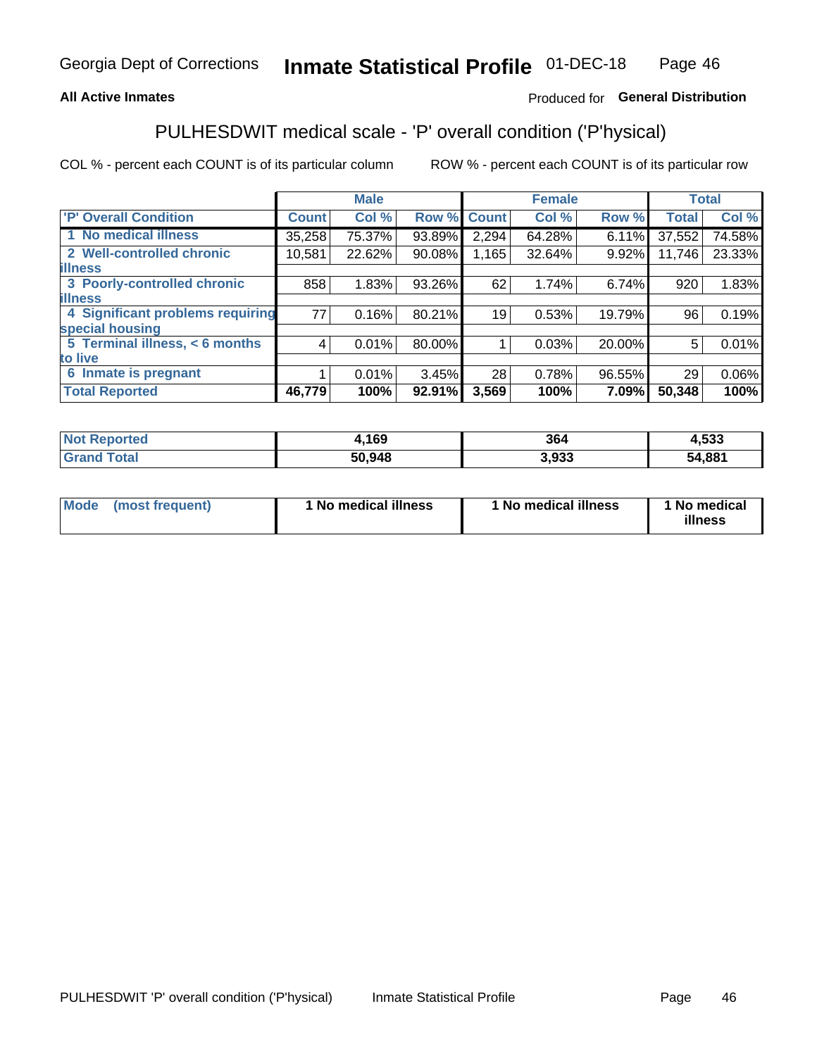Georgia Dept of Corrections **Inmate Statistical Profile** 01-DEC-18

**All Active Inmates**

Produced for **General Distribution**

## PULHESDWIT medical scale - 'P' overall condition ('P'hysical)

COL % - percent each COUNT is of its particular column

ROW % - percent each COUNT is of its particular row

| | Male | | | Female | | | Total | |
|---|---|---|---|---|---|---|---|---|
| **'P' Overall Condition** | **Count** | **Col %** | **Row %** | **Count** | **Col %** | **Row %** | **Total** | **Col %** |
| 1 No medical illness | 35,258 | 75.37% | 93.89% | 2,294 | 64.28% | 6.11% | 37,552 | 74.58% |
| 2 Well-controlled chronic illness | 10,581 | 22.62% | 90.08% | 1,165 | 32.64% | 9.92% | 11,746 | 23.33% |
| 3 Poorly-controlled chronic illness | 858 | 1.83% | 93.26% | 62 | 1.74% | 6.74% | 920 | 1.83% |
| 4 Significant problems requiring special housing | 77 | 0.16% | 80.21% | 19 | 0.53% | 19.79% | 96 | 0.19% |
| 5 Terminal illness, < 6 months to live | 4 | 0.01% | 80.00% | 1 | 0.03% | 20.00% | 5 | 0.01% |
| 6 Inmate is pregnant | 1 | 0.01% | 3.45% | 28 | 0.78% | 96.55% | 29 | 0.06% |
| **Total Reported** | **46,779** | **100%** | **92.91%** | **3,569** | **100%** | **7.09%** | **50,348** | **100%** |

| | Male | Female | Total |
|---|---|---|---|
| **Not Reported** | **4,169** | **364** | **4,533** |
| **Grand Total** | **50,948** | **3,933** | **54,881** |

| | Male | Female | Total |
|---|---|---|---|
| **Mode (most frequent)** | **1 No medical illness** | **1 No medical illness** | **1 No medical illness** |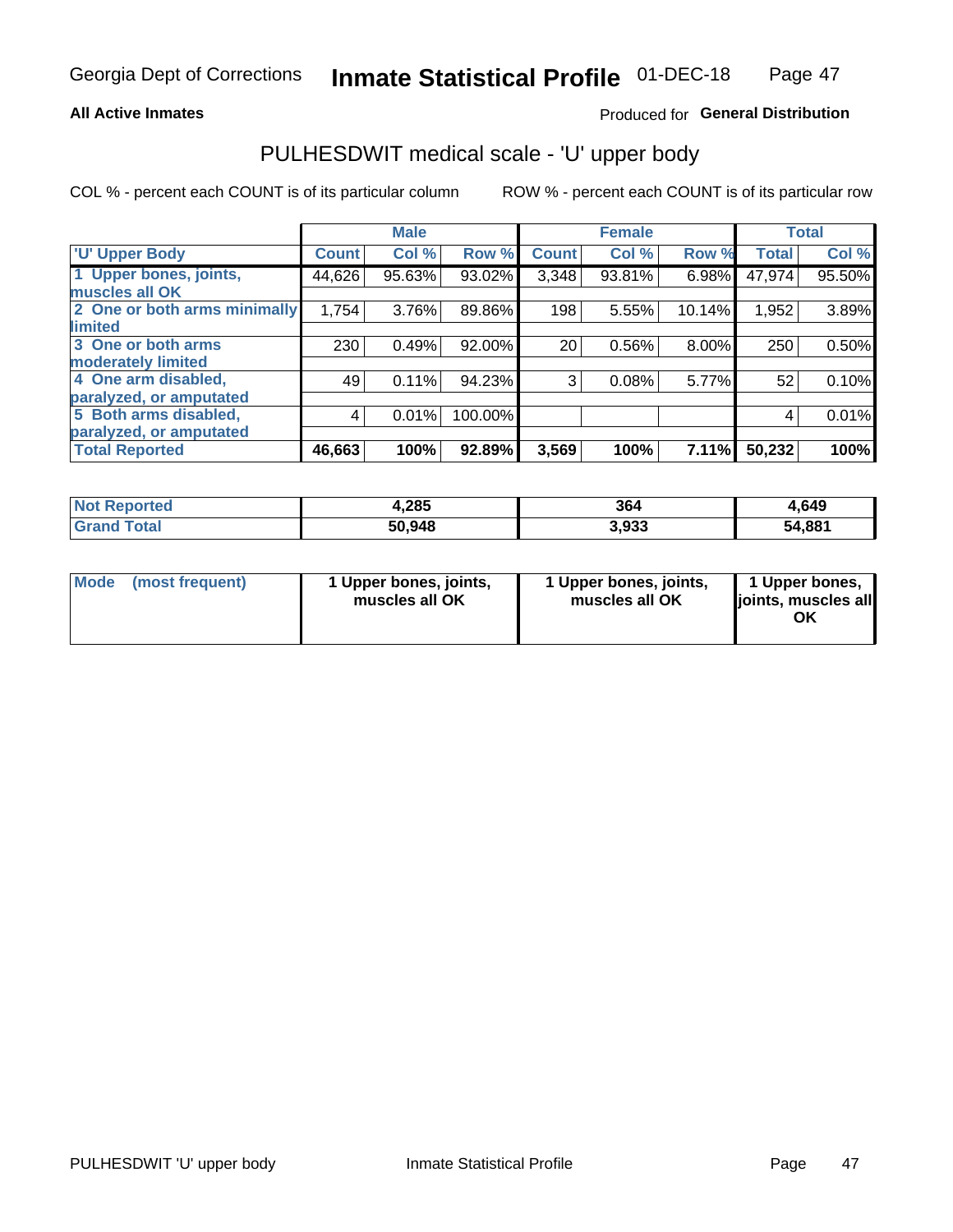Georgia Dept of Corrections **Inmate Statistical Profile** 01-DEC-18

**All Active Inmates**

Produced for **General Distribution**

## PULHESDWIT medical scale - 'U' upper body

COL % - percent each COUNT is of its particular column

ROW % - percent each COUNT is of its particular row

| | Male | | | Female | | | Total | |
|---|---|---|---|---|---|---|---|---|
| 'U' Upper Body | Count | Col % | Row % | Count | Col % | Row % | Total | Col % |
| 1 Upper bones, joints, muscles all OK | 44,626 | 95.63% | 93.02% | 3,348 | 93.81% | 6.98% | 47,974 | 95.50% |
| 2 One or both arms minimally limited | 1,754 | 3.76% | 89.86% | 198 | 5.55% | 10.14% | 1,952 | 3.89% |
| 3 One or both arms moderately limited | 230 | 0.49% | 92.00% | 20 | 0.56% | 8.00% | 250 | 0.50% |
| 4 One arm disabled, paralyzed, or amputated | 49 | 0.11% | 94.23% | 3 | 0.08% | 5.77% | 52 | 0.10% |
| 5 Both arms disabled, paralyzed, or amputated | 4 | 0.01% | 100.00% | | | | 4 | 0.01% |
| **Total Reported** | **46,663** | **100%** | **92.89%** | **3,569** | **100%** | **7.11%** | **50,232** | **100%** |

| | Male | Female | Total |
|---|---|---|---|
| Not Reported | 4,285 | 364 | 4,649 |
| Grand Total | 50,948 | 3,933 | 54,881 |

| | Male | Female | Total |
|---|---|---|---|
| Mode (most frequent) | 1 Upper bones, joints, muscles all OK | 1 Upper bones, joints, muscles all OK | 1 Upper bones, joints, muscles all OK |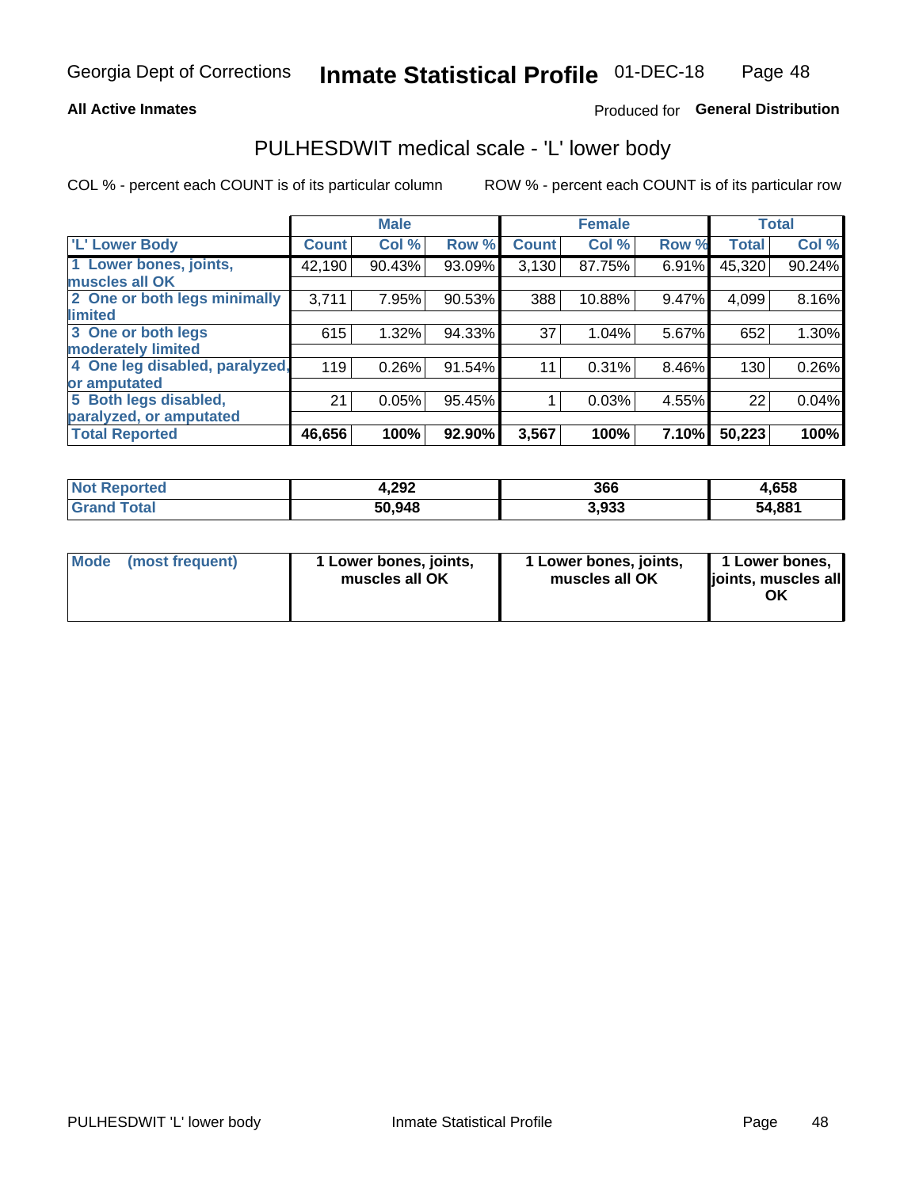Georgia Dept of Corrections **Inmate Statistical Profile** 01-DEC-18

**All Active Inmates**

Produced for **General Distribution**

# PULHESDWIT medical scale - 'L' lower body

COL % - percent each COUNT is of its particular column

ROW % - percent each COUNT is of its particular row

| | Male | | | Female | | | Total | |
|---|---|---|---|---|---|---|---|---|
| 'L' Lower Body | Count | Col % | Row % | Count | Col % | Row % | Total | Col % |
| 1 Lower bones, joints, muscles all OK | 42,190 | 90.43% | 93.09% | 3,130 | 87.75% | 6.91% | 45,320 | 90.24% |
| 2 One or both legs minimally limited | 3,711 | 7.95% | 90.53% | 388 | 10.88% | 9.47% | 4,099 | 8.16% |
| 3 One or both legs moderately limited | 615 | 1.32% | 94.33% | 37 | 1.04% | 5.67% | 652 | 1.30% |
| 4 One leg disabled, paralyzed, or amputated | 119 | 0.26% | 91.54% | 11 | 0.31% | 8.46% | 130 | 0.26% |
| 5 Both legs disabled, paralyzed, or amputated | 21 | 0.05% | 95.45% | 1 | 0.03% | 4.55% | 22 | 0.04% |
| **Total Reported** | **46,656** | **100%** | **92.90%** | **3,567** | **100%** | **7.10%** | **50,223** | **100%** |

| | Male | Female | Total |
|---|---|---|---|
| Not Reported | 4,292 | 366 | 4,658 |
| Grand Total | 50,948 | 3,933 | 54,881 |

| | Male | Female | Total |
|---|---|---|---|
| Mode (most frequent) | 1 Lower bones, joints, muscles all OK | 1 Lower bones, joints, muscles all OK | 1 Lower bones, joints, muscles all OK |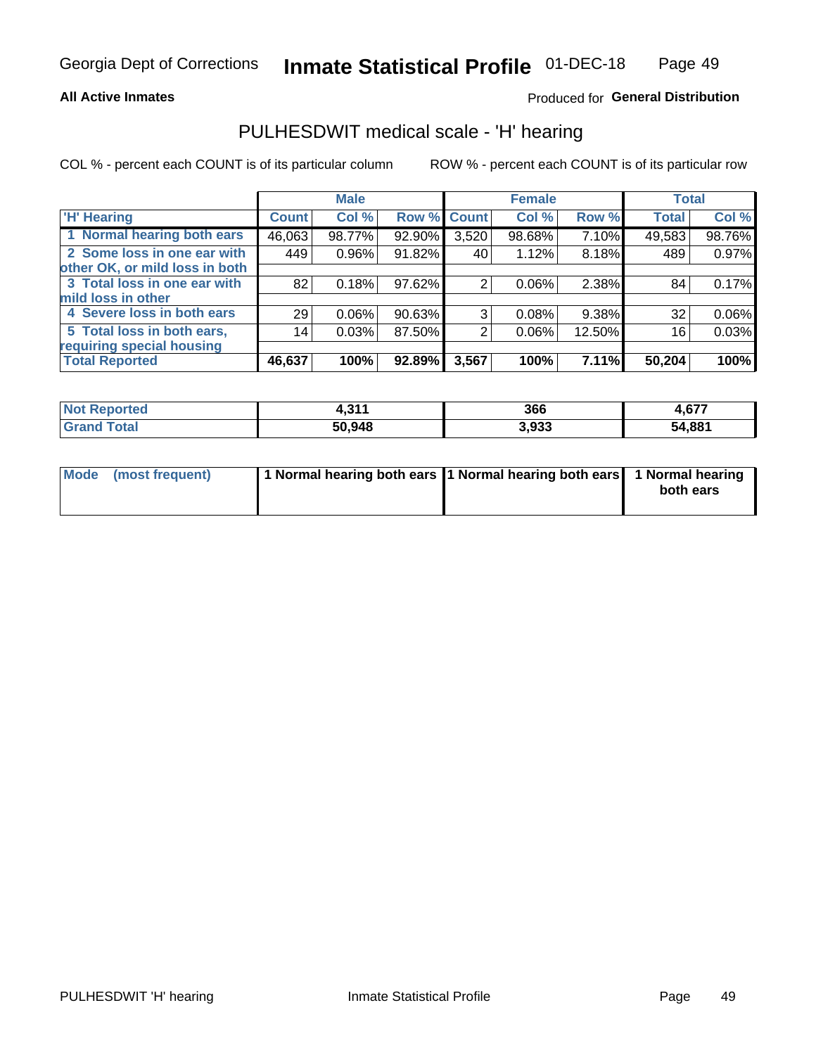Georgia Dept of Corrections **Inmate Statistical Profile** 01-DEC-18

**All Active Inmates**

Produced for **General Distribution**

## PULHESDWIT medical scale - 'H' hearing

COL % - percent each COUNT is of its particular column

ROW % - percent each COUNT is of its particular row

| | Male | | | Female | | | Total | |
|---|---|---|---|---|---|---|---|---|
| 'H' Hearing | Count | Col % | Row % | Count | Col % | Row % | Total | Col % |
| 1 Normal hearing both ears | 46,063 | 98.77% | 92.90% | 3,520 | 98.68% | 7.10% | 49,583 | 98.76% |
| 2 Some loss in one ear with other OK, or mild loss in both | 449 | 0.96% | 91.82% | 40 | 1.12% | 8.18% | 489 | 0.97% |
| 3 Total loss in one ear with mild loss in other | 82 | 0.18% | 97.62% | 2 | 0.06% | 2.38% | 84 | 0.17% |
| 4 Severe loss in both ears | 29 | 0.06% | 90.63% | 3 | 0.08% | 9.38% | 32 | 0.06% |
| 5 Total loss in both ears, requiring special housing | 14 | 0.03% | 87.50% | 2 | 0.06% | 12.50% | 16 | 0.03% |
| **Total Reported** | **46,637** | **100%** | **92.89%** | **3,567** | **100%** | **7.11%** | **50,204** | **100%** |

| | Male | Female | Total |
|---|---|---|---|
| Not Reported | 4,311 | 366 | 4,677 |
| Grand Total | 50,948 | 3,933 | 54,881 |

| | Male | Female | Total |
|---|---|---|---|
| Mode (most frequent) | 1 Normal hearing both ears | 1 Normal hearing both ears | 1 Normal hearing both ears |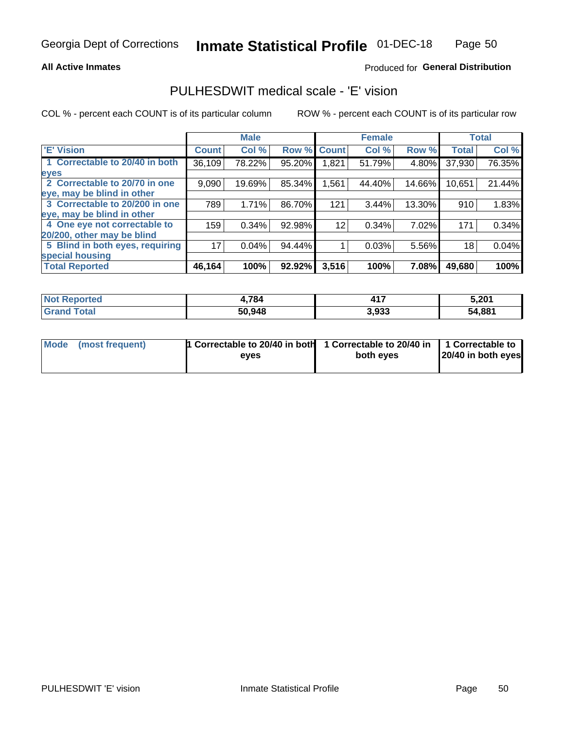Georgia Dept of Corrections **Inmate Statistical Profile** 01-DEC-18

**All Active Inmates**

Produced for **General Distribution**

# PULHESDWIT medical scale - 'E' vision

COL % - percent each COUNT is of its particular column

ROW % - percent each COUNT is of its particular row

| | Male | | | Female | | | Total | |
|---|---|---|---|---|---|---|---|---|
| 'E' Vision | Count | Col % | Row % | Count | Col % | Row % | Total | Col % |
| 1 Correctable to 20/40 in both eyes | 36,109 | 78.22% | 95.20% | 1,821 | 51.79% | 4.80% | 37,930 | 76.35% |
| 2 Correctable to 20/70 in one eye, may be blind in other | 9,090 | 19.69% | 85.34% | 1,561 | 44.40% | 14.66% | 10,651 | 21.44% |
| 3 Correctable to 20/200 in one eye, may be blind in other | 789 | 1.71% | 86.70% | 121 | 3.44% | 13.30% | 910 | 1.83% |
| 4 One eye not correctable to 20/200, other may be blind | 159 | 0.34% | 92.98% | 12 | 0.34% | 7.02% | 171 | 0.34% |
| 5 Blind in both eyes, requiring special housing | 17 | 0.04% | 94.44% | 1 | 0.03% | 5.56% | 18 | 0.04% |
| **Total Reported** | **46,164** | **100%** | **92.92%** | **3,516** | **100%** | **7.08%** | **49,680** | **100%** |

| | Male | Female | Total |
|---|---|---|---|
| Not Reported | 4,784 | 417 | 5,201 |
| Grand Total | 50,948 | 3,933 | 54,881 |

| | Male | Female | Total |
|---|---|---|---|
| Mode (most frequent) | 1 Correctable to 20/40 in both eyes | 1 Correctable to 20/40 in both eyes | 1 Correctable to 20/40 in both eyes |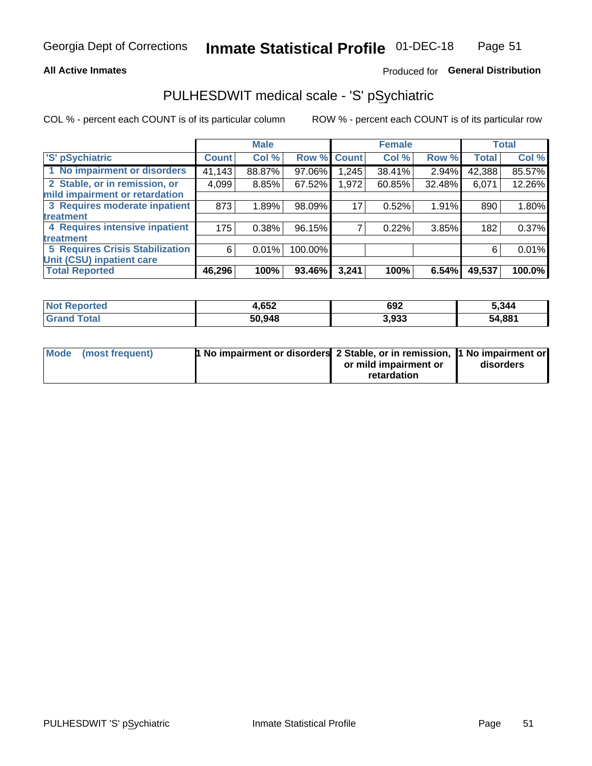# Georgia Dept of Corrections — Inmate Statistical Profile 01-DEC-18

**All Active Inmates**

Produced for **General Distribution**

## PULHESDWIT medical scale - 'S' pSychiatric

COL % - percent each COUNT is of its particular column

ROW % - percent each COUNT is of its particular row

| | Male | | | Female | | | Total | |
|---|---|---|---|---|---|---|---|---|
| 'S' pSychiatric | Count | Col % | Row % | Count | Col % | Row % | Total | Col % |
| 1 No impairment or disorders | 41,143 | 88.87% | 97.06% | 1,245 | 38.41% | 2.94% | 42,388 | 85.57% |
| 2 Stable, or in remission, or mild impairment or retardation | 4,099 | 8.85% | 67.52% | 1,972 | 60.85% | 32.48% | 6,071 | 12.26% |
| 3 Requires moderate inpatient treatment | 873 | 1.89% | 98.09% | 17 | 0.52% | 1.91% | 890 | 1.80% |
| 4 Requires intensive inpatient treatment | 175 | 0.38% | 96.15% | 7 | 0.22% | 3.85% | 182 | 0.37% |
| 5 Requires Crisis Stabilization Unit (CSU) inpatient care | 6 | 0.01% | 100.00% | | | | 6 | 0.01% |
| **Total Reported** | **46,296** | **100%** | **93.46%** | **3,241** | **100%** | **6.54%** | **49,537** | **100.0%** |

| | Male | Female | Total |
|---|---|---|---|
| Not Reported | 4,652 | 692 | 5,344 |
| Grand Total | 50,948 | 3,933 | 54,881 |

| | Male | Female | Total |
|---|---|---|---|
| Mode (most frequent) | 1 No impairment or disorders | 2 Stable, or in remission, or mild impairment or retardation | 1 No impairment or disorders |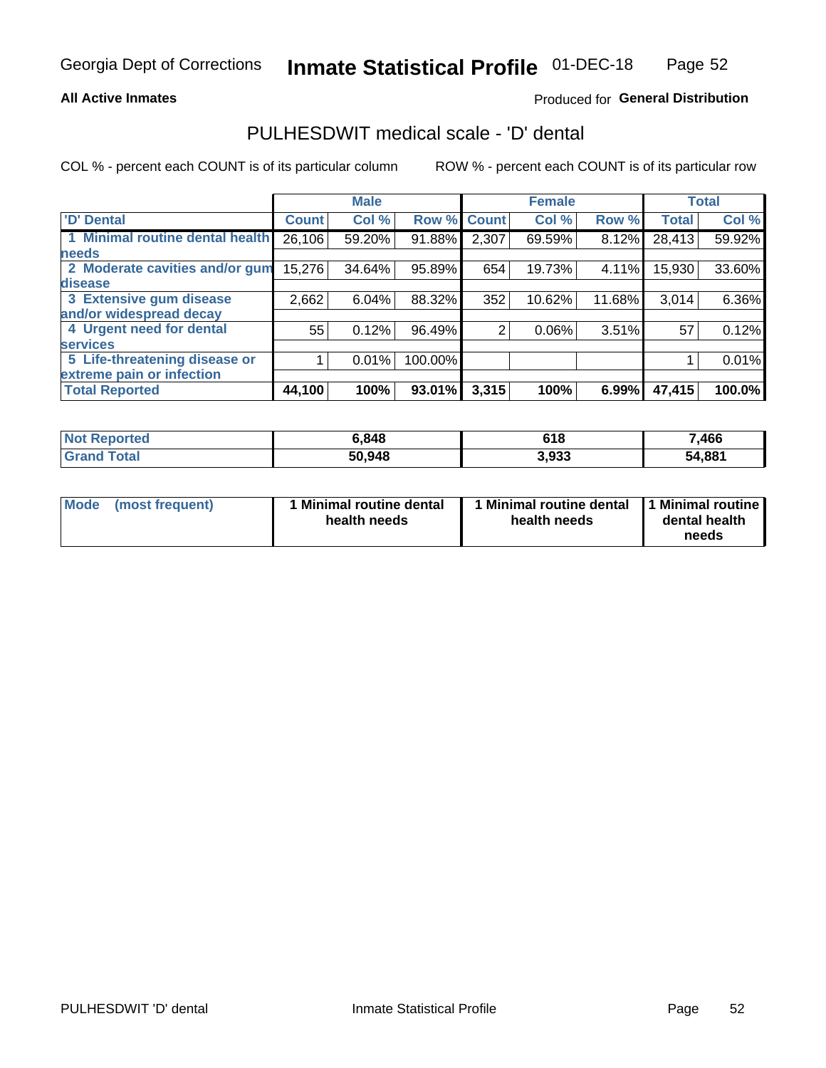Georgia Dept of Corrections **Inmate Statistical Profile** 01-DEC-18

**All Active Inmates**

Produced for **General Distribution**

## PULHESDWIT medical scale - 'D' dental

COL % - percent each COUNT is of its particular column

ROW % - percent each COUNT is of its particular row

| 'D' Dental | Male | | | Female | | | Total | |
|---|---|---|---|---|---|---|---|---|
| | Count | Col % | Row % | Count | Col % | Row % | Total | Col % |
| 1 Minimal routine dental health needs | 26,106 | 59.20% | 91.88% | 2,307 | 69.59% | 8.12% | 28,413 | 59.92% |
| 2 Moderate cavities and/or gum disease | 15,276 | 34.64% | 95.89% | 654 | 19.73% | 4.11% | 15,930 | 33.60% |
| 3 Extensive gum disease and/or widespread decay | 2,662 | 6.04% | 88.32% | 352 | 10.62% | 11.68% | 3,014 | 6.36% |
| 4 Urgent need for dental services | 55 | 0.12% | 96.49% | 2 | 0.06% | 3.51% | 57 | 0.12% |
| 5 Life-threatening disease or extreme pain or infection | 1 | 0.01% | 100.00% | | | | 1 | 0.01% |
| **Total Reported** | **44,100** | **100%** | **93.01%** | **3,315** | **100%** | **6.99%** | **47,415** | **100.0%** |

| | Male | Female | Total |
|---|---|---|---|
| **Not Reported** | **6,848** | **618** | **7,466** |
| **Grand Total** | **50,948** | **3,933** | **54,881** |

| Mode (most frequent) | Male | Female | Total |
|---|---|---|---|
| | **1 Minimal routine dental health needs** | **1 Minimal routine dental health needs** | **1 Minimal routine dental health needs** |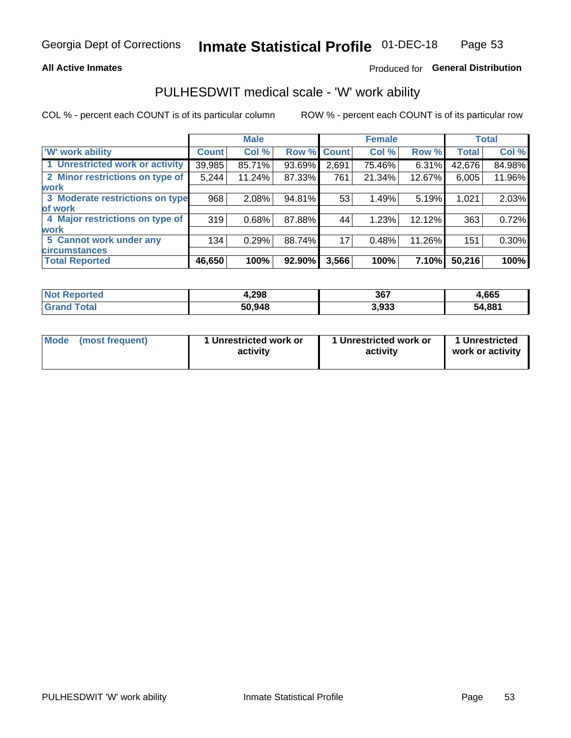Georgia Dept of Corrections **Inmate Statistical Profile** 01-DEC-18

**All Active Inmates**

Produced for **General Distribution**

## PULHESDWIT medical scale - 'W' work ability

COL % - percent each COUNT is of its particular column

ROW % - percent each COUNT is of its particular row

| | Male | | | Female | | | Total | |
|---|---|---|---|---|---|---|---|---|
| 'W' work ability | Count | Col % | Row % | Count | Col % | Row % | Total | Col % |
| 1 Unrestricted work or activity | 39,985 | 85.71% | 93.69% | 2,691 | 75.46% | 6.31% | 42,676 | 84.98% |
| 2 Minor restrictions on type of work | 5,244 | 11.24% | 87.33% | 761 | 21.34% | 12.67% | 6,005 | 11.96% |
| 3 Moderate restrictions on type of work | 968 | 2.08% | 94.81% | 53 | 1.49% | 5.19% | 1,021 | 2.03% |
| 4 Major restrictions on type of work | 319 | 0.68% | 87.88% | 44 | 1.23% | 12.12% | 363 | 0.72% |
| 5 Cannot work under any circumstances | 134 | 0.29% | 88.74% | 17 | 0.48% | 11.26% | 151 | 0.30% |
| **Total Reported** | **46,650** | **100%** | **92.90%** | **3,566** | **100%** | **7.10%** | **50,216** | **100%** |

| | Male | Female | Total |
|---|---|---|---|
| Not Reported | 4,298 | 367 | 4,665 |
| Grand Total | 50,948 | 3,933 | 54,881 |

| | Male | Female | Total |
|---|---|---|---|
| Mode (most frequent) | 1 Unrestricted work or activity | 1 Unrestricted work or activity | 1 Unrestricted work or activity |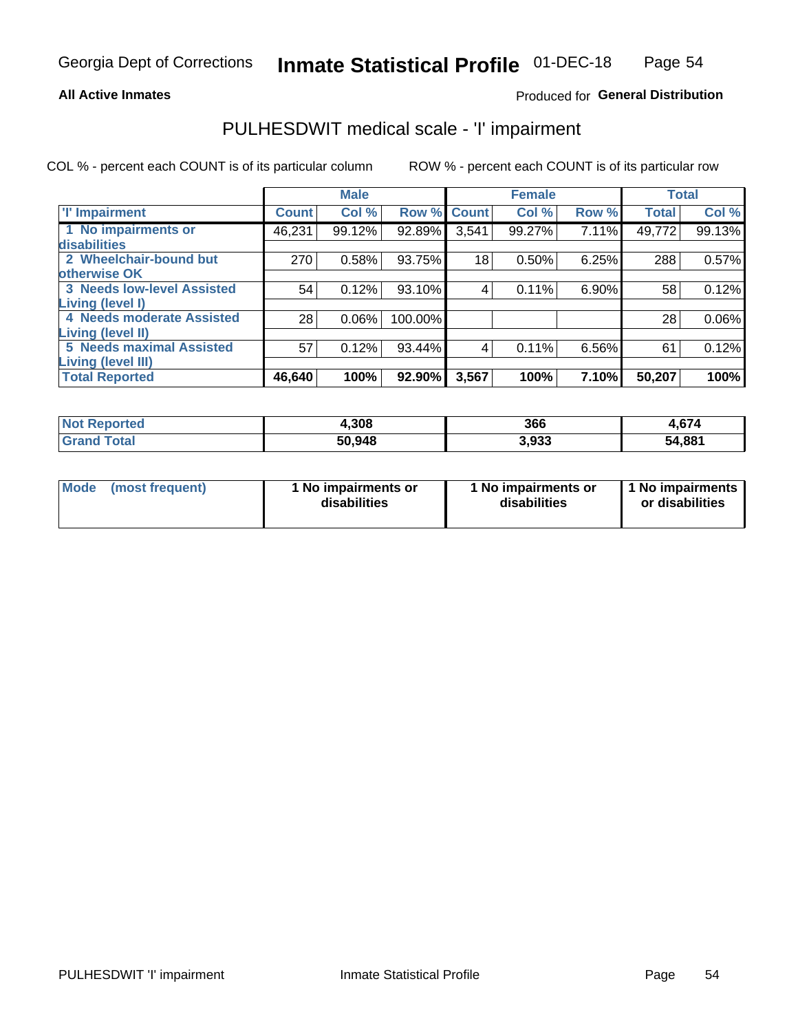Georgia Dept of Corrections **Inmate Statistical Profile** 01-DEC-18

**All Active Inmates**

Produced for **General Distribution**

## PULHESDWIT medical scale - 'I' impairment

COL % - percent each COUNT is of its particular column ROW % - percent each COUNT is of its particular row

| | Male | | | Female | | | Total | |
|---|---|---|---|---|---|---|---|---|
| 'I' Impairment | Count | Col % | Row % | Count | Col % | Row % | Total | Col % |
| 1 No impairments or disabilities | 46,231 | 99.12% | 92.89% | 3,541 | 99.27% | 7.11% | 49,772 | 99.13% |
| 2 Wheelchair-bound but otherwise OK | 270 | 0.58% | 93.75% | 18 | 0.50% | 6.25% | 288 | 0.57% |
| 3 Needs low-level Assisted Living (level I) | 54 | 0.12% | 93.10% | 4 | 0.11% | 6.90% | 58 | 0.12% |
| 4 Needs moderate Assisted Living (level II) | 28 | 0.06% | 100.00% | | | | 28 | 0.06% |
| 5 Needs maximal Assisted Living (level III) | 57 | 0.12% | 93.44% | 4 | 0.11% | 6.56% | 61 | 0.12% |
| **Total Reported** | **46,640** | **100%** | **92.90%** | **3,567** | **100%** | **7.10%** | **50,207** | **100%** |

| | Male | Female | Total |
|---|---|---|---|
| Not Reported | 4,308 | 366 | 4,674 |
| Grand Total | 50,948 | 3,933 | 54,881 |

| | Male | Female | Total |
|---|---|---|---|
| Mode (most frequent) | 1 No impairments or disabilities | 1 No impairments or disabilities | 1 No impairments or disabilities |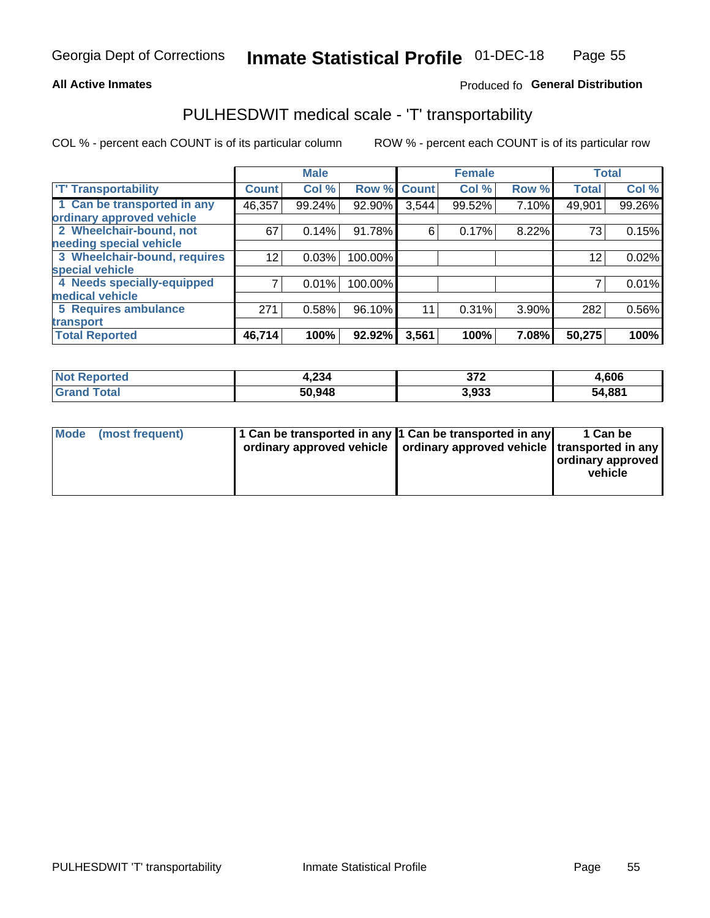Georgia Dept of Corrections **Inmate Statistical Profile** 01-DEC-18

**All Active Inmates**

Produced fo **General Distribution**

## PULHESDWIT medical scale - 'T' transportability

COL % - percent each COUNT is of its particular column

ROW % - percent each COUNT is of its particular row

| | Male | | | Female | | | Total | |
|---|---|---|---|---|---|---|---|---|
| 'T' Transportability | Count | Col % | Row % | Count | Col % | Row % | Total | Col % |
| 1 Can be transported in any ordinary approved vehicle | 46,357 | 99.24% | 92.90% | 3,544 | 99.52% | 7.10% | 49,901 | 99.26% |
| 2 Wheelchair-bound, not needing special vehicle | 67 | 0.14% | 91.78% | 6 | 0.17% | 8.22% | 73 | 0.15% |
| 3 Wheelchair-bound, requires special vehicle | 12 | 0.03% | 100.00% | | | | 12 | 0.02% |
| 4 Needs specially-equipped medical vehicle | 7 | 0.01% | 100.00% | | | | 7 | 0.01% |
| 5 Requires ambulance transport | 271 | 0.58% | 96.10% | 11 | 0.31% | 3.90% | 282 | 0.56% |
| **Total Reported** | **46,714** | **100%** | **92.92%** | **3,561** | **100%** | **7.08%** | **50,275** | **100%** |

| | Male | Female | Total |
|---|---|---|---|
| Not Reported | 4,234 | 372 | 4,606 |
| Grand Total | 50,948 | 3,933 | 54,881 |

| | Male | Female | Total |
|---|---|---|---|
| Mode (most frequent) | 1 Can be transported in any ordinary approved vehicle | 1 Can be transported in any ordinary approved vehicle | 1 Can be transported in any ordinary approved vehicle |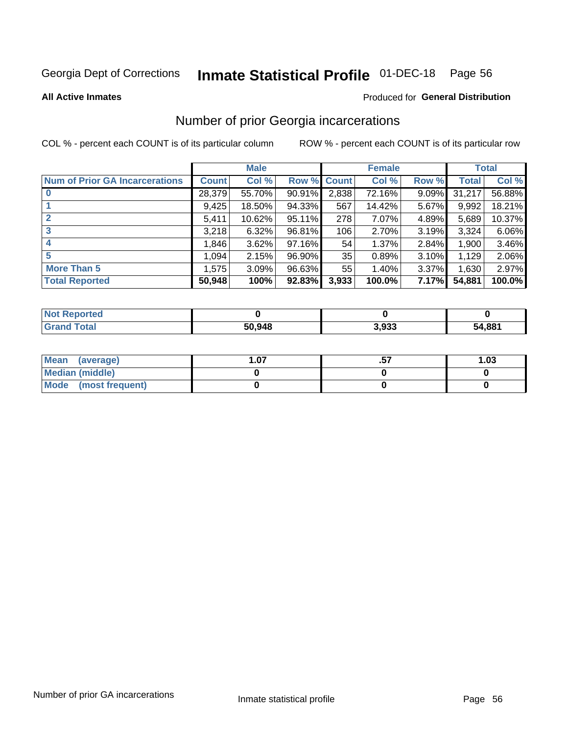Georgia Dept of Corrections **Inmate Statistical Profile** 01-DEC-18

**All Active Inmates**

Produced for **General Distribution**

## Number of prior Georgia incarcerations

COL % - percent each COUNT is of its particular column

ROW % - percent each COUNT is of its particular row

| | Male | | | Female | | | Total | |
|---|---|---|---|---|---|---|---|---|
| **Num of Prior GA Incarcerations** | **Count** | **Col %** | **Row %** | **Count** | **Col %** | **Row %** | **Total** | **Col %** |
| **0** | 28,379 | 55.70% | 90.91% | 2,838 | 72.16% | 9.09% | 31,217 | 56.88% |
| **1** | 9,425 | 18.50% | 94.33% | 567 | 14.42% | 5.67% | 9,992 | 18.21% |
| **2** | 5,411 | 10.62% | 95.11% | 278 | 7.07% | 4.89% | 5,689 | 10.37% |
| **3** | 3,218 | 6.32% | 96.81% | 106 | 2.70% | 3.19% | 3,324 | 6.06% |
| **4** | 1,846 | 3.62% | 97.16% | 54 | 1.37% | 2.84% | 1,900 | 3.46% |
| **5** | 1,094 | 2.15% | 96.90% | 35 | 0.89% | 3.10% | 1,129 | 2.06% |
| **More Than 5** | 1,575 | 3.09% | 96.63% | 55 | 1.40% | 3.37% | 1,630 | 2.97% |
| **Total Reported** | **50,948** | **100%** | **92.83%** | **3,933** | **100.0%** | **7.17%** | **54,881** | **100.0%** |

| | Male | Female | Total |
|---|---|---|---|
| **Not Reported** | **0** | **0** | **0** |
| **Grand Total** | **50,948** | **3,933** | **54,881** |

| | Male | Female | Total |
|---|---|---|---|
| **Mean (average)** | **1.07** | **.57** | **1.03** |
| **Median (middle)** | **0** | **0** | **0** |
| **Mode (most frequent)** | **0** | **0** | **0** |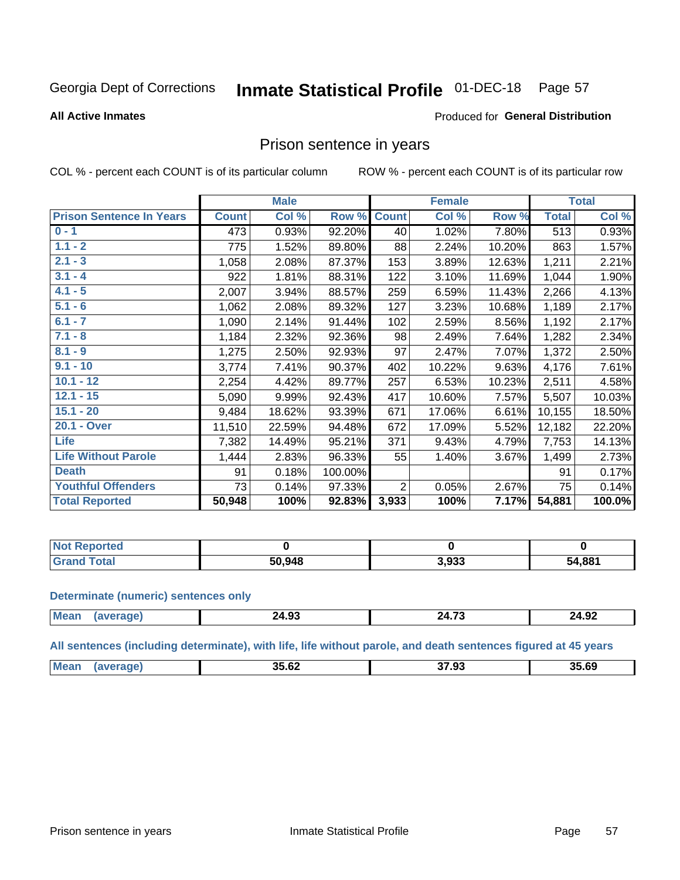Georgia Dept of Corrections **Inmate Statistical Profile** 01-DEC-18

**All Active Inmates**

Produced for **General Distribution**

## Prison sentence in years

COL % - percent each COUNT is of its particular column

ROW % - percent each COUNT is of its particular row

| Prison Sentence In Years | Male | | | Female | | | Total | |
|---|---|---|---|---|---|---|---|---|
| | Count | Col % | Row % | Count | Col % | Row % | Total | Col % |
| 0 - 1 | 473 | 0.93% | 92.20% | 40 | 1.02% | 7.80% | 513 | 0.93% |
| 1.1 - 2 | 775 | 1.52% | 89.80% | 88 | 2.24% | 10.20% | 863 | 1.57% |
| 2.1 - 3 | 1,058 | 2.08% | 87.37% | 153 | 3.89% | 12.63% | 1,211 | 2.21% |
| 3.1 - 4 | 922 | 1.81% | 88.31% | 122 | 3.10% | 11.69% | 1,044 | 1.90% |
| 4.1 - 5 | 2,007 | 3.94% | 88.57% | 259 | 6.59% | 11.43% | 2,266 | 4.13% |
| 5.1 - 6 | 1,062 | 2.08% | 89.32% | 127 | 3.23% | 10.68% | 1,189 | 2.17% |
| 6.1 - 7 | 1,090 | 2.14% | 91.44% | 102 | 2.59% | 8.56% | 1,192 | 2.17% |
| 7.1 - 8 | 1,184 | 2.32% | 92.36% | 98 | 2.49% | 7.64% | 1,282 | 2.34% |
| 8.1 - 9 | 1,275 | 2.50% | 92.93% | 97 | 2.47% | 7.07% | 1,372 | 2.50% |
| 9.1 - 10 | 3,774 | 7.41% | 90.37% | 402 | 10.22% | 9.63% | 4,176 | 7.61% |
| 10.1 - 12 | 2,254 | 4.42% | 89.77% | 257 | 6.53% | 10.23% | 2,511 | 4.58% |
| 12.1 - 15 | 5,090 | 9.99% | 92.43% | 417 | 10.60% | 7.57% | 5,507 | 10.03% |
| 15.1 - 20 | 9,484 | 18.62% | 93.39% | 671 | 17.06% | 6.61% | 10,155 | 18.50% |
| 20.1 - Over | 11,510 | 22.59% | 94.48% | 672 | 17.09% | 5.52% | 12,182 | 22.20% |
| Life | 7,382 | 14.49% | 95.21% | 371 | 9.43% | 4.79% | 7,753 | 14.13% |
| Life Without Parole | 1,444 | 2.83% | 96.33% | 55 | 1.40% | 3.67% | 1,499 | 2.73% |
| Death | 91 | 0.18% | 100.00% | | | | 91 | 0.17% |
| Youthful Offenders | 73 | 0.14% | 97.33% | 2 | 0.05% | 2.67% | 75 | 0.14% |
| **Total Reported** | **50,948** | **100%** | **92.83%** | **3,933** | **100%** | **7.17%** | **54,881** | **100.0%** |

| | Male | Female | Total |
|---|---|---|---|
| Not Reported | **0** | **0** | **0** |
| Grand Total | **50,948** | **3,933** | **54,881** |

**Determinate (numeric) sentences only**

| | Male | Female | Total |
|---|---|---|---|
| Mean (average) | **24.93** | **24.73** | **24.92** |

**All sentences (including determinate), with life, life without parole, and death sentences figured at 45 years**

| | Male | Female | Total |
|---|---|---|---|
| Mean (average) | **35.62** | **37.93** | **35.69** |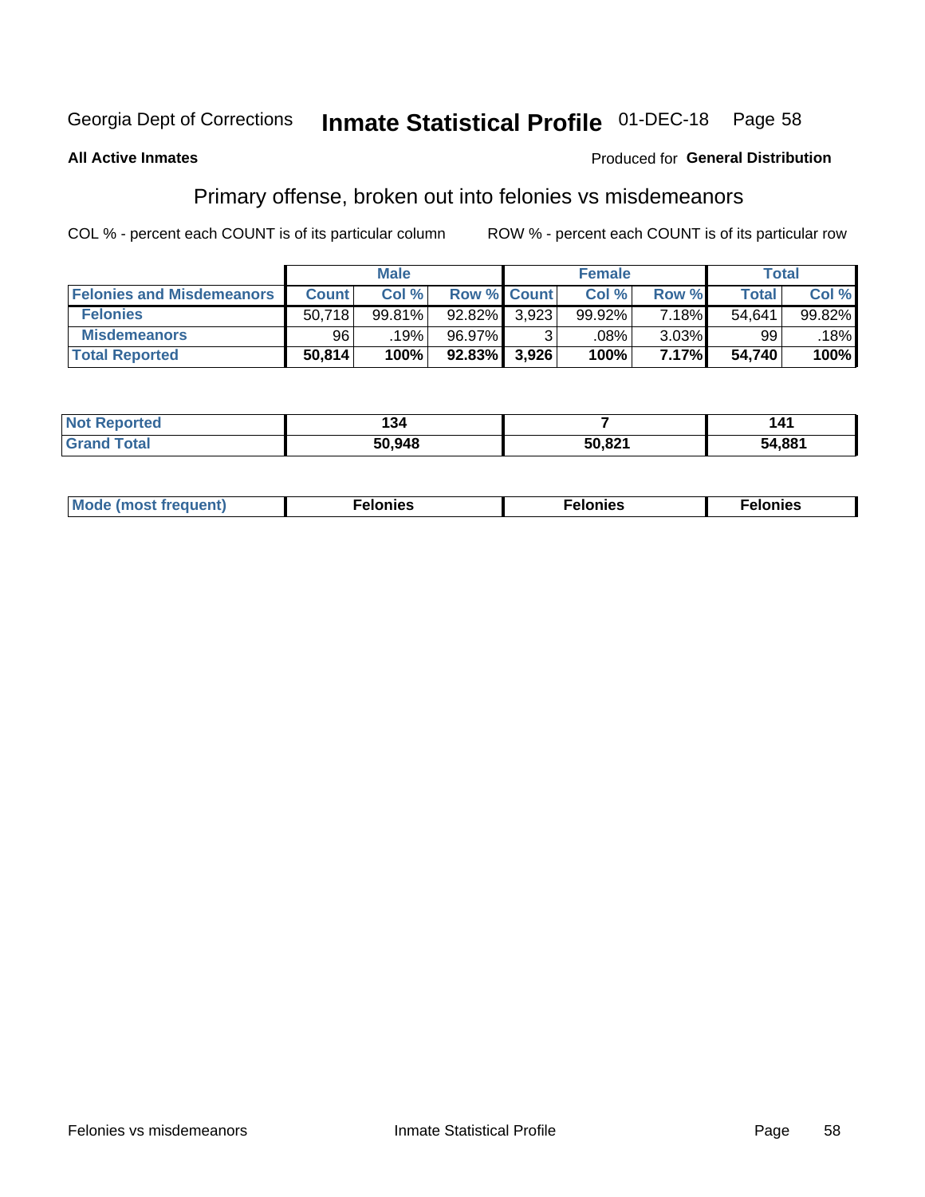Georgia Dept of Corrections **Inmate Statistical Profile** 01-DEC-18 Page 58

**All Active Inmates**

Produced for **General Distribution**

## Primary offense, broken out into felonies vs misdemeanors

COL % - percent each COUNT is of its particular column ROW % - percent each COUNT is of its particular row

| | Male | | | Female | | | Total | |
|---|---|---|---|---|---|---|---|---|
| **Felonies and Misdemeanors** | **Count** | **Col %** | **Row %** | **Count** | **Col %** | **Row %** | **Total** | **Col %** |
| **Felonies** | 50,718 | 99.81% | 92.82% | 3,923 | 99.92% | 7.18% | 54,641 | 99.82% |
| **Misdemeanors** | 96 | .19% | 96.97% | 3 | .08% | 3.03% | 99 | .18% |
| **Total Reported** | **50,814** | **100%** | **92.83%** | **3,926** | **100%** | **7.17%** | **54,740** | **100%** |

| | Male | Female | Total |
|---|---|---|---|
| **Not Reported** | **134** | **7** | **141** |
| **Grand Total** | **50,948** | **50,821** | **54,881** |

| | Male | Female | Total |
|---|---|---|---|
| **Mode (most frequent)** | **Felonies** | **Felonies** | **Felonies** |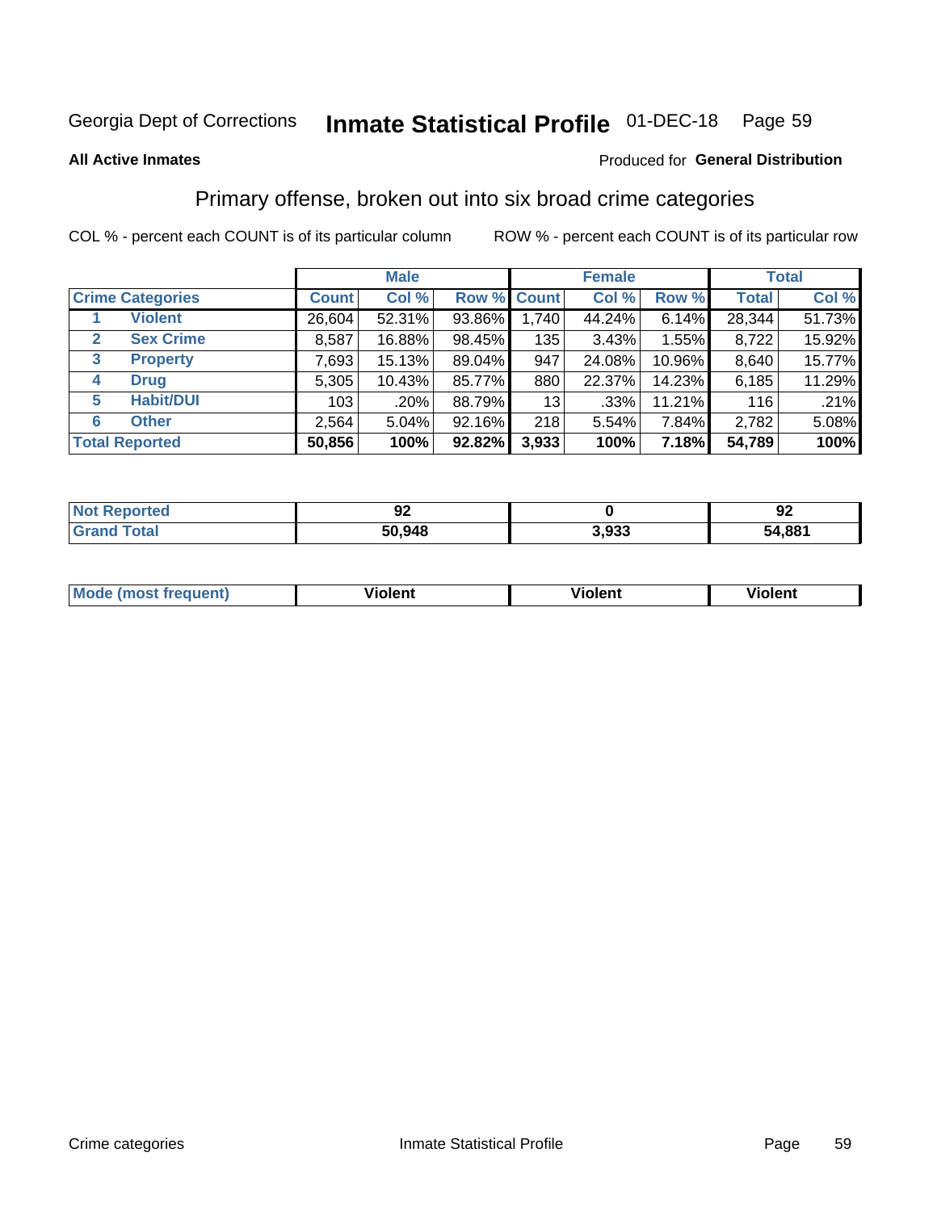Georgia Dept of Corrections **Inntmate Statistical Profile** 01-DEC-18

**All Active Inmates**

Produced for **General Distribution**

## Primary offense, broken out into six broad crime categories

COL % - percent each COUNT is of its particular column

ROW % - percent each COUNT is of its particular row

| | | Male | | | Female | | | Total | |
|---|---|---|---|---|---|---|---|---|---|
| **Crime Categories** | | **Count** | **Col %** | **Row %** | **Count** | **Col %** | **Row %** | **Total** | **Col %** |
| 1 | Violent | 26,604 | 52.31% | 93.86% | 1,740 | 44.24% | 6.14% | 28,344 | 51.73% |
| 2 | Sex Crime | 8,587 | 16.88% | 98.45% | 135 | 3.43% | 1.55% | 8,722 | 15.92% |
| 3 | Property | 7,693 | 15.13% | 89.04% | 947 | 24.08% | 10.96% | 8,640 | 15.77% |
| 4 | Drug | 5,305 | 10.43% | 85.77% | 880 | 22.37% | 14.23% | 6,185 | 11.29% |
| 5 | Habit/DUI | 103 | .20% | 88.79% | 13 | .33% | 11.21% | 116 | .21% |
| 6 | Other | 2,564 | 5.04% | 92.16% | 218 | 5.54% | 7.84% | 2,782 | 5.08% |
| **Total Reported** | | **50,856** | **100%** | **92.82%** | **3,933** | **100%** | **7.18%** | **54,789** | **100%** |

| | Male | Female | Total |
|---|---|---|---|
| Not Reported | 92 | 0 | 92 |
| Grand Total | 50,948 | 3,933 | 54,881 |

| | Male | Female | Total |
|---|---|---|---|
| Mode (most frequent) | Violent | Violent | Violent |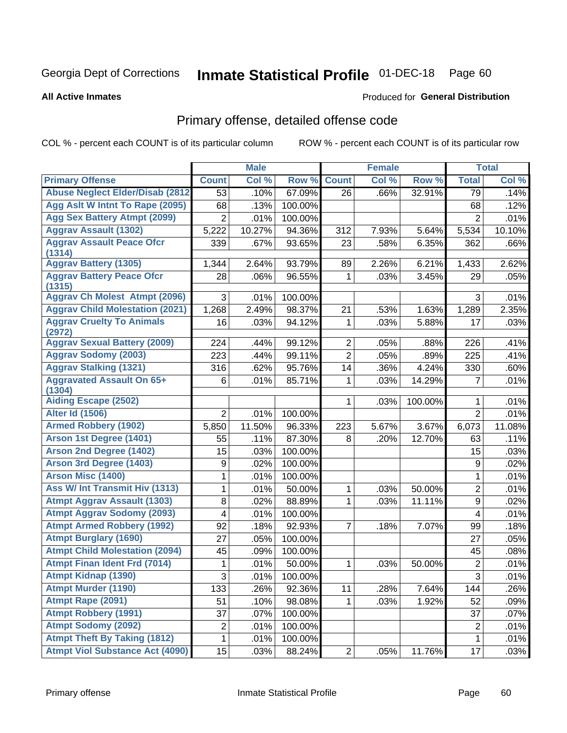Georgia Dept of Corrections **Inmate Statistical Profile** 01-DEC-18 Page 60

**All Active Inmates**

Produced for **General Distribution**

## Primary offense, detailed offense code

COL % - percent each COUNT is of its particular column ROW % - percent each COUNT is of its particular row

| | Male | | | Female | | | Total | |
|---|---|---|---|---|---|---|---|---|
| **Primary Offense** | **Count** | **Col %** | **Row %** | **Count** | **Col %** | **Row %** | **Total** | **Col %** |
| Abuse Neglect Elder/Disab (2812 | 53 | .10% | 67.09% | 26 | .66% | 32.91% | 79 | .14% |
| Agg Aslt W Intnt To Rape (2095) | 68 | .13% | 100.00% | | | | 68 | .12% |
| Agg Sex Battery Atmpt (2099) | 2 | .01% | 100.00% | | | | 2 | .01% |
| Aggrav Assault (1302) | 5,222 | 10.27% | 94.36% | 312 | 7.93% | 5.64% | 5,534 | 10.10% |
| Aggrav Assault Peace Ofcr (1314) | 339 | .67% | 93.65% | 23 | .58% | 6.35% | 362 | .66% |
| Aggrav Battery (1305) | 1,344 | 2.64% | 93.79% | 89 | 2.26% | 6.21% | 1,433 | 2.62% |
| Aggrav Battery Peace Ofcr (1315) | 28 | .06% | 96.55% | 1 | .03% | 3.45% | 29 | .05% |
| Aggrav Ch Molest Atmpt (2096) | 3 | .01% | 100.00% | | | | 3 | .01% |
| Aggrav Child Molestation (2021) | 1,268 | 2.49% | 98.37% | 21 | .53% | 1.63% | 1,289 | 2.35% |
| Aggrav Cruelty To Animals (2972) | 16 | .03% | 94.12% | 1 | .03% | 5.88% | 17 | .03% |
| Aggrav Sexual Battery (2009) | 224 | .44% | 99.12% | 2 | .05% | .88% | 226 | .41% |
| Aggrav Sodomy (2003) | 223 | .44% | 99.11% | 2 | .05% | .89% | 225 | .41% |
| Aggrav Stalking (1321) | 316 | .62% | 95.76% | 14 | .36% | 4.24% | 330 | .60% |
| Aggravated Assault On 65+ (1304) | 6 | .01% | 85.71% | 1 | .03% | 14.29% | 7 | .01% |
| Aiding Escape (2502) | | | | 1 | .03% | 100.00% | 1 | .01% |
| Alter Id (1506) | 2 | .01% | 100.00% | | | | 2 | .01% |
| Armed Robbery (1902) | 5,850 | 11.50% | 96.33% | 223 | 5.67% | 3.67% | 6,073 | 11.08% |
| Arson 1st Degree (1401) | 55 | .11% | 87.30% | 8 | .20% | 12.70% | 63 | .11% |
| Arson 2nd Degree (1402) | 15 | .03% | 100.00% | | | | 15 | .03% |
| Arson 3rd Degree (1403) | 9 | .02% | 100.00% | | | | 9 | .02% |
| Arson Misc (1400) | 1 | .01% | 100.00% | | | | 1 | .01% |
| Ass W/ Int Transmit Hiv (1313) | 1 | .01% | 50.00% | 1 | .03% | 50.00% | 2 | .01% |
| Atmpt Aggrav Assault (1303) | 8 | .02% | 88.89% | 1 | .03% | 11.11% | 9 | .02% |
| Atmpt Aggrav Sodomy (2093) | 4 | .01% | 100.00% | | | | 4 | .01% |
| Atmpt Armed Robbery (1992) | 92 | .18% | 92.93% | 7 | .18% | 7.07% | 99 | .18% |
| Atmpt Burglary (1690) | 27 | .05% | 100.00% | | | | 27 | .05% |
| Atmpt Child Molestation (2094) | 45 | .09% | 100.00% | | | | 45 | .08% |
| Atmpt Finan Ident Frd (7014) | 1 | .01% | 50.00% | 1 | .03% | 50.00% | 2 | .01% |
| Atmpt Kidnap (1390) | 3 | .01% | 100.00% | | | | 3 | .01% |
| Atmpt Murder (1190) | 133 | .26% | 92.36% | 11 | .28% | 7.64% | 144 | .26% |
| Atmpt Rape (2091) | 51 | .10% | 98.08% | 1 | .03% | 1.92% | 52 | .09% |
| Atmpt Robbery (1991) | 37 | .07% | 100.00% | | | | 37 | .07% |
| Atmpt Sodomy (2092) | 2 | .01% | 100.00% | | | | 2 | .01% |
| Atmpt Theft By Taking (1812) | 1 | .01% | 100.00% | | | | 1 | .01% |
| Atmpt Viol Substance Act (4090) | 15 | .03% | 88.24% | 2 | .05% | 11.76% | 17 | .03% |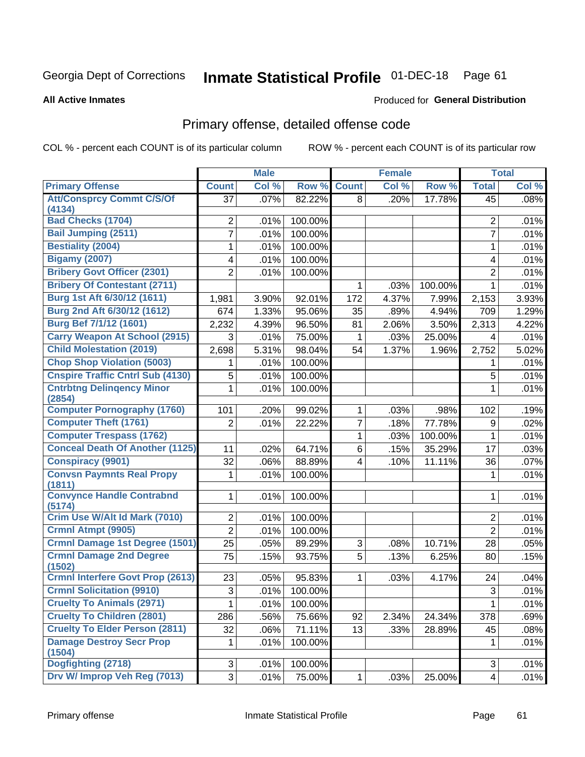Georgia Dept of Corrections **Inmate Statistical Profile** 01-DEC-18

**All Active Inmates**

Produced for **General Distribution**

## Primary offense, detailed offense code

COL % - percent each COUNT is of its particular column ROW % - percent each COUNT is of its particular row

| | Male | | | Female | | | Total | |
|---|---|---|---|---|---|---|---|---|
| **Primary Offense** | **Count** | **Col %** | **Row %** | **Count** | **Col %** | **Row %** | **Total** | **Col %** |
| Att/Consprcy Commt C/S/Of (4134) | 37 | .07% | 82.22% | 8 | .20% | 17.78% | 45 | .08% |
| Bad Checks (1704) | 2 | .01% | 100.00% | | | | 2 | .01% |
| Bail Jumping (2511) | 7 | .01% | 100.00% | | | | 7 | .01% |
| Bestiality (2004) | 1 | .01% | 100.00% | | | | 1 | .01% |
| Bigamy (2007) | 4 | .01% | 100.00% | | | | 4 | .01% |
| Bribery Govt Officer (2301) | 2 | .01% | 100.00% | | | | 2 | .01% |
| Bribery Of Contestant (2711) | | | | 1 | .03% | 100.00% | 1 | .01% |
| Burg 1st Aft 6/30/12 (1611) | 1,981 | 3.90% | 92.01% | 172 | 4.37% | 7.99% | 2,153 | 3.93% |
| Burg 2nd Aft 6/30/12 (1612) | 674 | 1.33% | 95.06% | 35 | .89% | 4.94% | 709 | 1.29% |
| Burg Bef 7/1/12 (1601) | 2,232 | 4.39% | 96.50% | 81 | 2.06% | 3.50% | 2,313 | 4.22% |
| Carry Weapon At School (2915) | 3 | .01% | 75.00% | 1 | .03% | 25.00% | 4 | .01% |
| Child Molestation (2019) | 2,698 | 5.31% | 98.04% | 54 | 1.37% | 1.96% | 2,752 | 5.02% |
| Chop Shop Violation (5003) | 1 | .01% | 100.00% | | | | 1 | .01% |
| Cnspire Traffic Cntrl Sub (4130) | 5 | .01% | 100.00% | | | | 5 | .01% |
| Cntrbtng Delinqency Minor (2854) | 1 | .01% | 100.00% | | | | 1 | .01% |
| Computer Pornography (1760) | 101 | .20% | 99.02% | 1 | .03% | .98% | 102 | .19% |
| Computer Theft (1761) | 2 | .01% | 22.22% | 7 | .18% | 77.78% | 9 | .02% |
| Computer Trespass (1762) | | | | 1 | .03% | 100.00% | 1 | .01% |
| Conceal Death Of Another (1125) | 11 | .02% | 64.71% | 6 | .15% | 35.29% | 17 | .03% |
| Conspiracy (9901) | 32 | .06% | 88.89% | 4 | .10% | 11.11% | 36 | .07% |
| Convsn Paymnts Real Propy (1811) | 1 | .01% | 100.00% | | | | 1 | .01% |
| Convynce Handle Contrabnd (5174) | 1 | .01% | 100.00% | | | | 1 | .01% |
| Crim Use W/Alt Id Mark (7010) | 2 | .01% | 100.00% | | | | 2 | .01% |
| Crmnl Atmpt (9905) | 2 | .01% | 100.00% | | | | 2 | .01% |
| Crmnl Damage 1st Degree (1501) | 25 | .05% | 89.29% | 3 | .08% | 10.71% | 28 | .05% |
| Crmnl Damage 2nd Degree (1502) | 75 | .15% | 93.75% | 5 | .13% | 6.25% | 80 | .15% |
| Crmnl Interfere Govt Prop (2613) | 23 | .05% | 95.83% | 1 | .03% | 4.17% | 24 | .04% |
| Crmnl Solicitation (9910) | 3 | .01% | 100.00% | | | | 3 | .01% |
| Cruelty To Animals (2971) | 1 | .01% | 100.00% | | | | 1 | .01% |
| Cruelty To Children (2801) | 286 | .56% | 75.66% | 92 | 2.34% | 24.34% | 378 | .69% |
| Cruelty To Elder Person (2811) | 32 | .06% | 71.11% | 13 | .33% | 28.89% | 45 | .08% |
| Damage Destroy Secr Prop (1504) | 1 | .01% | 100.00% | | | | 1 | .01% |
| Dogfighting (2718) | 3 | .01% | 100.00% | | | | 3 | .01% |
| Drv W/ Improp Veh Reg (7013) | 3 | .01% | 75.00% | 1 | .03% | 25.00% | 4 | .01% |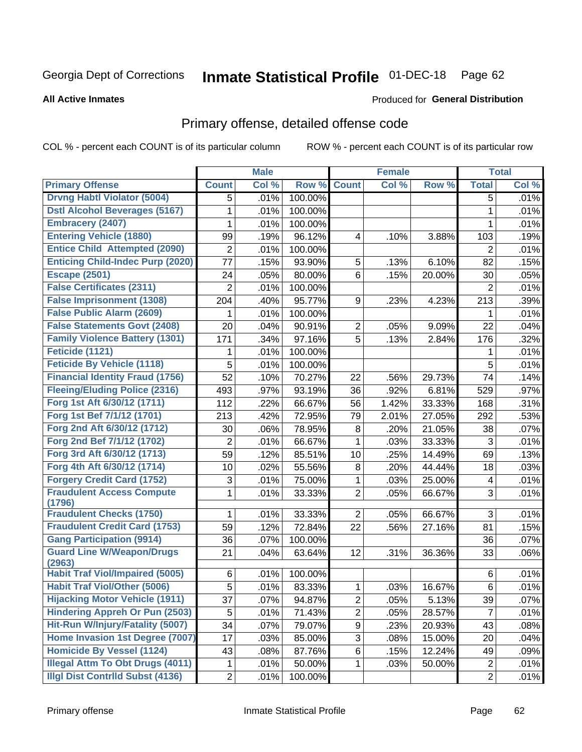Georgia Dept of Corrections **Inmate Statistical Profile** 01-DEC-18

**All Active Inmates**

Produced for **General Distribution**

## Primary offense, detailed offense code

COL % - percent each COUNT is of its particular column ROW % - percent each COUNT is of its particular row

| | Male | | | Female | | | Total | |
|---|---|---|---|---|---|---|---|---|
| Primary Offense | Count | Col % | Row % | Count | Col % | Row % | Total | Col % |
| Drvng Habtl Violator (5004) | 5 | .01% | 100.00% | | | | 5 | .01% |
| Dstl Alcohol Beverages (5167) | 1 | .01% | 100.00% | | | | 1 | .01% |
| Embracery (2407) | 1 | .01% | 100.00% | | | | 1 | .01% |
| Entering Vehicle (1880) | 99 | .19% | 96.12% | 4 | .10% | 3.88% | 103 | .19% |
| Entice Child Attempted (2090) | 2 | .01% | 100.00% | | | | 2 | .01% |
| Enticing Child-Indec Purp (2020) | 77 | .15% | 93.90% | 5 | .13% | 6.10% | 82 | .15% |
| Escape (2501) | 24 | .05% | 80.00% | 6 | .15% | 20.00% | 30 | .05% |
| False Certificates (2311) | 2 | .01% | 100.00% | | | | 2 | .01% |
| False Imprisonment (1308) | 204 | .40% | 95.77% | 9 | .23% | 4.23% | 213 | .39% |
| False Public Alarm (2609) | 1 | .01% | 100.00% | | | | 1 | .01% |
| False Statements Govt (2408) | 20 | .04% | 90.91% | 2 | .05% | 9.09% | 22 | .04% |
| Family Violence Battery (1301) | 171 | .34% | 97.16% | 5 | .13% | 2.84% | 176 | .32% |
| Feticide (1121) | 1 | .01% | 100.00% | | | | 1 | .01% |
| Feticide By Vehicle (1118) | 5 | .01% | 100.00% | | | | 5 | .01% |
| Financial Identity Fraud (1756) | 52 | .10% | 70.27% | 22 | .56% | 29.73% | 74 | .14% |
| Fleeing/Eluding Police (2316) | 493 | .97% | 93.19% | 36 | .92% | 6.81% | 529 | .97% |
| Forg 1st Aft 6/30/12 (1711) | 112 | .22% | 66.67% | 56 | 1.42% | 33.33% | 168 | .31% |
| Forg 1st Bef 7/1/12 (1701) | 213 | .42% | 72.95% | 79 | 2.01% | 27.05% | 292 | .53% |
| Forg 2nd Aft 6/30/12 (1712) | 30 | .06% | 78.95% | 8 | .20% | 21.05% | 38 | .07% |
| Forg 2nd Bef 7/1/12 (1702) | 2 | .01% | 66.67% | 1 | .03% | 33.33% | 3 | .01% |
| Forg 3rd Aft 6/30/12 (1713) | 59 | .12% | 85.51% | 10 | .25% | 14.49% | 69 | .13% |
| Forg 4th Aft 6/30/12 (1714) | 10 | .02% | 55.56% | 8 | .20% | 44.44% | 18 | .03% |
| Forgery Credit Card (1752) | 3 | .01% | 75.00% | 1 | .03% | 25.00% | 4 | .01% |
| Fraudulent Access Compute (1796) | 1 | .01% | 33.33% | 2 | .05% | 66.67% | 3 | .01% |
| Fraudulent Checks (1750) | 1 | .01% | 33.33% | 2 | .05% | 66.67% | 3 | .01% |
| Fraudulent Credit Card (1753) | 59 | .12% | 72.84% | 22 | .56% | 27.16% | 81 | .15% |
| Gang Participation (9914) | 36 | .07% | 100.00% | | | | 36 | .07% |
| Guard Line W/Weapon/Drugs (2963) | 21 | .04% | 63.64% | 12 | .31% | 36.36% | 33 | .06% |
| Habit Traf Viol/Impaired (5005) | 6 | .01% | 100.00% | | | | 6 | .01% |
| Habit Traf Viol/Other (5006) | 5 | .01% | 83.33% | 1 | .03% | 16.67% | 6 | .01% |
| Hijacking Motor Vehicle (1911) | 37 | .07% | 94.87% | 2 | .05% | 5.13% | 39 | .07% |
| Hindering Appreh Or Pun (2503) | 5 | .01% | 71.43% | 2 | .05% | 28.57% | 7 | .01% |
| Hit-Run W/Injury/Fatality (5007) | 34 | .07% | 79.07% | 9 | .23% | 20.93% | 43 | .08% |
| Home Invasion 1st Degree (7007) | 17 | .03% | 85.00% | 3 | .08% | 15.00% | 20 | .04% |
| Homicide By Vessel (1124) | 43 | .08% | 87.76% | 6 | .15% | 12.24% | 49 | .09% |
| Illegal Attm To Obt Drugs (4011) | 1 | .01% | 50.00% | 1 | .03% | 50.00% | 2 | .01% |
| Illgl Dist Contrlld Subst (4136) | 2 | .01% | 100.00% | | | | 2 | .01% |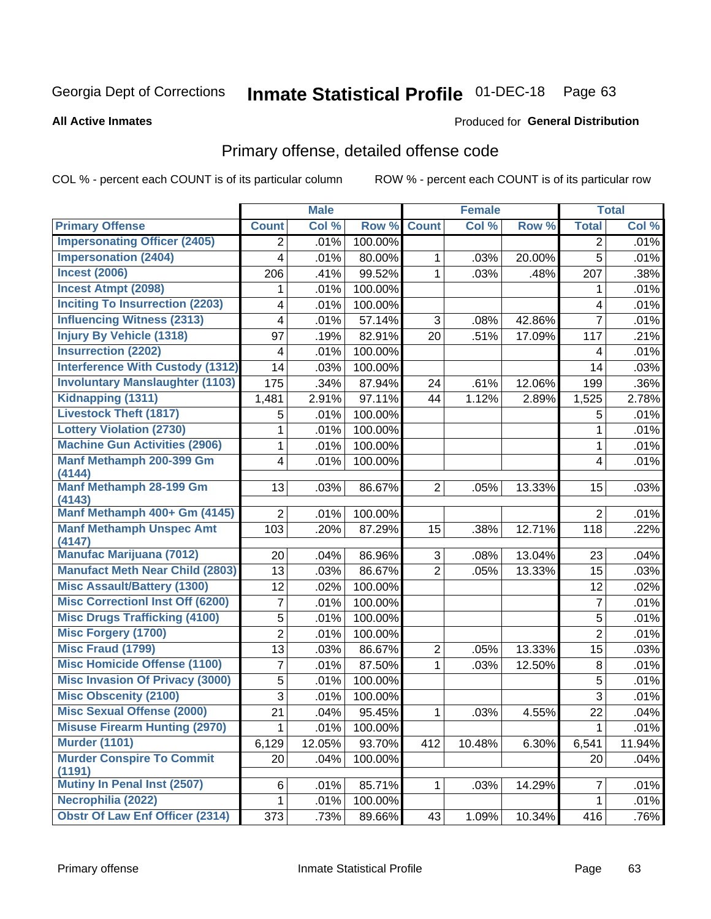Georgia Dept of Corrections **Inmate Statistical Profile** 01-DEC-18

**All Active Inmates**

Produced for **General Distribution**

## Primary offense, detailed offense code

COL % - percent each COUNT is of its particular column ROW % - percent each COUNT is of its particular row

| | Male | | | Female | | | Total | |
|---|---|---|---|---|---|---|---|---|
| **Primary Offense** | **Count** | **Col %** | **Row %** | **Count** | **Col %** | **Row %** | **Total** | **Col %** |
| Impersonating Officer (2405) | 2 | .01% | 100.00% | | | | 2 | .01% |
| Impersonation (2404) | 4 | .01% | 80.00% | 1 | .03% | 20.00% | 5 | .01% |
| Incest (2006) | 206 | .41% | 99.52% | 1 | .03% | .48% | 207 | .38% |
| Incest Atmpt (2098) | 1 | .01% | 100.00% | | | | 1 | .01% |
| Inciting To Insurrection (2203) | 4 | .01% | 100.00% | | | | 4 | .01% |
| Influencing Witness (2313) | 4 | .01% | 57.14% | 3 | .08% | 42.86% | 7 | .01% |
| Injury By Vehicle (1318) | 97 | .19% | 82.91% | 20 | .51% | 17.09% | 117 | .21% |
| Insurrection (2202) | 4 | .01% | 100.00% | | | | 4 | .01% |
| Interference With Custody (1312) | 14 | .03% | 100.00% | | | | 14 | .03% |
| Involuntary Manslaughter (1103) | 175 | .34% | 87.94% | 24 | .61% | 12.06% | 199 | .36% |
| Kidnapping (1311) | 1,481 | 2.91% | 97.11% | 44 | 1.12% | 2.89% | 1,525 | 2.78% |
| Livestock Theft (1817) | 5 | .01% | 100.00% | | | | 5 | .01% |
| Lottery Violation (2730) | 1 | .01% | 100.00% | | | | 1 | .01% |
| Machine Gun Activities (2906) | 1 | .01% | 100.00% | | | | 1 | .01% |
| Manf Methamph 200-399 Gm (4144) | 4 | .01% | 100.00% | | | | 4 | .01% |
| Manf Methamph 28-199 Gm (4143) | 13 | .03% | 86.67% | 2 | .05% | 13.33% | 15 | .03% |
| Manf Methamph 400+ Gm (4145) | 2 | .01% | 100.00% | | | | 2 | .01% |
| Manf Methamph Unspec Amt (4147) | 103 | .20% | 87.29% | 15 | .38% | 12.71% | 118 | .22% |
| Manufac Marijuana (7012) | 20 | .04% | 86.96% | 3 | .08% | 13.04% | 23 | .04% |
| Manufact Meth Near Child (2803) | 13 | .03% | 86.67% | 2 | .05% | 13.33% | 15 | .03% |
| Misc Assault/Battery (1300) | 12 | .02% | 100.00% | | | | 12 | .02% |
| Misc Correctionl Inst Off (6200) | 7 | .01% | 100.00% | | | | 7 | .01% |
| Misc Drugs Trafficking (4100) | 5 | .01% | 100.00% | | | | 5 | .01% |
| Misc Forgery (1700) | 2 | .01% | 100.00% | | | | 2 | .01% |
| Misc Fraud (1799) | 13 | .03% | 86.67% | 2 | .05% | 13.33% | 15 | .03% |
| Misc Homicide Offense (1100) | 7 | .01% | 87.50% | 1 | .03% | 12.50% | 8 | .01% |
| Misc Invasion Of Privacy (3000) | 5 | .01% | 100.00% | | | | 5 | .01% |
| Misc Obscenity (2100) | 3 | .01% | 100.00% | | | | 3 | .01% |
| Misc Sexual Offense (2000) | 21 | .04% | 95.45% | 1 | .03% | 4.55% | 22 | .04% |
| Misuse Firearm Hunting (2970) | 1 | .01% | 100.00% | | | | 1 | .01% |
| Murder (1101) | 6,129 | 12.05% | 93.70% | 412 | 10.48% | 6.30% | 6,541 | 11.94% |
| Murder Conspire To Commit (1191) | 20 | .04% | 100.00% | | | | 20 | .04% |
| Mutiny In Penal Inst (2507) | 6 | .01% | 85.71% | 1 | .03% | 14.29% | 7 | .01% |
| Necrophilia (2022) | 1 | .01% | 100.00% | | | | 1 | .01% |
| Obstr Of Law Enf Officer (2314) | 373 | .73% | 89.66% | 43 | 1.09% | 10.34% | 416 | .76% |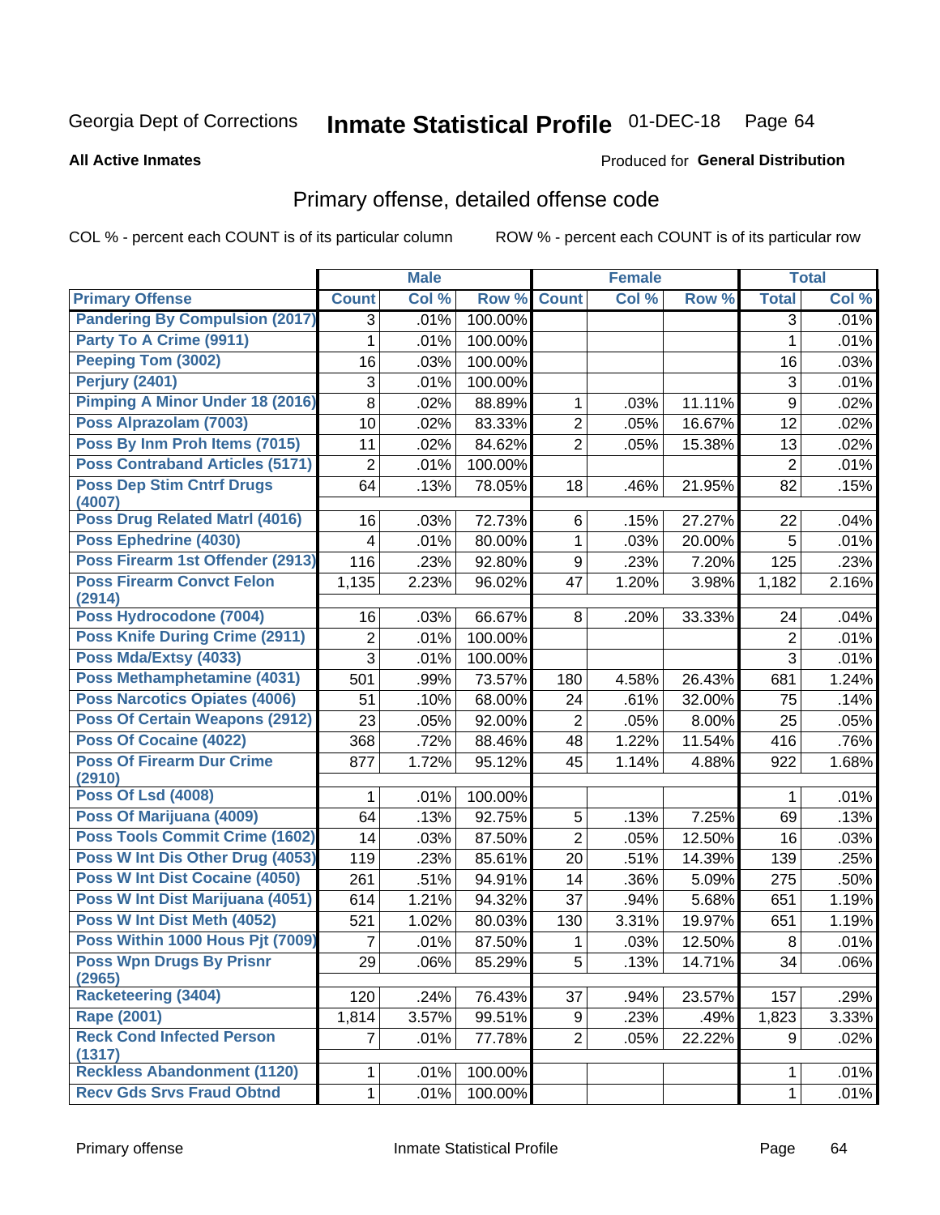Georgia Dept of Corrections **Inmate Statistical Profile** 01-DEC-18

**All Active Inmates**

Produced for **General Distribution**

## Primary offense, detailed offense code

COL % - percent each COUNT is of its particular column ROW % - percent each COUNT is of its particular row

| | Male | | | Female | | | Total | |
|---|---|---|---|---|---|---|---|---|
| **Primary Offense** | **Count** | **Col %** | **Row %** | **Count** | **Col %** | **Row %** | **Total** | **Col %** |
| **Pandering By Compulsion (2017)** | 3 | .01% | 100.00% | | | | 3 | .01% |
| **Party To A Crime (9911)** | 1 | .01% | 100.00% | | | | 1 | .01% |
| **Peeping Tom (3002)** | 16 | .03% | 100.00% | | | | 16 | .03% |
| **Perjury (2401)** | 3 | .01% | 100.00% | | | | 3 | .01% |
| **Pimping A Minor Under 18 (2016)** | 8 | .02% | 88.89% | 1 | .03% | 11.11% | 9 | .02% |
| **Poss Alprazolam (7003)** | 10 | .02% | 83.33% | 2 | .05% | 16.67% | 12 | .02% |
| **Poss By Inm Proh Items (7015)** | 11 | .02% | 84.62% | 2 | .05% | 15.38% | 13 | .02% |
| **Poss Contraband Articles (5171)** | 2 | .01% | 100.00% | | | | 2 | .01% |
| **Poss Dep Stim Cntrf Drugs (4007)** | 64 | .13% | 78.05% | 18 | .46% | 21.95% | 82 | .15% |
| **Poss Drug Related Matrl (4016)** | 16 | .03% | 72.73% | 6 | .15% | 27.27% | 22 | .04% |
| **Poss Ephedrine (4030)** | 4 | .01% | 80.00% | 1 | .03% | 20.00% | 5 | .01% |
| **Poss Firearm 1st Offender (2913)** | 116 | .23% | 92.80% | 9 | .23% | 7.20% | 125 | .23% |
| **Poss Firearm Convct Felon (2914)** | 1,135 | 2.23% | 96.02% | 47 | 1.20% | 3.98% | 1,182 | 2.16% |
| **Poss Hydrocodone (7004)** | 16 | .03% | 66.67% | 8 | .20% | 33.33% | 24 | .04% |
| **Poss Knife During Crime (2911)** | 2 | .01% | 100.00% | | | | 2 | .01% |
| **Poss Mda/Extsy (4033)** | 3 | .01% | 100.00% | | | | 3 | .01% |
| **Poss Methamphetamine (4031)** | 501 | .99% | 73.57% | 180 | 4.58% | 26.43% | 681 | 1.24% |
| **Poss Narcotics Opiates (4006)** | 51 | .10% | 68.00% | 24 | .61% | 32.00% | 75 | .14% |
| **Poss Of Certain Weapons (2912)** | 23 | .05% | 92.00% | 2 | .05% | 8.00% | 25 | .05% |
| **Poss Of Cocaine (4022)** | 368 | .72% | 88.46% | 48 | 1.22% | 11.54% | 416 | .76% |
| **Poss Of Firearm Dur Crime (2910)** | 877 | 1.72% | 95.12% | 45 | 1.14% | 4.88% | 922 | 1.68% |
| **Poss Of Lsd (4008)** | 1 | .01% | 100.00% | | | | 1 | .01% |
| **Poss Of Marijuana (4009)** | 64 | .13% | 92.75% | 5 | .13% | 7.25% | 69 | .13% |
| **Poss Tools Commit Crime (1602)** | 14 | .03% | 87.50% | 2 | .05% | 12.50% | 16 | .03% |
| **Poss W Int Dis Other Drug (4053)** | 119 | .23% | 85.61% | 20 | .51% | 14.39% | 139 | .25% |
| **Poss W Int Dist Cocaine (4050)** | 261 | .51% | 94.91% | 14 | .36% | 5.09% | 275 | .50% |
| **Poss W Int Dist Marijuana (4051)** | 614 | 1.21% | 94.32% | 37 | .94% | 5.68% | 651 | 1.19% |
| **Poss W Int Dist Meth (4052)** | 521 | 1.02% | 80.03% | 130 | 3.31% | 19.97% | 651 | 1.19% |
| **Poss Within 1000 Hous Pjt (7009)** | 7 | .01% | 87.50% | 1 | .03% | 12.50% | 8 | .01% |
| **Poss Wpn Drugs By Prisnr (2965)** | 29 | .06% | 85.29% | 5 | .13% | 14.71% | 34 | .06% |
| **Racketeering (3404)** | 120 | .24% | 76.43% | 37 | .94% | 23.57% | 157 | .29% |
| **Rape (2001)** | 1,814 | 3.57% | 99.51% | 9 | .23% | .49% | 1,823 | 3.33% |
| **Reck Cond Infected Person (1317)** | 7 | .01% | 77.78% | 2 | .05% | 22.22% | 9 | .02% |
| **Reckless Abandonment (1120)** | 1 | .01% | 100.00% | | | | 1 | .01% |
| **Recv Gds Srvs Fraud Obtnd** | 1 | .01% | 100.00% | | | | 1 | .01% |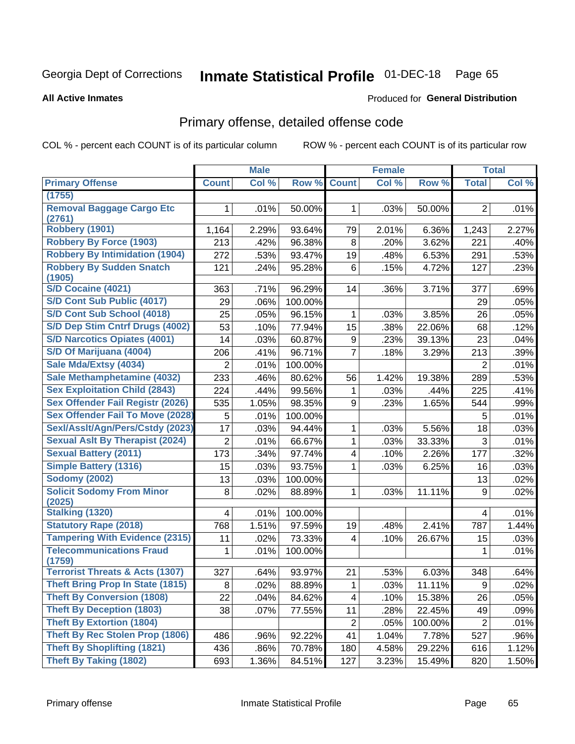Georgia Dept of Corrections **Inmate Statistical Profile** 01-DEC-18

**All Active Inmates**

Produced for **General Distribution**

## Primary offense, detailed offense code

COL % - percent each COUNT is of its particular column

ROW % - percent each COUNT is of its particular row

| | Male | | | Female | | | Total | |
|---|---|---|---|---|---|---|---|---|
| Primary Offense | Count | Col % | Row % | Count | Col % | Row % | Total | Col % |
| (1755) | | | | | | | | |
| Removal Baggage Cargo Etc (2761) | 1 | .01% | 50.00% | 1 | .03% | 50.00% | 2 | .01% |
| Robbery (1901) | 1,164 | 2.29% | 93.64% | 79 | 2.01% | 6.36% | 1,243 | 2.27% |
| Robbery By Force (1903) | 213 | .42% | 96.38% | 8 | .20% | 3.62% | 221 | .40% |
| Robbery By Intimidation (1904) | 272 | .53% | 93.47% | 19 | .48% | 6.53% | 291 | .53% |
| Robbery By Sudden Snatch (1905) | 121 | .24% | 95.28% | 6 | .15% | 4.72% | 127 | .23% |
| S/D Cocaine (4021) | 363 | .71% | 96.29% | 14 | .36% | 3.71% | 377 | .69% |
| S/D Cont Sub Public (4017) | 29 | .06% | 100.00% | | | | 29 | .05% |
| S/D Cont Sub School (4018) | 25 | .05% | 96.15% | 1 | .03% | 3.85% | 26 | .05% |
| S/D Dep Stim Cntrf Drugs (4002) | 53 | .10% | 77.94% | 15 | .38% | 22.06% | 68 | .12% |
| S/D Narcotics Opiates (4001) | 14 | .03% | 60.87% | 9 | .23% | 39.13% | 23 | .04% |
| S/D Of Marijuana (4004) | 206 | .41% | 96.71% | 7 | .18% | 3.29% | 213 | .39% |
| Sale Mda/Extsy (4034) | 2 | .01% | 100.00% | | | | 2 | .01% |
| Sale Methamphetamine (4032) | 233 | .46% | 80.62% | 56 | 1.42% | 19.38% | 289 | .53% |
| Sex Exploitation Child (2843) | 224 | .44% | 99.56% | 1 | .03% | .44% | 225 | .41% |
| Sex Offender Fail Registr (2026) | 535 | 1.05% | 98.35% | 9 | .23% | 1.65% | 544 | .99% |
| Sex Offender Fail To Move (2028) | 5 | .01% | 100.00% | | | | 5 | .01% |
| Sexl/Asslt/Agn/Pers/Cstdy (2023) | 17 | .03% | 94.44% | 1 | .03% | 5.56% | 18 | .03% |
| Sexual Aslt By Therapist (2024) | 2 | .01% | 66.67% | 1 | .03% | 33.33% | 3 | .01% |
| Sexual Battery (2011) | 173 | .34% | 97.74% | 4 | .10% | 2.26% | 177 | .32% |
| Simple Battery (1316) | 15 | .03% | 93.75% | 1 | .03% | 6.25% | 16 | .03% |
| Sodomy (2002) | 13 | .03% | 100.00% | | | | 13 | .02% |
| Solicit Sodomy From Minor (2025) | 8 | .02% | 88.89% | 1 | .03% | 11.11% | 9 | .02% |
| Stalking (1320) | 4 | .01% | 100.00% | | | | 4 | .01% |
| Statutory Rape (2018) | 768 | 1.51% | 97.59% | 19 | .48% | 2.41% | 787 | 1.44% |
| Tampering With Evidence (2315) | 11 | .02% | 73.33% | 4 | .10% | 26.67% | 15 | .03% |
| Telecommunications Fraud (1759) | 1 | .01% | 100.00% | | | | 1 | .01% |
| Terrorist Threats & Acts (1307) | 327 | .64% | 93.97% | 21 | .53% | 6.03% | 348 | .64% |
| Theft Bring Prop In State (1815) | 8 | .02% | 88.89% | 1 | .03% | 11.11% | 9 | .02% |
| Theft By Conversion (1808) | 22 | .04% | 84.62% | 4 | .10% | 15.38% | 26 | .05% |
| Theft By Deception (1803) | 38 | .07% | 77.55% | 11 | .28% | 22.45% | 49 | .09% |
| Theft By Extortion (1804) | | | | 2 | .05% | 100.00% | 2 | .01% |
| Theft By Rec Stolen Prop (1806) | 486 | .96% | 92.22% | 41 | 1.04% | 7.78% | 527 | .96% |
| Theft By Shoplifting (1821) | 436 | .86% | 70.78% | 180 | 4.58% | 29.22% | 616 | 1.12% |
| Theft By Taking (1802) | 693 | 1.36% | 84.51% | 127 | 3.23% | 15.49% | 820 | 1.50% |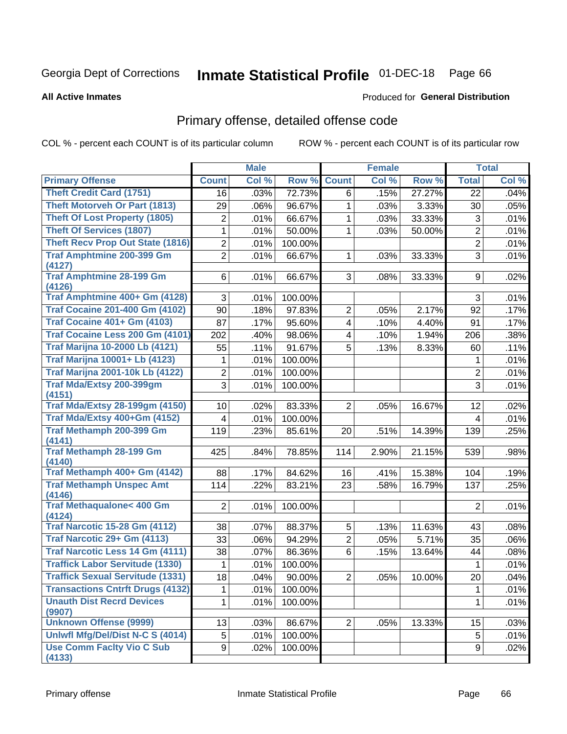Georgia Dept of Corrections **Inmate Statistical Profile** 01-DEC-18 Page 66

**All Active Inmates**

Produced for **General Distribution**

## Primary offense, detailed offense code

COL % - percent each COUNT is of its particular column

ROW % - percent each COUNT is of its particular row

| | Male | | | Female | | | Total | |
|---|---|---|---|---|---|---|---|---|
| **Primary Offense** | **Count** | **Col %** | **Row %** | **Count** | **Col %** | **Row %** | **Total** | **Col %** |
| Theft Credit Card (1751) | 16 | .03% | 72.73% | 6 | .15% | 27.27% | 22 | .04% |
| Theft Motorveh Or Part (1813) | 29 | .06% | 96.67% | 1 | .03% | 3.33% | 30 | .05% |
| Theft Of Lost Property (1805) | 2 | .01% | 66.67% | 1 | .03% | 33.33% | 3 | .01% |
| Theft Of Services (1807) | 1 | .01% | 50.00% | 1 | .03% | 50.00% | 2 | .01% |
| Theft Recv Prop Out State (1816) | 2 | .01% | 100.00% | | | | 2 | .01% |
| Traf Amphtmine 200-399 Gm (4127) | 2 | .01% | 66.67% | 1 | .03% | 33.33% | 3 | .01% |
| Traf Amphtmine 28-199 Gm (4126) | 6 | .01% | 66.67% | 3 | .08% | 33.33% | 9 | .02% |
| Traf Amphtmine 400+ Gm (4128) | 3 | .01% | 100.00% | | | | 3 | .01% |
| Traf Cocaine 201-400 Gm (4102) | 90 | .18% | 97.83% | 2 | .05% | 2.17% | 92 | .17% |
| Traf Cocaine 401+ Gm (4103) | 87 | .17% | 95.60% | 4 | .10% | 4.40% | 91 | .17% |
| Traf Cocaine Less 200 Gm (4101) | 202 | .40% | 98.06% | 4 | .10% | 1.94% | 206 | .38% |
| Traf Marijna 10-2000 Lb (4121) | 55 | .11% | 91.67% | 5 | .13% | 8.33% | 60 | .11% |
| Traf Marijna 10001+ Lb (4123) | 1 | .01% | 100.00% | | | | 1 | .01% |
| Traf Marijna 2001-10k Lb (4122) | 2 | .01% | 100.00% | | | | 2 | .01% |
| Traf Mda/Extsy 200-399gm (4151) | 3 | .01% | 100.00% | | | | 3 | .01% |
| Traf Mda/Extsy 28-199gm (4150) | 10 | .02% | 83.33% | 2 | .05% | 16.67% | 12 | .02% |
| Traf Mda/Extsy 400+Gm (4152) | 4 | .01% | 100.00% | | | | 4 | .01% |
| Traf Methamph 200-399 Gm (4141) | 119 | .23% | 85.61% | 20 | .51% | 14.39% | 139 | .25% |
| Traf Methamph 28-199 Gm (4140) | 425 | .84% | 78.85% | 114 | 2.90% | 21.15% | 539 | .98% |
| Traf Methamph 400+ Gm (4142) | 88 | .17% | 84.62% | 16 | .41% | 15.38% | 104 | .19% |
| Traf Methamph Unspec Amt (4146) | 114 | .22% | 83.21% | 23 | .58% | 16.79% | 137 | .25% |
| Traf Methaqualone< 400 Gm (4124) | 2 | .01% | 100.00% | | | | 2 | .01% |
| Traf Narcotic 15-28 Gm (4112) | 38 | .07% | 88.37% | 5 | .13% | 11.63% | 43 | .08% |
| Traf Narcotic 29+ Gm (4113) | 33 | .06% | 94.29% | 2 | .05% | 5.71% | 35 | .06% |
| Traf Narcotic Less 14 Gm (4111) | 38 | .07% | 86.36% | 6 | .15% | 13.64% | 44 | .08% |
| Traffick Labor Servitude (1330) | 1 | .01% | 100.00% | | | | 1 | .01% |
| Traffick Sexual Servitude (1331) | 18 | .04% | 90.00% | 2 | .05% | 10.00% | 20 | .04% |
| Transactions Cntrft Drugs (4132) | 1 | .01% | 100.00% | | | | 1 | .01% |
| Unauth Dist Recrd Devices (9907) | 1 | .01% | 100.00% | | | | 1 | .01% |
| Unknown Offense (9999) | 13 | .03% | 86.67% | 2 | .05% | 13.33% | 15 | .03% |
| Unlwfl Mfg/Del/Dist N-C S (4014) | 5 | .01% | 100.00% | | | | 5 | .01% |
| Use Comm Faclty Vio C Sub (4133) | 9 | .02% | 100.00% | | | | 9 | .02% |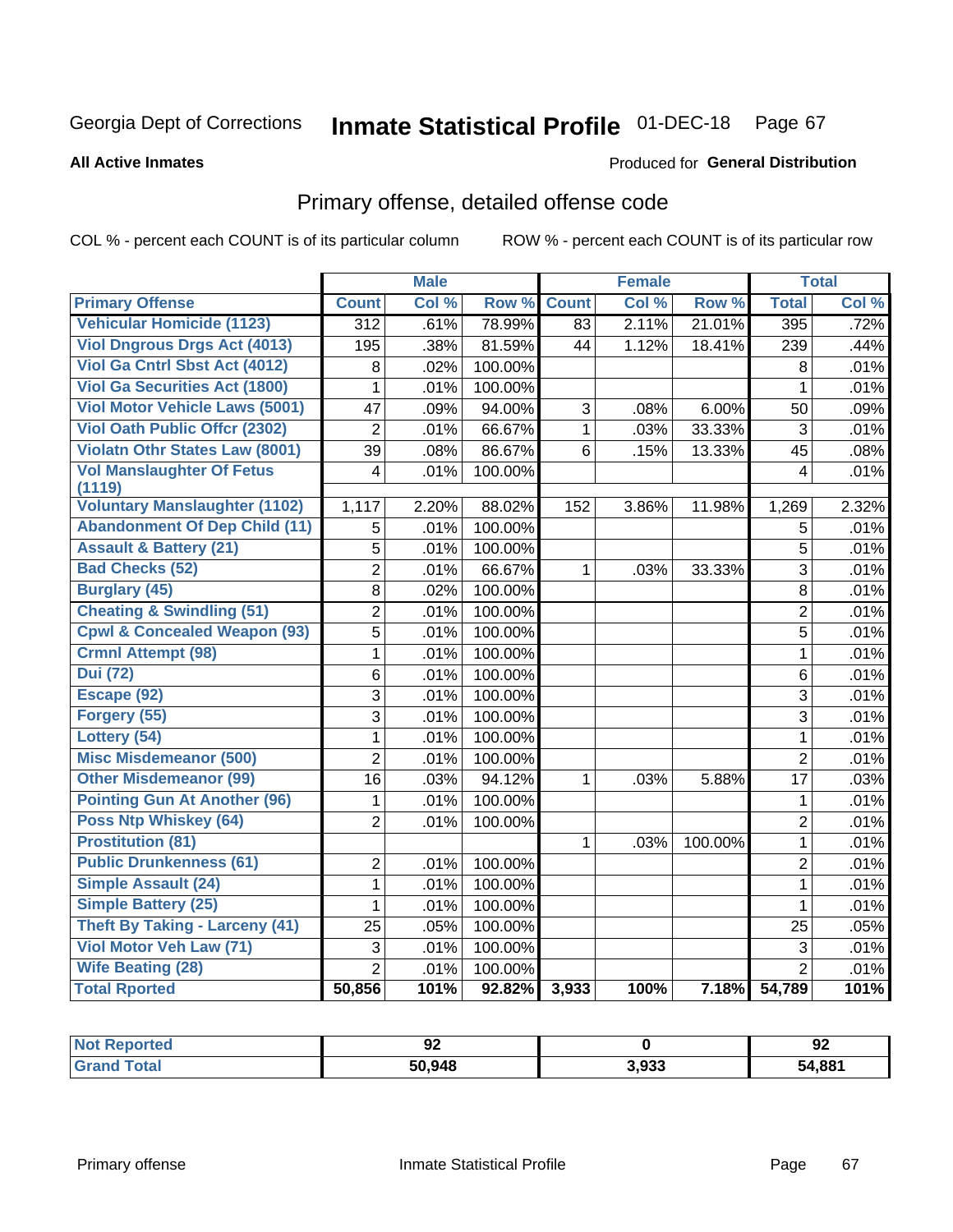Georgia Dept of Corrections **Inmate Statistical Profile** 01-DEC-18

**All Active Inmates**

Produced for **General Distribution**

## Primary offense, detailed offense code

COL % - percent each COUNT is of its particular column    ROW % - percent each COUNT is of its particular row

| | Male | | | Female | | | Total | |
|---|---|---|---|---|---|---|---|---|
| **Primary Offense** | **Count** | **Col %** | **Row %** | **Count** | **Col %** | **Row %** | **Total** | **Col %** |
| Vehicular Homicide (1123) | 312 | .61% | 78.99% | 83 | 2.11% | 21.01% | 395 | .72% |
| Viol Dngrous Drgs Act (4013) | 195 | .38% | 81.59% | 44 | 1.12% | 18.41% | 239 | .44% |
| Viol Ga Cntrl Sbst Act (4012) | 8 | .02% | 100.00% | | | | 8 | .01% |
| Viol Ga Securities Act (1800) | 1 | .01% | 100.00% | | | | 1 | .01% |
| Viol Motor Vehicle Laws (5001) | 47 | .09% | 94.00% | 3 | .08% | 6.00% | 50 | .09% |
| Viol Oath Public Offcr (2302) | 2 | .01% | 66.67% | 1 | .03% | 33.33% | 3 | .01% |
| Violatn Othr States Law (8001) | 39 | .08% | 86.67% | 6 | .15% | 13.33% | 45 | .08% |
| Vol Manslaughter Of Fetus (1119) | 4 | .01% | 100.00% | | | | 4 | .01% |
| Voluntary Manslaughter (1102) | 1,117 | 2.20% | 88.02% | 152 | 3.86% | 11.98% | 1,269 | 2.32% |
| Abandonment Of Dep Child (11) | 5 | .01% | 100.00% | | | | 5 | .01% |
| Assault & Battery (21) | 5 | .01% | 100.00% | | | | 5 | .01% |
| Bad Checks (52) | 2 | .01% | 66.67% | 1 | .03% | 33.33% | 3 | .01% |
| Burglary (45) | 8 | .02% | 100.00% | | | | 8 | .01% |
| Cheating & Swindling (51) | 2 | .01% | 100.00% | | | | 2 | .01% |
| Cpwl & Concealed Weapon (93) | 5 | .01% | 100.00% | | | | 5 | .01% |
| Crmnl Attempt (98) | 1 | .01% | 100.00% | | | | 1 | .01% |
| Dui (72) | 6 | .01% | 100.00% | | | | 6 | .01% |
| Escape (92) | 3 | .01% | 100.00% | | | | 3 | .01% |
| Forgery (55) | 3 | .01% | 100.00% | | | | 3 | .01% |
| Lottery (54) | 1 | .01% | 100.00% | | | | 1 | .01% |
| Misc Misdemeanor (500) | 2 | .01% | 100.00% | | | | 2 | .01% |
| Other Misdemeanor (99) | 16 | .03% | 94.12% | 1 | .03% | 5.88% | 17 | .03% |
| Pointing Gun At Another (96) | 1 | .01% | 100.00% | | | | 1 | .01% |
| Poss Ntp Whiskey (64) | 2 | .01% | 100.00% | | | | 2 | .01% |
| Prostitution (81) | | | | 1 | .03% | 100.00% | 1 | .01% |
| Public Drunkenness (61) | 2 | .01% | 100.00% | | | | 2 | .01% |
| Simple Assault (24) | 1 | .01% | 100.00% | | | | 1 | .01% |
| Simple Battery (25) | 1 | .01% | 100.00% | | | | 1 | .01% |
| Theft By Taking - Larceny (41) | 25 | .05% | 100.00% | | | | 25 | .05% |
| Viol Motor Veh Law (71) | 3 | .01% | 100.00% | | | | 3 | .01% |
| Wife Beating (28) | 2 | .01% | 100.00% | | | | 2 | .01% |
| **Total Rported** | **50,856** | **101%** | **92.82%** | **3,933** | **100%** | **7.18%** | **54,789** | **101%** |

| | Male | Female | Total |
|---|---|---|---|
| Not Reported | 92 | 0 | 92 |
| Grand Total | 50,948 | 3,933 | 54,881 |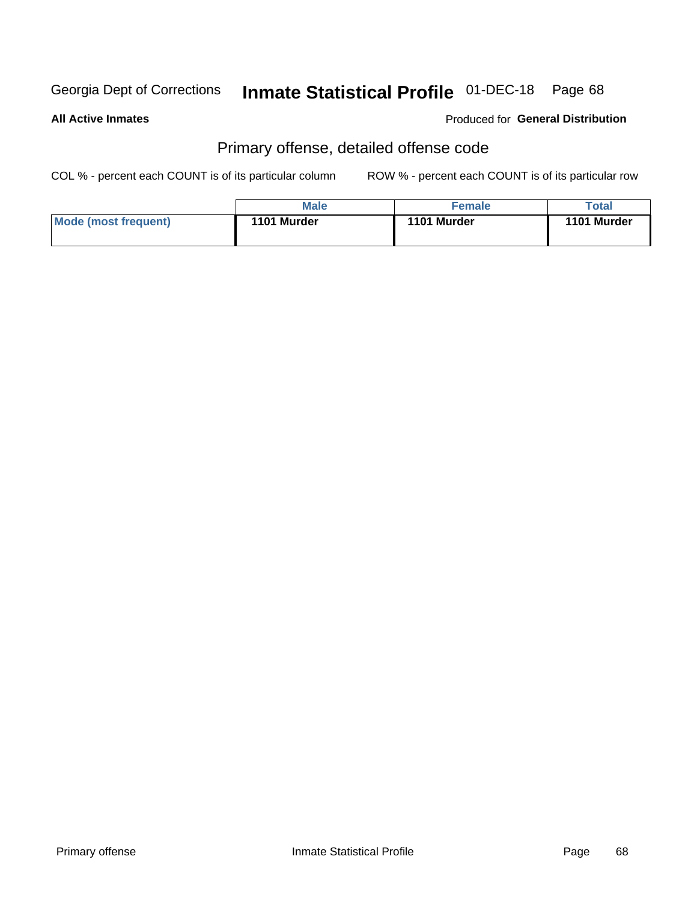Georgia Dept of Corrections **Inmate Statistical Profile** 01-DEC-18 Page 68

**All Active Inmates**

Produced for **General Distribution**

## Primary offense, detailed offense code

COL % - percent each COUNT is of its particular column ROW % - percent each COUNT is of its particular row

| | Male | Female | Total |
|---|---|---|---|
| **Mode (most frequent)** | **1101 Murder** | **1101 Murder** | **1101 Murder** |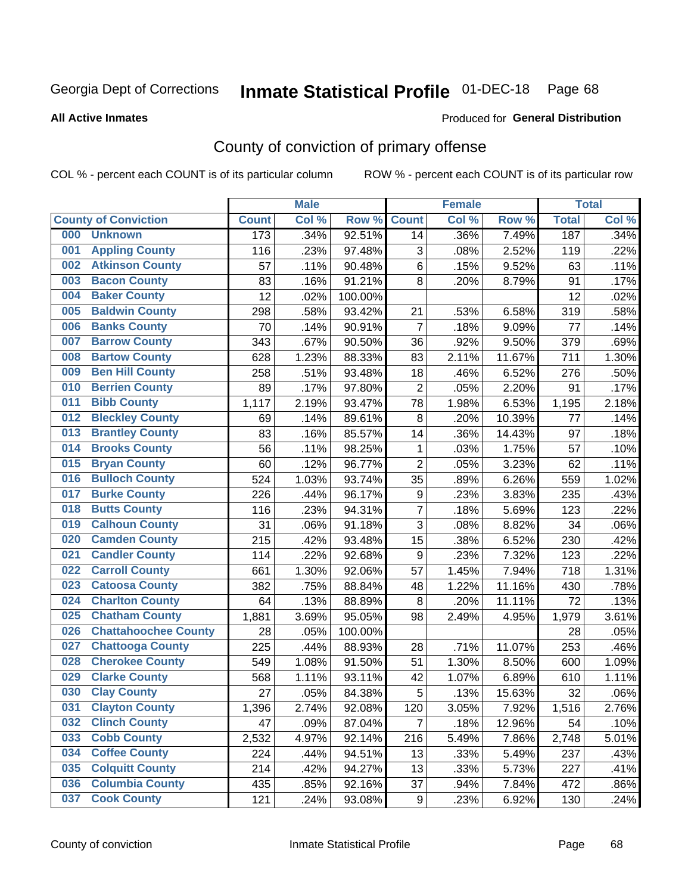Georgia Dept of Corrections **Inmate Statistical Profile** 01-DEC-18 Page 68

**All Active Inmates**

Produced for **General Distribution**

## County of conviction of primary offense

COL % - percent each COUNT is of its particular column    ROW % - percent each COUNT is of its particular row

| County of Conviction | Male | | | Female | | | Total | |
|---|---|---|---|---|---|---|---|---|
| | Count | Col % | Row % | Count | Col % | Row % | Total | Col % |
| 000 Unknown | 173 | .34% | 92.51% | 14 | .36% | 7.49% | 187 | .34% |
| 001 Appling County | 116 | .23% | 97.48% | 3 | .08% | 2.52% | 119 | .22% |
| 002 Atkinson County | 57 | .11% | 90.48% | 6 | .15% | 9.52% | 63 | .11% |
| 003 Bacon County | 83 | .16% | 91.21% | 8 | .20% | 8.79% | 91 | .17% |
| 004 Baker County | 12 | .02% | 100.00% | | | | 12 | .02% |
| 005 Baldwin County | 298 | .58% | 93.42% | 21 | .53% | 6.58% | 319 | .58% |
| 006 Banks County | 70 | .14% | 90.91% | 7 | .18% | 9.09% | 77 | .14% |
| 007 Barrow County | 343 | .67% | 90.50% | 36 | .92% | 9.50% | 379 | .69% |
| 008 Bartow County | 628 | 1.23% | 88.33% | 83 | 2.11% | 11.67% | 711 | 1.30% |
| 009 Ben Hill County | 258 | .51% | 93.48% | 18 | .46% | 6.52% | 276 | .50% |
| 010 Berrien County | 89 | .17% | 97.80% | 2 | .05% | 2.20% | 91 | .17% |
| 011 Bibb County | 1,117 | 2.19% | 93.47% | 78 | 1.98% | 6.53% | 1,195 | 2.18% |
| 012 Bleckley County | 69 | .14% | 89.61% | 8 | .20% | 10.39% | 77 | .14% |
| 013 Brantley County | 83 | .16% | 85.57% | 14 | .36% | 14.43% | 97 | .18% |
| 014 Brooks County | 56 | .11% | 98.25% | 1 | .03% | 1.75% | 57 | .10% |
| 015 Bryan County | 60 | .12% | 96.77% | 2 | .05% | 3.23% | 62 | .11% |
| 016 Bulloch County | 524 | 1.03% | 93.74% | 35 | .89% | 6.26% | 559 | 1.02% |
| 017 Burke County | 226 | .44% | 96.17% | 9 | .23% | 3.83% | 235 | .43% |
| 018 Butts County | 116 | .23% | 94.31% | 7 | .18% | 5.69% | 123 | .22% |
| 019 Calhoun County | 31 | .06% | 91.18% | 3 | .08% | 8.82% | 34 | .06% |
| 020 Camden County | 215 | .42% | 93.48% | 15 | .38% | 6.52% | 230 | .42% |
| 021 Candler County | 114 | .22% | 92.68% | 9 | .23% | 7.32% | 123 | .22% |
| 022 Carroll County | 661 | 1.30% | 92.06% | 57 | 1.45% | 7.94% | 718 | 1.31% |
| 023 Catoosa County | 382 | .75% | 88.84% | 48 | 1.22% | 11.16% | 430 | .78% |
| 024 Charlton County | 64 | .13% | 88.89% | 8 | .20% | 11.11% | 72 | .13% |
| 025 Chatham County | 1,881 | 3.69% | 95.05% | 98 | 2.49% | 4.95% | 1,979 | 3.61% |
| 026 Chattahoochee County | 28 | .05% | 100.00% | | | | 28 | .05% |
| 027 Chattooga County | 225 | .44% | 88.93% | 28 | .71% | 11.07% | 253 | .46% |
| 028 Cherokee County | 549 | 1.08% | 91.50% | 51 | 1.30% | 8.50% | 600 | 1.09% |
| 029 Clarke County | 568 | 1.11% | 93.11% | 42 | 1.07% | 6.89% | 610 | 1.11% |
| 030 Clay County | 27 | .05% | 84.38% | 5 | .13% | 15.63% | 32 | .06% |
| 031 Clayton County | 1,396 | 2.74% | 92.08% | 120 | 3.05% | 7.92% | 1,516 | 2.76% |
| 032 Clinch County | 47 | .09% | 87.04% | 7 | .18% | 12.96% | 54 | .10% |
| 033 Cobb County | 2,532 | 4.97% | 92.14% | 216 | 5.49% | 7.86% | 2,748 | 5.01% |
| 034 Coffee County | 224 | .44% | 94.51% | 13 | .33% | 5.49% | 237 | .43% |
| 035 Colquitt County | 214 | .42% | 94.27% | 13 | .33% | 5.73% | 227 | .41% |
| 036 Columbia County | 435 | .85% | 92.16% | 37 | .94% | 7.84% | 472 | .86% |
| 037 Cook County | 121 | .24% | 93.08% | 9 | .23% | 6.92% | 130 | .24% |

County of conviction    Inmate Statistical Profile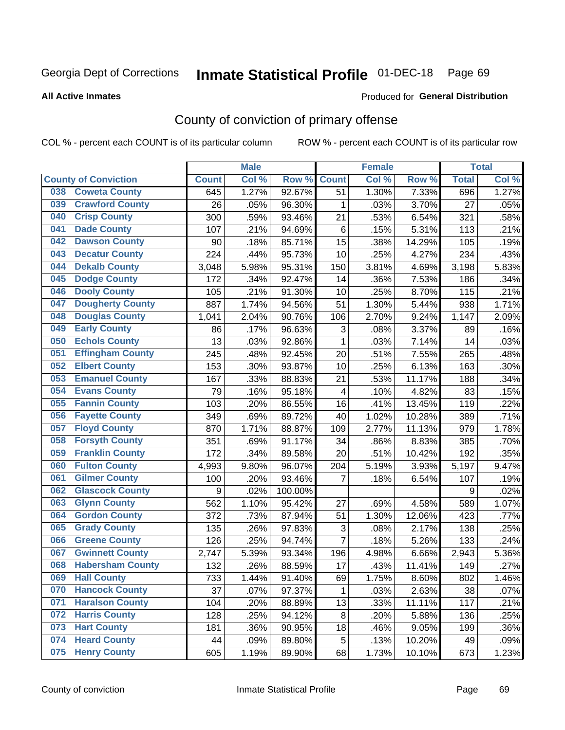Georgia Dept of Corrections **Inmate Statistical Profile** 01-DEC-18 Page 69

**All Active Inmates**

Produced for **General Distribution**

## County of conviction of primary offense

COL % - percent each COUNT is of its particular column ROW % - percent each COUNT is of its particular row

| County of Conviction | | Male | | | Female | | | Total | |
|---|---|---|---|---|---|---|---|---|---|
| | | Count | Col % | Row % | Count | Col % | Row % | Total | Col % |
| 038 | Coweta County | 645 | 1.27% | 92.67% | 51 | 1.30% | 7.33% | 696 | 1.27% |
| 039 | Crawford County | 26 | .05% | 96.30% | 1 | .03% | 3.70% | 27 | .05% |
| 040 | Crisp County | 300 | .59% | 93.46% | 21 | .53% | 6.54% | 321 | .58% |
| 041 | Dade County | 107 | .21% | 94.69% | 6 | .15% | 5.31% | 113 | .21% |
| 042 | Dawson County | 90 | .18% | 85.71% | 15 | .38% | 14.29% | 105 | .19% |
| 043 | Decatur County | 224 | .44% | 95.73% | 10 | .25% | 4.27% | 234 | .43% |
| 044 | Dekalb County | 3,048 | 5.98% | 95.31% | 150 | 3.81% | 4.69% | 3,198 | 5.83% |
| 045 | Dodge County | 172 | .34% | 92.47% | 14 | .36% | 7.53% | 186 | .34% |
| 046 | Dooly County | 105 | .21% | 91.30% | 10 | .25% | 8.70% | 115 | .21% |
| 047 | Dougherty County | 887 | 1.74% | 94.56% | 51 | 1.30% | 5.44% | 938 | 1.71% |
| 048 | Douglas County | 1,041 | 2.04% | 90.76% | 106 | 2.70% | 9.24% | 1,147 | 2.09% |
| 049 | Early County | 86 | .17% | 96.63% | 3 | .08% | 3.37% | 89 | .16% |
| 050 | Echols County | 13 | .03% | 92.86% | 1 | .03% | 7.14% | 14 | .03% |
| 051 | Effingham County | 245 | .48% | 92.45% | 20 | .51% | 7.55% | 265 | .48% |
| 052 | Elbert County | 153 | .30% | 93.87% | 10 | .25% | 6.13% | 163 | .30% |
| 053 | Emanuel County | 167 | .33% | 88.83% | 21 | .53% | 11.17% | 188 | .34% |
| 054 | Evans County | 79 | .16% | 95.18% | 4 | .10% | 4.82% | 83 | .15% |
| 055 | Fannin County | 103 | .20% | 86.55% | 16 | .41% | 13.45% | 119 | .22% |
| 056 | Fayette County | 349 | .69% | 89.72% | 40 | 1.02% | 10.28% | 389 | .71% |
| 057 | Floyd County | 870 | 1.71% | 88.87% | 109 | 2.77% | 11.13% | 979 | 1.78% |
| 058 | Forsyth County | 351 | .69% | 91.17% | 34 | .86% | 8.83% | 385 | .70% |
| 059 | Franklin County | 172 | .34% | 89.58% | 20 | .51% | 10.42% | 192 | .35% |
| 060 | Fulton County | 4,993 | 9.80% | 96.07% | 204 | 5.19% | 3.93% | 5,197 | 9.47% |
| 061 | Gilmer County | 100 | .20% | 93.46% | 7 | .18% | 6.54% | 107 | .19% |
| 062 | Glascock County | 9 | .02% | 100.00% | | | | 9 | .02% |
| 063 | Glynn County | 562 | 1.10% | 95.42% | 27 | .69% | 4.58% | 589 | 1.07% |
| 064 | Gordon County | 372 | .73% | 87.94% | 51 | 1.30% | 12.06% | 423 | .77% |
| 065 | Grady County | 135 | .26% | 97.83% | 3 | .08% | 2.17% | 138 | .25% |
| 066 | Greene County | 126 | .25% | 94.74% | 7 | .18% | 5.26% | 133 | .24% |
| 067 | Gwinnett County | 2,747 | 5.39% | 93.34% | 196 | 4.98% | 6.66% | 2,943 | 5.36% |
| 068 | Habersham County | 132 | .26% | 88.59% | 17 | .43% | 11.41% | 149 | .27% |
| 069 | Hall County | 733 | 1.44% | 91.40% | 69 | 1.75% | 8.60% | 802 | 1.46% |
| 070 | Hancock County | 37 | .07% | 97.37% | 1 | .03% | 2.63% | 38 | .07% |
| 071 | Haralson County | 104 | .20% | 88.89% | 13 | .33% | 11.11% | 117 | .21% |
| 072 | Harris County | 128 | .25% | 94.12% | 8 | .20% | 5.88% | 136 | .25% |
| 073 | Hart County | 181 | .36% | 90.95% | 18 | .46% | 9.05% | 199 | .36% |
| 074 | Heard County | 44 | .09% | 89.80% | 5 | .13% | 10.20% | 49 | .09% |
| 075 | Henry County | 605 | 1.19% | 89.90% | 68 | 1.73% | 10.10% | 673 | 1.23% |

County of conviction Inmate Statistical Profile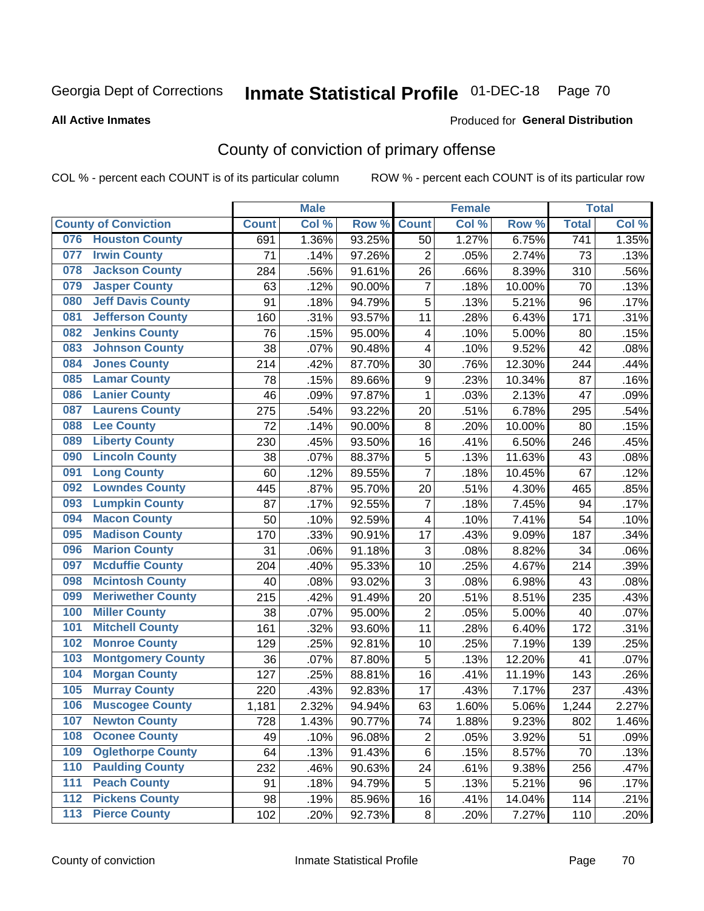Georgia Dept of Corrections **Inmate Statistical Profile** 01-DEC-18

**All Active Inmates**

Produced for **General Distribution**

## County of conviction of primary offense

COL % - percent each COUNT is of its particular column ROW % - percent each COUNT is of its particular row

| County of Conviction | Male | | | Female | | | Total | |
|---|---|---|---|---|---|---|---|---|
| | Count | Col % | Row % | Count | Col % | Row % | Total | Col % |
| 076 Houston County | 691 | 1.36% | 93.25% | 50 | 1.27% | 6.75% | 741 | 1.35% |
| 077 Irwin County | 71 | .14% | 97.26% | 2 | .05% | 2.74% | 73 | .13% |
| 078 Jackson County | 284 | .56% | 91.61% | 26 | .66% | 8.39% | 310 | .56% |
| 079 Jasper County | 63 | .12% | 90.00% | 7 | .18% | 10.00% | 70 | .13% |
| 080 Jeff Davis County | 91 | .18% | 94.79% | 5 | .13% | 5.21% | 96 | .17% |
| 081 Jefferson County | 160 | .31% | 93.57% | 11 | .28% | 6.43% | 171 | .31% |
| 082 Jenkins County | 76 | .15% | 95.00% | 4 | .10% | 5.00% | 80 | .15% |
| 083 Johnson County | 38 | .07% | 90.48% | 4 | .10% | 9.52% | 42 | .08% |
| 084 Jones County | 214 | .42% | 87.70% | 30 | .76% | 12.30% | 244 | .44% |
| 085 Lamar County | 78 | .15% | 89.66% | 9 | .23% | 10.34% | 87 | .16% |
| 086 Lanier County | 46 | .09% | 97.87% | 1 | .03% | 2.13% | 47 | .09% |
| 087 Laurens County | 275 | .54% | 93.22% | 20 | .51% | 6.78% | 295 | .54% |
| 088 Lee County | 72 | .14% | 90.00% | 8 | .20% | 10.00% | 80 | .15% |
| 089 Liberty County | 230 | .45% | 93.50% | 16 | .41% | 6.50% | 246 | .45% |
| 090 Lincoln County | 38 | .07% | 88.37% | 5 | .13% | 11.63% | 43 | .08% |
| 091 Long County | 60 | .12% | 89.55% | 7 | .18% | 10.45% | 67 | .12% |
| 092 Lowndes County | 445 | .87% | 95.70% | 20 | .51% | 4.30% | 465 | .85% |
| 093 Lumpkin County | 87 | .17% | 92.55% | 7 | .18% | 7.45% | 94 | .17% |
| 094 Macon County | 50 | .10% | 92.59% | 4 | .10% | 7.41% | 54 | .10% |
| 095 Madison County | 170 | .33% | 90.91% | 17 | .43% | 9.09% | 187 | .34% |
| 096 Marion County | 31 | .06% | 91.18% | 3 | .08% | 8.82% | 34 | .06% |
| 097 Mcduffie County | 204 | .40% | 95.33% | 10 | .25% | 4.67% | 214 | .39% |
| 098 Mcintosh County | 40 | .08% | 93.02% | 3 | .08% | 6.98% | 43 | .08% |
| 099 Meriwether County | 215 | .42% | 91.49% | 20 | .51% | 8.51% | 235 | .43% |
| 100 Miller County | 38 | .07% | 95.00% | 2 | .05% | 5.00% | 40 | .07% |
| 101 Mitchell County | 161 | .32% | 93.60% | 11 | .28% | 6.40% | 172 | .31% |
| 102 Monroe County | 129 | .25% | 92.81% | 10 | .25% | 7.19% | 139 | .25% |
| 103 Montgomery County | 36 | .07% | 87.80% | 5 | .13% | 12.20% | 41 | .07% |
| 104 Morgan County | 127 | .25% | 88.81% | 16 | .41% | 11.19% | 143 | .26% |
| 105 Murray County | 220 | .43% | 92.83% | 17 | .43% | 7.17% | 237 | .43% |
| 106 Muscogee County | 1,181 | 2.32% | 94.94% | 63 | 1.60% | 5.06% | 1,244 | 2.27% |
| 107 Newton County | 728 | 1.43% | 90.77% | 74 | 1.88% | 9.23% | 802 | 1.46% |
| 108 Oconee County | 49 | .10% | 96.08% | 2 | .05% | 3.92% | 51 | .09% |
| 109 Oglethorpe County | 64 | .13% | 91.43% | 6 | .15% | 8.57% | 70 | .13% |
| 110 Paulding County | 232 | .46% | 90.63% | 24 | .61% | 9.38% | 256 | .47% |
| 111 Peach County | 91 | .18% | 94.79% | 5 | .13% | 5.21% | 96 | .17% |
| 112 Pickens County | 98 | .19% | 85.96% | 16 | .41% | 14.04% | 114 | .21% |
| 113 Pierce County | 102 | .20% | 92.73% | 8 | .20% | 7.27% | 110 | .20% |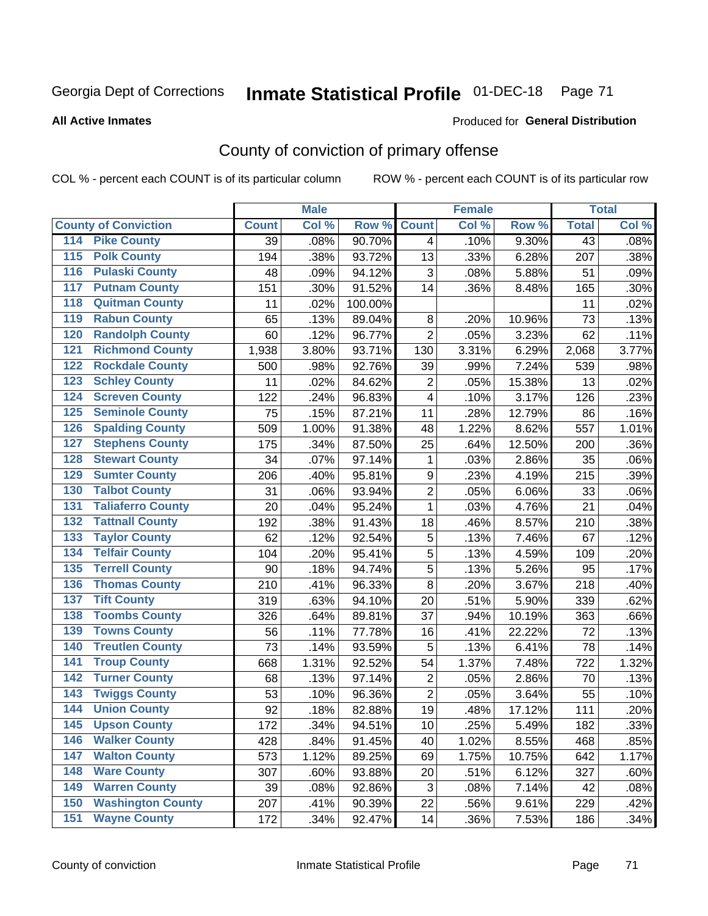Georgia Dept of Corrections **Inmate Statistical Profile** 01-DEC-18 Page 71

**All Active Inmates**

Produced for **General Distribution**

# County of conviction of primary offense

COL % - percent each COUNT is of its particular column ROW % - percent each COUNT is of its particular row

| County of Conviction | Male | | | Female | | | Total | |
|---|---|---|---|---|---|---|---|---|
| | Count | Col % | Row % | Count | Col % | Row % | Total | Col % |
| 114 Pike County | 39 | .08% | 90.70% | 4 | .10% | 9.30% | 43 | .08% |
| 115 Polk County | 194 | .38% | 93.72% | 13 | .33% | 6.28% | 207 | .38% |
| 116 Pulaski County | 48 | .09% | 94.12% | 3 | .08% | 5.88% | 51 | .09% |
| 117 Putnam County | 151 | .30% | 91.52% | 14 | .36% | 8.48% | 165 | .30% |
| 118 Quitman County | 11 | .02% | 100.00% | | | | 11 | .02% |
| 119 Rabun County | 65 | .13% | 89.04% | 8 | .20% | 10.96% | 73 | .13% |
| 120 Randolph County | 60 | .12% | 96.77% | 2 | .05% | 3.23% | 62 | .11% |
| 121 Richmond County | 1,938 | 3.80% | 93.71% | 130 | 3.31% | 6.29% | 2,068 | 3.77% |
| 122 Rockdale County | 500 | .98% | 92.76% | 39 | .99% | 7.24% | 539 | .98% |
| 123 Schley County | 11 | .02% | 84.62% | 2 | .05% | 15.38% | 13 | .02% |
| 124 Screven County | 122 | .24% | 96.83% | 4 | .10% | 3.17% | 126 | .23% |
| 125 Seminole County | 75 | .15% | 87.21% | 11 | .28% | 12.79% | 86 | .16% |
| 126 Spalding County | 509 | 1.00% | 91.38% | 48 | 1.22% | 8.62% | 557 | 1.01% |
| 127 Stephens County | 175 | .34% | 87.50% | 25 | .64% | 12.50% | 200 | .36% |
| 128 Stewart County | 34 | .07% | 97.14% | 1 | .03% | 2.86% | 35 | .06% |
| 129 Sumter County | 206 | .40% | 95.81% | 9 | .23% | 4.19% | 215 | .39% |
| 130 Talbot County | 31 | .06% | 93.94% | 2 | .05% | 6.06% | 33 | .06% |
| 131 Taliaferro County | 20 | .04% | 95.24% | 1 | .03% | 4.76% | 21 | .04% |
| 132 Tattnall County | 192 | .38% | 91.43% | 18 | .46% | 8.57% | 210 | .38% |
| 133 Taylor County | 62 | .12% | 92.54% | 5 | .13% | 7.46% | 67 | .12% |
| 134 Telfair County | 104 | .20% | 95.41% | 5 | .13% | 4.59% | 109 | .20% |
| 135 Terrell County | 90 | .18% | 94.74% | 5 | .13% | 5.26% | 95 | .17% |
| 136 Thomas County | 210 | .41% | 96.33% | 8 | .20% | 3.67% | 218 | .40% |
| 137 Tift County | 319 | .63% | 94.10% | 20 | .51% | 5.90% | 339 | .62% |
| 138 Toombs County | 326 | .64% | 89.81% | 37 | .94% | 10.19% | 363 | .66% |
| 139 Towns County | 56 | .11% | 77.78% | 16 | .41% | 22.22% | 72 | .13% |
| 140 Treutlen County | 73 | .14% | 93.59% | 5 | .13% | 6.41% | 78 | .14% |
| 141 Troup County | 668 | 1.31% | 92.52% | 54 | 1.37% | 7.48% | 722 | 1.32% |
| 142 Turner County | 68 | .13% | 97.14% | 2 | .05% | 2.86% | 70 | .13% |
| 143 Twiggs County | 53 | .10% | 96.36% | 2 | .05% | 3.64% | 55 | .10% |
| 144 Union County | 92 | .18% | 82.88% | 19 | .48% | 17.12% | 111 | .20% |
| 145 Upson County | 172 | .34% | 94.51% | 10 | .25% | 5.49% | 182 | .33% |
| 146 Walker County | 428 | .84% | 91.45% | 40 | 1.02% | 8.55% | 468 | .85% |
| 147 Walton County | 573 | 1.12% | 89.25% | 69 | 1.75% | 10.75% | 642 | 1.17% |
| 148 Ware County | 307 | .60% | 93.88% | 20 | .51% | 6.12% | 327 | .60% |
| 149 Warren County | 39 | .08% | 92.86% | 3 | .08% | 7.14% | 42 | .08% |
| 150 Washington County | 207 | .41% | 90.39% | 22 | .56% | 9.61% | 229 | .42% |
| 151 Wayne County | 172 | .34% | 92.47% | 14 | .36% | 7.53% | 186 | .34% |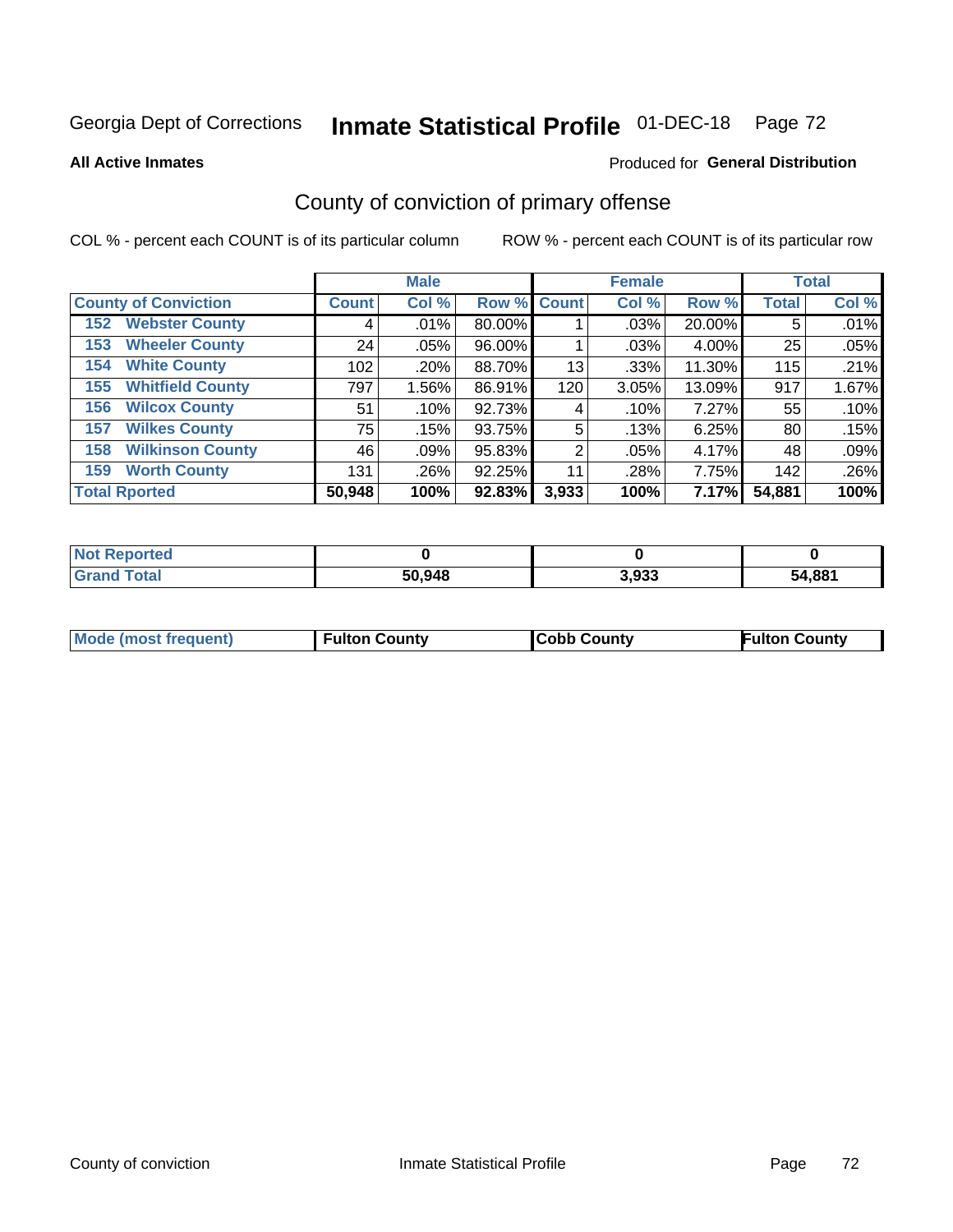Georgia Dept of Corrections **Inmate Statistical Profile** 01-DEC-18

**All Active Inmates**

Produced for **General Distribution**

## County of conviction of primary offense

COL % - percent each COUNT is of its particular column

ROW % - percent each COUNT is of its particular row

| County of Conviction | Male | | | Female | | | Total | |
|---|---|---|---|---|---|---|---|---|
| | Count | Col % | Row % | Count | Col % | Row % | Total | Col % |
| 152 Webster County | 4 | .01% | 80.00% | 1 | .03% | 20.00% | 5 | .01% |
| 153 Wheeler County | 24 | .05% | 96.00% | 1 | .03% | 4.00% | 25 | .05% |
| 154 White County | 102 | .20% | 88.70% | 13 | .33% | 11.30% | 115 | .21% |
| 155 Whitfield County | 797 | 1.56% | 86.91% | 120 | 3.05% | 13.09% | 917 | 1.67% |
| 156 Wilcox County | 51 | .10% | 92.73% | 4 | .10% | 7.27% | 55 | .10% |
| 157 Wilkes County | 75 | .15% | 93.75% | 5 | .13% | 6.25% | 80 | .15% |
| 158 Wilkinson County | 46 | .09% | 95.83% | 2 | .05% | 4.17% | 48 | .09% |
| 159 Worth County | 131 | .26% | 92.25% | 11 | .28% | 7.75% | 142 | .26% |
| **Total Rported** | **50,948** | **100%** | **92.83%** | **3,933** | **100%** | **7.17%** | **54,881** | **100%** |

| | Male | Female | Total |
|---|---|---|---|
| Not Reported | 0 | 0 | 0 |
| Grand Total | 50,948 | 3,933 | 54,881 |

| | Male | Female | Total |
|---|---|---|---|
| Mode (most frequent) | Fulton County | Cobb County | Fulton County |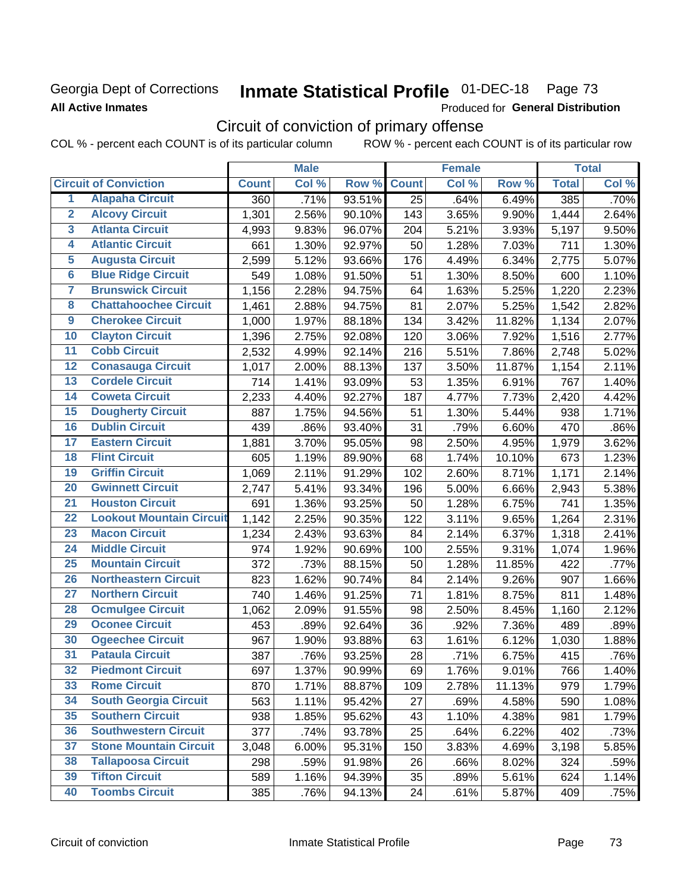Georgia Dept of Corrections **Inmate Statistical Profile** 01-DEC-18 Page 73

**All Active Inmates**

Produced for **General Distribution**

## Circuit of conviction of primary offense

COL % - percent each COUNT is of its particular column ROW % - percent each COUNT is of its particular row

| | Circuit of Conviction | Male | | | Female | | | Total | |
|---|---|---|---|---|---|---|---|---|---|
| | | Count | Col % | Row % | Count | Col % | Row % | Total | Col % |
| 1 | Alapaha Circuit | 360 | .71% | 93.51% | 25 | .64% | 6.49% | 385 | .70% |
| 2 | Alcovy Circuit | 1,301 | 2.56% | 90.10% | 143 | 3.65% | 9.90% | 1,444 | 2.64% |
| 3 | Atlanta Circuit | 4,993 | 9.83% | 96.07% | 204 | 5.21% | 3.93% | 5,197 | 9.50% |
| 4 | Atlantic Circuit | 661 | 1.30% | 92.97% | 50 | 1.28% | 7.03% | 711 | 1.30% |
| 5 | Augusta Circuit | 2,599 | 5.12% | 93.66% | 176 | 4.49% | 6.34% | 2,775 | 5.07% |
| 6 | Blue Ridge Circuit | 549 | 1.08% | 91.50% | 51 | 1.30% | 8.50% | 600 | 1.10% |
| 7 | Brunswick Circuit | 1,156 | 2.28% | 94.75% | 64 | 1.63% | 5.25% | 1,220 | 2.23% |
| 8 | Chattahoochee Circuit | 1,461 | 2.88% | 94.75% | 81 | 2.07% | 5.25% | 1,542 | 2.82% |
| 9 | Cherokee Circuit | 1,000 | 1.97% | 88.18% | 134 | 3.42% | 11.82% | 1,134 | 2.07% |
| 10 | Clayton Circuit | 1,396 | 2.75% | 92.08% | 120 | 3.06% | 7.92% | 1,516 | 2.77% |
| 11 | Cobb Circuit | 2,532 | 4.99% | 92.14% | 216 | 5.51% | 7.86% | 2,748 | 5.02% |
| 12 | Conasauga Circuit | 1,017 | 2.00% | 88.13% | 137 | 3.50% | 11.87% | 1,154 | 2.11% |
| 13 | Cordele Circuit | 714 | 1.41% | 93.09% | 53 | 1.35% | 6.91% | 767 | 1.40% |
| 14 | Coweta Circuit | 2,233 | 4.40% | 92.27% | 187 | 4.77% | 7.73% | 2,420 | 4.42% |
| 15 | Dougherty Circuit | 887 | 1.75% | 94.56% | 51 | 1.30% | 5.44% | 938 | 1.71% |
| 16 | Dublin Circuit | 439 | .86% | 93.40% | 31 | .79% | 6.60% | 470 | .86% |
| 17 | Eastern Circuit | 1,881 | 3.70% | 95.05% | 98 | 2.50% | 4.95% | 1,979 | 3.62% |
| 18 | Flint Circuit | 605 | 1.19% | 89.90% | 68 | 1.74% | 10.10% | 673 | 1.23% |
| 19 | Griffin Circuit | 1,069 | 2.11% | 91.29% | 102 | 2.60% | 8.71% | 1,171 | 2.14% |
| 20 | Gwinnett Circuit | 2,747 | 5.41% | 93.34% | 196 | 5.00% | 6.66% | 2,943 | 5.38% |
| 21 | Houston Circuit | 691 | 1.36% | 93.25% | 50 | 1.28% | 6.75% | 741 | 1.35% |
| 22 | Lookout Mountain Circuit | 1,142 | 2.25% | 90.35% | 122 | 3.11% | 9.65% | 1,264 | 2.31% |
| 23 | Macon Circuit | 1,234 | 2.43% | 93.63% | 84 | 2.14% | 6.37% | 1,318 | 2.41% |
| 24 | Middle Circuit | 974 | 1.92% | 90.69% | 100 | 2.55% | 9.31% | 1,074 | 1.96% |
| 25 | Mountain Circuit | 372 | .73% | 88.15% | 50 | 1.28% | 11.85% | 422 | .77% |
| 26 | Northeastern Circuit | 823 | 1.62% | 90.74% | 84 | 2.14% | 9.26% | 907 | 1.66% |
| 27 | Northern Circuit | 740 | 1.46% | 91.25% | 71 | 1.81% | 8.75% | 811 | 1.48% |
| 28 | Ocmulgee Circuit | 1,062 | 2.09% | 91.55% | 98 | 2.50% | 8.45% | 1,160 | 2.12% |
| 29 | Oconee Circuit | 453 | .89% | 92.64% | 36 | .92% | 7.36% | 489 | .89% |
| 30 | Ogeechee Circuit | 967 | 1.90% | 93.88% | 63 | 1.61% | 6.12% | 1,030 | 1.88% |
| 31 | Pataula Circuit | 387 | .76% | 93.25% | 28 | .71% | 6.75% | 415 | .76% |
| 32 | Piedmont Circuit | 697 | 1.37% | 90.99% | 69 | 1.76% | 9.01% | 766 | 1.40% |
| 33 | Rome Circuit | 870 | 1.71% | 88.87% | 109 | 2.78% | 11.13% | 979 | 1.79% |
| 34 | South Georgia Circuit | 563 | 1.11% | 95.42% | 27 | .69% | 4.58% | 590 | 1.08% |
| 35 | Southern Circuit | 938 | 1.85% | 95.62% | 43 | 1.10% | 4.38% | 981 | 1.79% |
| 36 | Southwestern Circuit | 377 | .74% | 93.78% | 25 | .64% | 6.22% | 402 | .73% |
| 37 | Stone Mountain Circuit | 3,048 | 6.00% | 95.31% | 150 | 3.83% | 4.69% | 3,198 | 5.85% |
| 38 | Tallapoosa Circuit | 298 | .59% | 91.98% | 26 | .66% | 8.02% | 324 | .59% |
| 39 | Tifton Circuit | 589 | 1.16% | 94.39% | 35 | .89% | 5.61% | 624 | 1.14% |
| 40 | Toombs Circuit | 385 | .76% | 94.13% | 24 | .61% | 5.87% | 409 | .75% |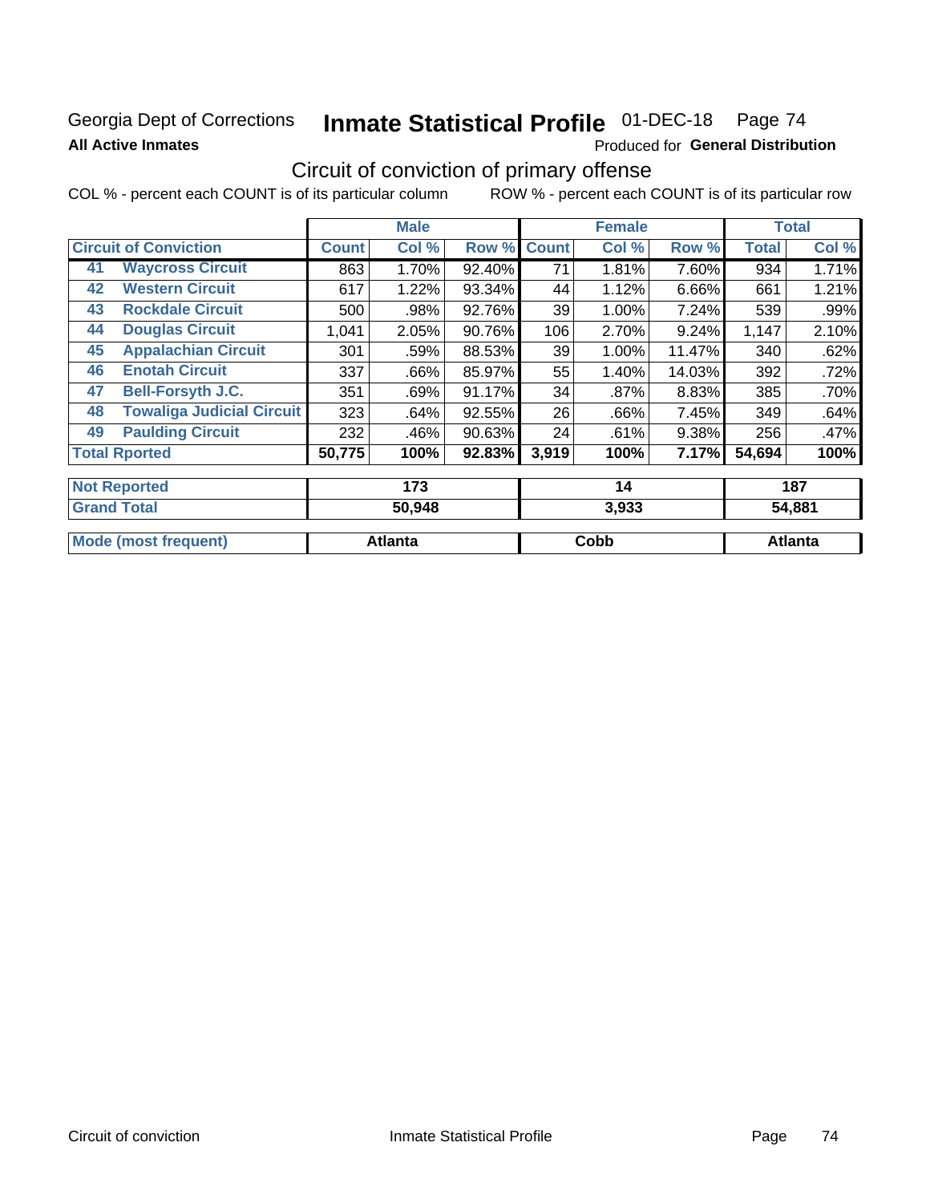Georgia Dept of Corrections **Inmate Statistical Profile** 01-DEC-18

**All Active Inmates** Produced for **General Distribution**

## Circuit of conviction of primary offense

COL % - percent each COUNT is of its particular column ROW % - percent each COUNT is of its particular row

| Circuit of Conviction | | Male | | | Female | | | Total | |
|---|---|---|---|---|---|---|---|---|---|
| | | Count | Col % | Row % | Count | Col % | Row % | Total | Col % |
| 41 | Waycross Circuit | 863 | 1.70% | 92.40% | 71 | 1.81% | 7.60% | 934 | 1.71% |
| 42 | Western Circuit | 617 | 1.22% | 93.34% | 44 | 1.12% | 6.66% | 661 | 1.21% |
| 43 | Rockdale Circuit | 500 | .98% | 92.76% | 39 | 1.00% | 7.24% | 539 | .99% |
| 44 | Douglas Circuit | 1,041 | 2.05% | 90.76% | 106 | 2.70% | 9.24% | 1,147 | 2.10% |
| 45 | Appalachian Circuit | 301 | .59% | 88.53% | 39 | 1.00% | 11.47% | 340 | .62% |
| 46 | Enotah Circuit | 337 | .66% | 85.97% | 55 | 1.40% | 14.03% | 392 | .72% |
| 47 | Bell-Forsyth J.C. | 351 | .69% | 91.17% | 34 | .87% | 8.83% | 385 | .70% |
| 48 | Towaliga Judicial Circuit | 323 | .64% | 92.55% | 26 | .66% | 7.45% | 349 | .64% |
| 49 | Paulding Circuit | 232 | .46% | 90.63% | 24 | .61% | 9.38% | 256 | .47% |
| Total Rported | | **50,775** | **100%** | **92.83%** | **3,919** | **100%** | **7.17%** | **54,694** | **100%** |

| | Male | Female | Total |
|---|---|---|---|
| Not Reported | 173 | 14 | 187 |
| Grand Total | 50,948 | 3,933 | 54,881 |
| Mode (most frequent) | Atlanta | Cobb | Atlanta |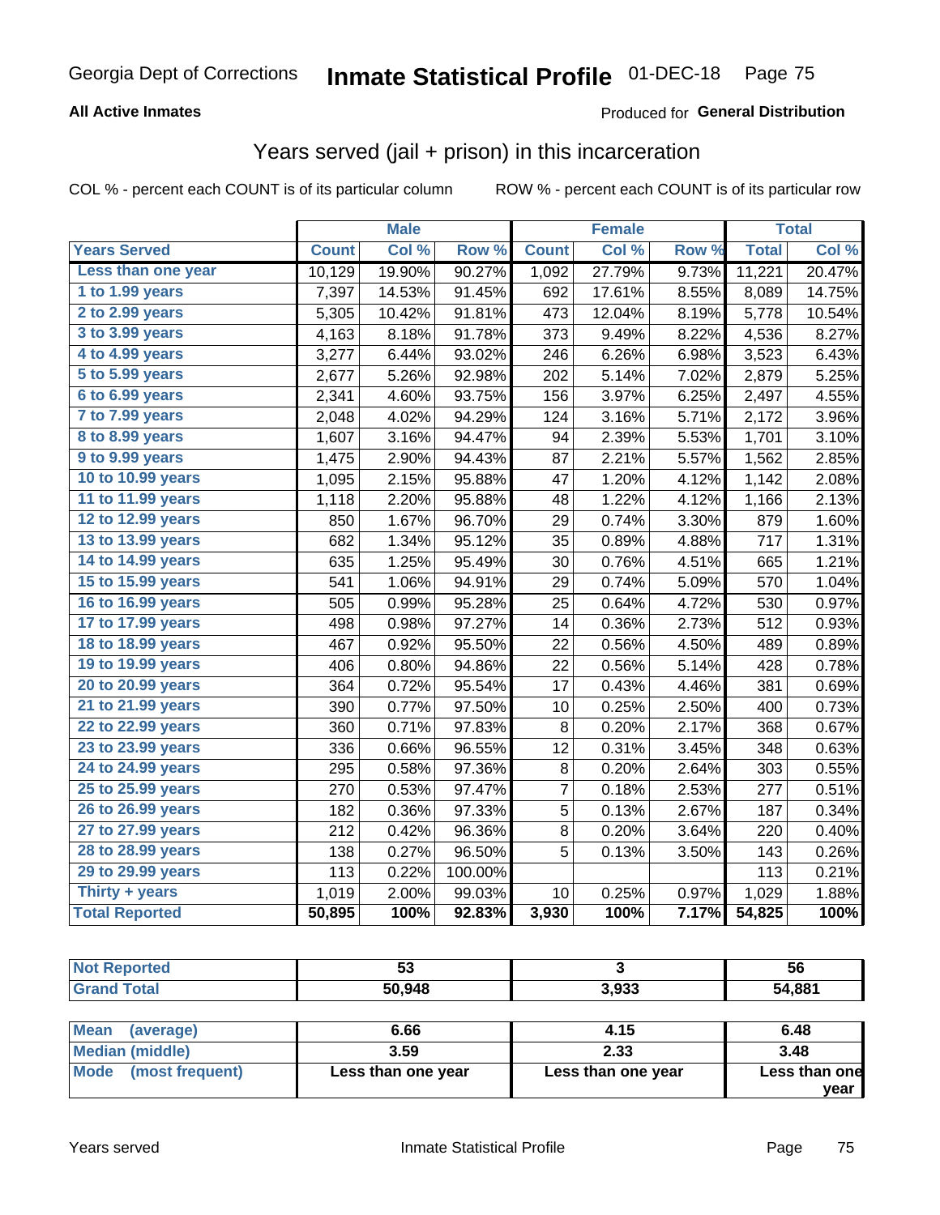Georgia Dept of Corrections **Inmate Statistical Profile** 01-DEC-18

**All Active Inmates**

Produced for **General Distribution**

## Years served (jail + prison) in this incarceration

COL % - percent each COUNT is of its particular column

ROW % - percent each COUNT is of its particular row

| Years Served | Male | | | Female | | | Total | |
|---|---|---|---|---|---|---|---|---|
| | Count | Col % | Row % | Count | Col % | Row % | Total | Col % |
| Less than one year | 10,129 | 19.90% | 90.27% | 1,092 | 27.79% | 9.73% | 11,221 | 20.47% |
| 1 to 1.99 years | 7,397 | 14.53% | 91.45% | 692 | 17.61% | 8.55% | 8,089 | 14.75% |
| 2 to 2.99 years | 5,305 | 10.42% | 91.81% | 473 | 12.04% | 8.19% | 5,778 | 10.54% |
| 3 to 3.99 years | 4,163 | 8.18% | 91.78% | 373 | 9.49% | 8.22% | 4,536 | 8.27% |
| 4 to 4.99 years | 3,277 | 6.44% | 93.02% | 246 | 6.26% | 6.98% | 3,523 | 6.43% |
| 5 to 5.99 years | 2,677 | 5.26% | 92.98% | 202 | 5.14% | 7.02% | 2,879 | 5.25% |
| 6 to 6.99 years | 2,341 | 4.60% | 93.75% | 156 | 3.97% | 6.25% | 2,497 | 4.55% |
| 7 to 7.99 years | 2,048 | 4.02% | 94.29% | 124 | 3.16% | 5.71% | 2,172 | 3.96% |
| 8 to 8.99 years | 1,607 | 3.16% | 94.47% | 94 | 2.39% | 5.53% | 1,701 | 3.10% |
| 9 to 9.99 years | 1,475 | 2.90% | 94.43% | 87 | 2.21% | 5.57% | 1,562 | 2.85% |
| 10 to 10.99 years | 1,095 | 2.15% | 95.88% | 47 | 1.20% | 4.12% | 1,142 | 2.08% |
| 11 to 11.99 years | 1,118 | 2.20% | 95.88% | 48 | 1.22% | 4.12% | 1,166 | 2.13% |
| 12 to 12.99 years | 850 | 1.67% | 96.70% | 29 | 0.74% | 3.30% | 879 | 1.60% |
| 13 to 13.99 years | 682 | 1.34% | 95.12% | 35 | 0.89% | 4.88% | 717 | 1.31% |
| 14 to 14.99 years | 635 | 1.25% | 95.49% | 30 | 0.76% | 4.51% | 665 | 1.21% |
| 15 to 15.99 years | 541 | 1.06% | 94.91% | 29 | 0.74% | 5.09% | 570 | 1.04% |
| 16 to 16.99 years | 505 | 0.99% | 95.28% | 25 | 0.64% | 4.72% | 530 | 0.97% |
| 17 to 17.99 years | 498 | 0.98% | 97.27% | 14 | 0.36% | 2.73% | 512 | 0.93% |
| 18 to 18.99 years | 467 | 0.92% | 95.50% | 22 | 0.56% | 4.50% | 489 | 0.89% |
| 19 to 19.99 years | 406 | 0.80% | 94.86% | 22 | 0.56% | 5.14% | 428 | 0.78% |
| 20 to 20.99 years | 364 | 0.72% | 95.54% | 17 | 0.43% | 4.46% | 381 | 0.69% |
| 21 to 21.99 years | 390 | 0.77% | 97.50% | 10 | 0.25% | 2.50% | 400 | 0.73% |
| 22 to 22.99 years | 360 | 0.71% | 97.83% | 8 | 0.20% | 2.17% | 368 | 0.67% |
| 23 to 23.99 years | 336 | 0.66% | 96.55% | 12 | 0.31% | 3.45% | 348 | 0.63% |
| 24 to 24.99 years | 295 | 0.58% | 97.36% | 8 | 0.20% | 2.64% | 303 | 0.55% |
| 25 to 25.99 years | 270 | 0.53% | 97.47% | 7 | 0.18% | 2.53% | 277 | 0.51% |
| 26 to 26.99 years | 182 | 0.36% | 97.33% | 5 | 0.13% | 2.67% | 187 | 0.34% |
| 27 to 27.99 years | 212 | 0.42% | 96.36% | 8 | 0.20% | 3.64% | 220 | 0.40% |
| 28 to 28.99 years | 138 | 0.27% | 96.50% | 5 | 0.13% | 3.50% | 143 | 0.26% |
| 29 to 29.99 years | 113 | 0.22% | 100.00% | | | | 113 | 0.21% |
| Thirty + years | 1,019 | 2.00% | 99.03% | 10 | 0.25% | 0.97% | 1,029 | 1.88% |
| **Total Reported** | **50,895** | **100%** | **92.83%** | **3,930** | **100%** | **7.17%** | **54,825** | **100%** |

| | Male | Female | Total |
|---|---|---|---|
| Not Reported | **53** | **3** | **56** |
| Grand Total | **50,948** | **3,933** | **54,881** |

| | Male | Female | Total |
|---|---|---|---|
| Mean (average) | **6.66** | **4.15** | **6.48** |
| Median (middle) | **3.59** | **2.33** | **3.48** |
| Mode (most frequent) | **Less than one year** | **Less than one year** | **Less than one year** |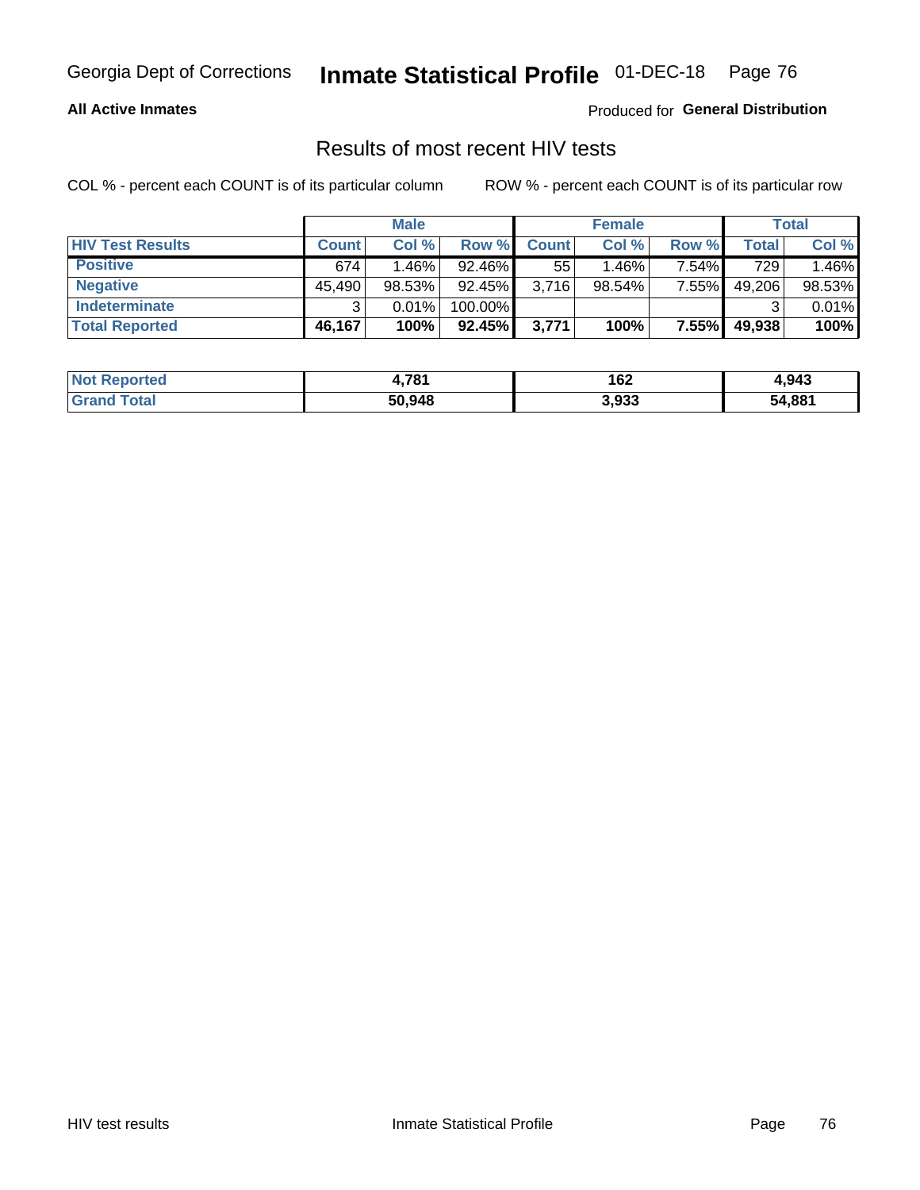Georgia Dept of Corrections **Inmate Statistical Profile** 01-DEC-18

**All Active Inmates**

Produced for **General Distribution**

## Results of most recent HIV tests

COL % - percent each COUNT is of its particular column ROW % - percent each COUNT is of its particular row

| | Male | | | Female | | | Total | |
|---|---|---|---|---|---|---|---|---|
| **HIV Test Results** | **Count** | **Col %** | **Row %** | **Count** | **Col %** | **Row %** | **Total** | **Col %** |
| **Positive** | 674 | 1.46% | 92.46% | 55 | 1.46% | 7.54% | 729 | 1.46% |
| **Negative** | 45,490 | 98.53% | 92.45% | 3,716 | 98.54% | 7.55% | 49,206 | 98.53% |
| **Indeterminate** | 3 | 0.01% | 100.00% | | | | 3 | 0.01% |
| **Total Reported** | **46,167** | **100%** | **92.45%** | **3,771** | **100%** | **7.55%** | **49,938** | **100%** |

| | Male | Female | Total |
|---|---|---|---|
| **Not Reported** | **4,781** | **162** | **4,943** |
| **Grand Total** | **50,948** | **3,933** | **54,881** |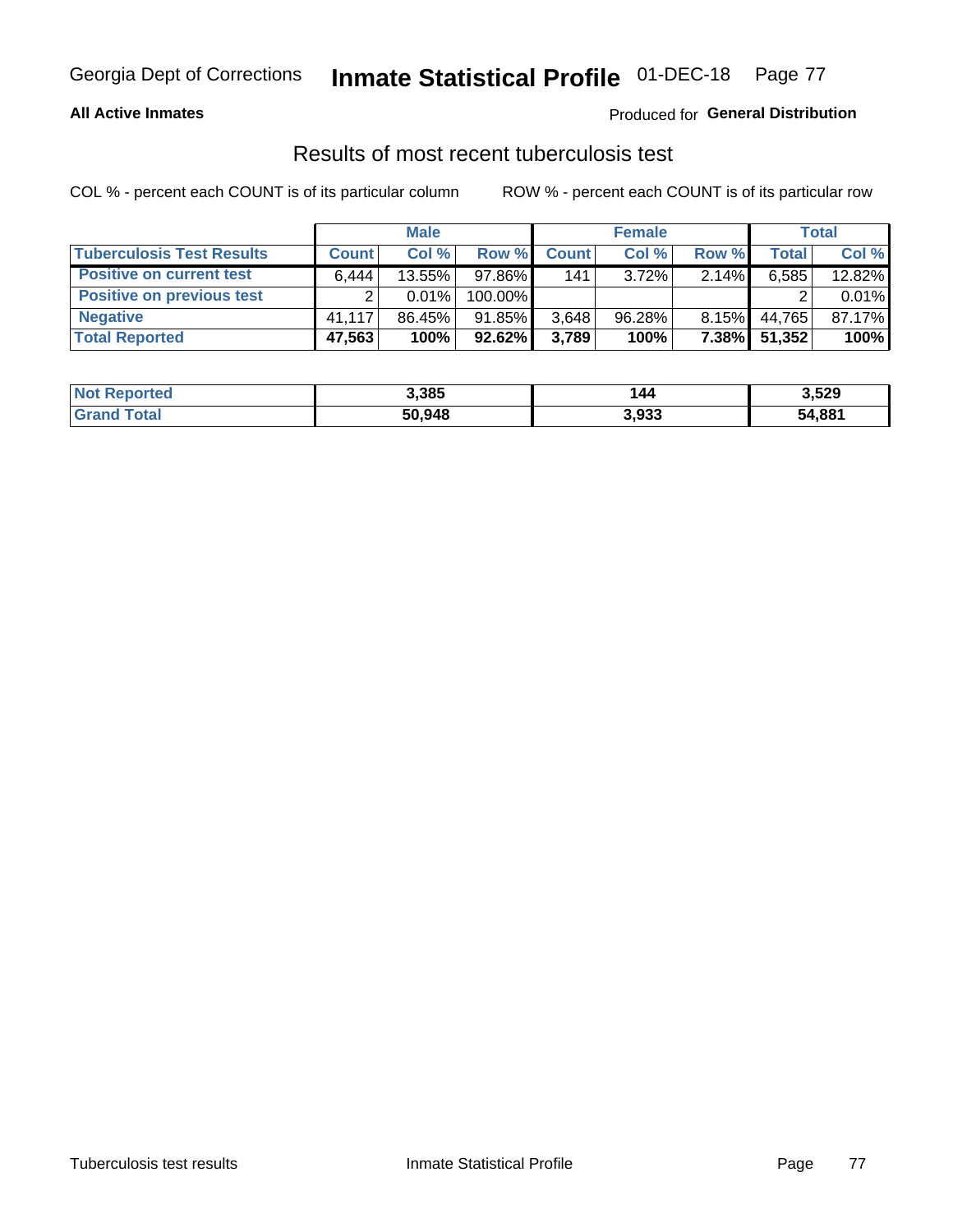Georgia Dept of Corrections **Inmate Statistical Profile** 01-DEC-18

**All Active Inmates**

Produced for **General Distribution**

## Results of most recent tuberculosis test

COL % - percent each COUNT is of its particular column ROW % - percent each COUNT is of its particular row

| | Male | | | Female | | | Total | |
|---|---|---|---|---|---|---|---|---|
| **Tuberculosis Test Results** | **Count** | **Col %** | **Row %** | **Count** | **Col %** | **Row %** | **Total** | **Col %** |
| **Positive on current test** | 6,444 | 13.55% | 97.86% | 141 | 3.72% | 2.14% | 6,585 | 12.82% |
| **Positive on previous test** | 2 | 0.01% | 100.00% | | | | 2 | 0.01% |
| **Negative** | 41,117 | 86.45% | 91.85% | 3,648 | 96.28% | 8.15% | 44,765 | 87.17% |
| **Total Reported** | **47,563** | **100%** | **92.62%** | **3,789** | **100%** | **7.38%** | **51,352** | **100%** |

| | Male | Female | Total |
|---|---|---|---|
| **Not Reported** | **3,385** | **144** | **3,529** |
| **Grand Total** | **50,948** | **3,933** | **54,881** |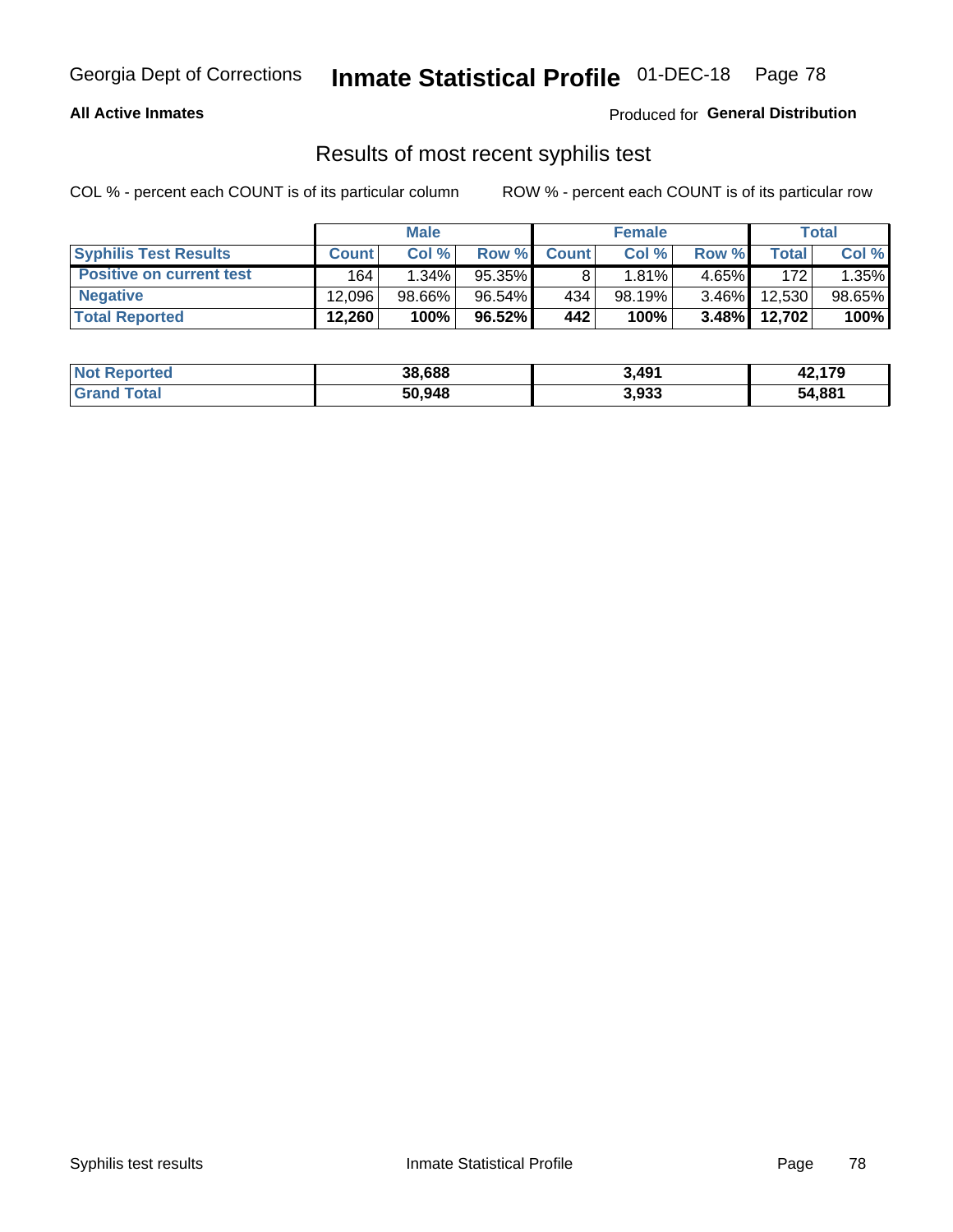Georgia Dept of Corrections **Inmate Statistical Profile** 01-DEC-18

**All Active Inmates**

Produced for **General Distribution**

## Results of most recent syphilis test

COL % - percent each COUNT is of its particular column ROW % - percent each COUNT is of its particular row

| | Male | | | Female | | | Total | |
|---|---|---|---|---|---|---|---|---|
| **Syphilis Test Results** | **Count** | **Col %** | **Row %** | **Count** | **Col %** | **Row %** | **Total** | **Col %** |
| **Positive on current test** | 164 | 1.34% | 95.35% | 8 | 1.81% | 4.65% | 172 | 1.35% |
| **Negative** | 12,096 | 98.66% | 96.54% | 434 | 98.19% | 3.46% | 12,530 | 98.65% |
| **Total Reported** | **12,260** | **100%** | **96.52%** | **442** | **100%** | **3.48%** | **12,702** | **100%** |

| | Male | Female | Total |
|---|---|---|---|
| **Not Reported** | **38,688** | **3,491** | **42,179** |
| **Grand Total** | **50,948** | **3,933** | **54,881** |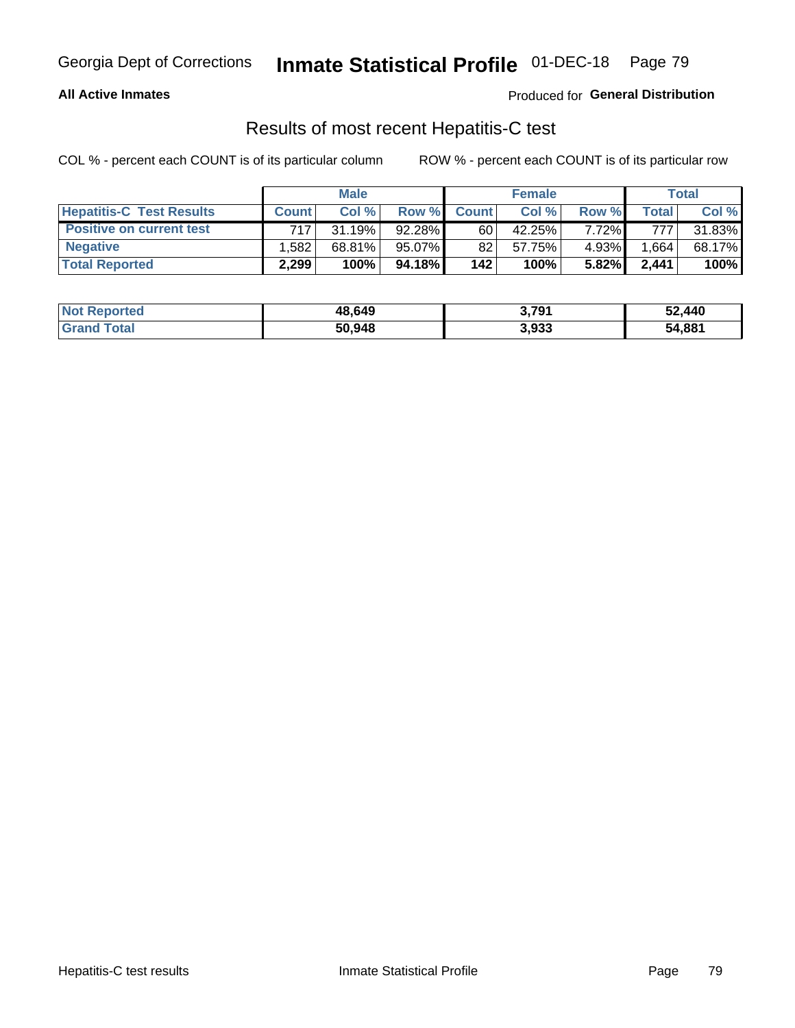**All Active Inmates**

Produced for **General Distribution**

## Results of most recent Hepatitis-C test

COL % - percent each COUNT is of its particular column

ROW % - percent each COUNT is of its particular row

| | Male | | | Female | | | Total | |
|---|---|---|---|---|---|---|---|---|
| **Hepatitis-C Test Results** | **Count** | **Col %** | **Row %** | **Count** | **Col %** | **Row %** | **Total** | **Col %** |
| **Positive on current test** | 717 | 31.19% | 92.28% | 60 | 42.25% | 7.72% | 777 | 31.83% |
| **Negative** | 1,582 | 68.81% | 95.07% | 82 | 57.75% | 4.93% | 1,664 | 68.17% |
| **Total Reported** | **2,299** | **100%** | **94.18%** | **142** | **100%** | **5.82%** | **2,441** | **100%** |

| | Male | Female | Total |
|---|---|---|---|
| **Not Reported** | **48,649** | **3,791** | **52,440** |
| **Grand Total** | **50,948** | **3,933** | **54,881** |